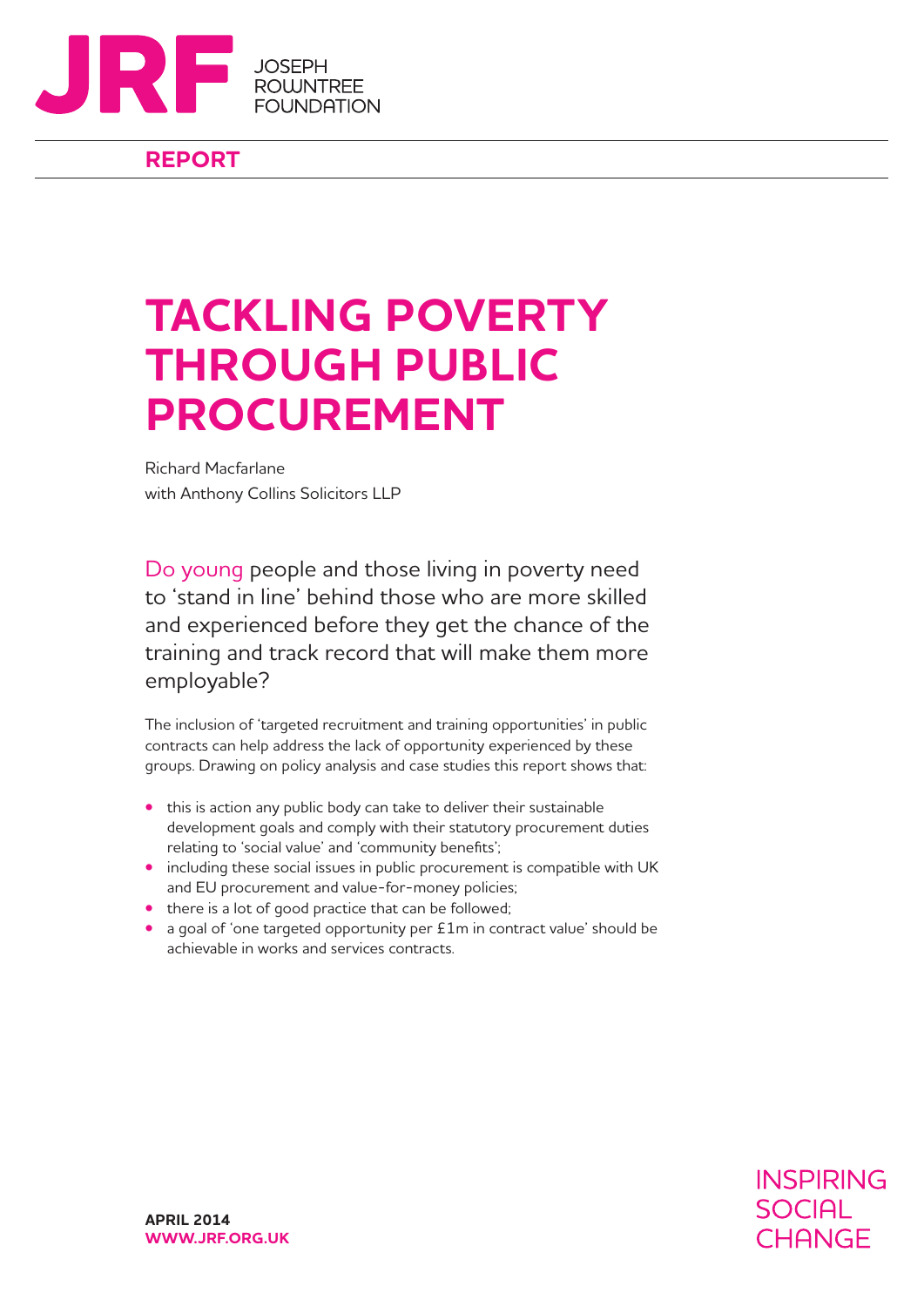JRF JOSEPH ROWNTREE FOUNDATION

**REPORT**

# TACKLING POVERTY THROUGH PUBLIC PROCUREMENT

Richard Macfarlane
with Anthony Collins Solicitors LLP

Do young people and those living in poverty need to 'stand in line' behind those who are more skilled and experienced before they get the chance of the training and track record that will make them more employable?

The inclusion of 'targeted recruitment and training opportunities' in public contracts can help address the lack of opportunity experienced by these groups. Drawing on policy analysis and case studies this report shows that:

- this is action any public body can take to deliver their sustainable development goals and comply with their statutory procurement duties relating to 'social value' and 'community benefits';
- including these social issues in public procurement is compatible with UK and EU procurement and value-for-money policies;
- there is a lot of good practice that can be followed;
- a goal of 'one targeted opportunity per £1m in contract value' should be achievable in works and services contracts.

**APRIL 2014**
**WWW.JRF.ORG.UK**

INSPIRING SOCIAL CHANGE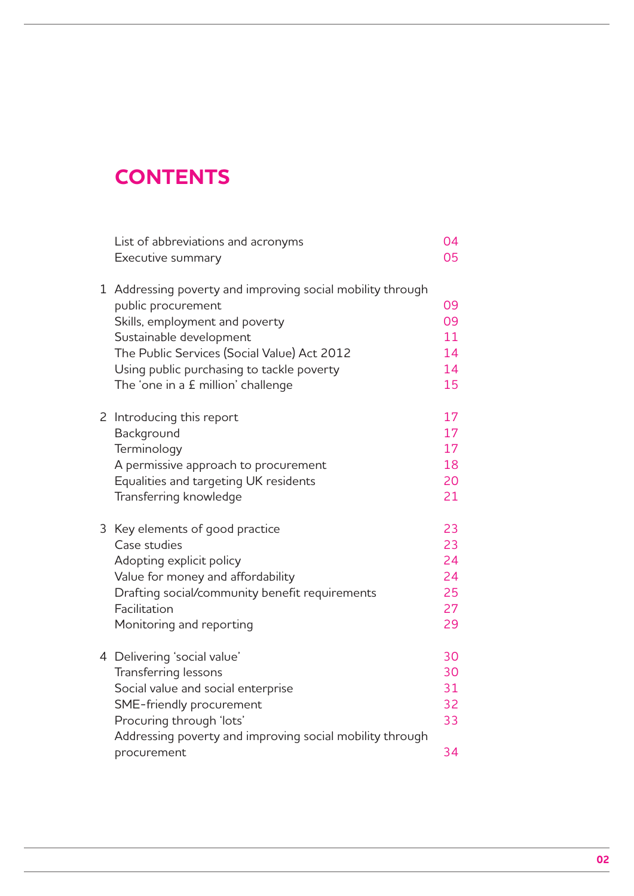# CONTENTS

| | | |
|---|---|---|
| | List of abbreviations and acronyms | 04 |
| | Executive summary | 05 |
| 1 | Addressing poverty and improving social mobility through public procurement | 09 |
| | Skills, employment and poverty | 09 |
| | Sustainable development | 11 |
| | The Public Services (Social Value) Act 2012 | 14 |
| | Using public purchasing to tackle poverty | 14 |
| | The 'one in a £ million' challenge | 15 |
| 2 | Introducing this report | 17 |
| | Background | 17 |
| | Terminology | 17 |
| | A permissive approach to procurement | 18 |
| | Equalities and targeting UK residents | 20 |
| | Transferring knowledge | 21 |
| 3 | Key elements of good practice | 23 |
| | Case studies | 23 |
| | Adopting explicit policy | 24 |
| | Value for money and affordability | 24 |
| | Drafting social/community benefit requirements | 25 |
| | Facilitation | 27 |
| | Monitoring and reporting | 29 |
| 4 | Delivering 'social value' | 30 |
| | Transferring lessons | 30 |
| | Social value and social enterprise | 31 |
| | SME-friendly procurement | 32 |
| | Procuring through 'lots' | 33 |
| | Addressing poverty and improving social mobility through procurement | 34 |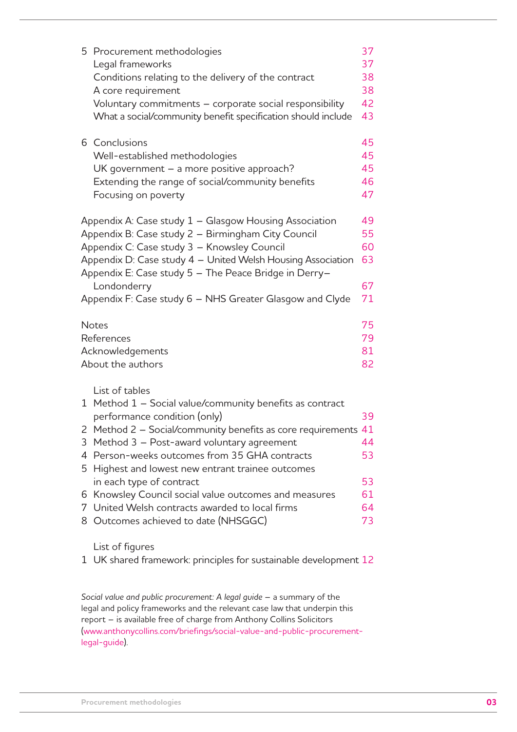5 Procurement methodologies 37
- Legal frameworks 37
- Conditions relating to the delivery of the contract 38
- A core requirement 38
- Voluntary commitments – corporate social responsibility 42
- What a social/community benefit specification should include 43

6 Conclusions 45
- Well-established methodologies 45
- UK government – a more positive approach? 45
- Extending the range of social/community benefits 46
- Focusing on poverty 47

Appendix A: Case study 1 – Glasgow Housing Association 49
Appendix B: Case study 2 – Birmingham City Council 55
Appendix C: Case study 3 – Knowsley Council 60
Appendix D: Case study 4 – United Welsh Housing Association 63
Appendix E: Case study 5 – The Peace Bridge in Derry–Londonderry 67
Appendix F: Case study 6 – NHS Greater Glasgow and Clyde 71

Notes 75
References 79
Acknowledgements 81
About the authors 82

List of tables

1 Method 1 – Social value/community benefits as contract performance condition (only) 39
2 Method 2 – Social/community benefits as core requirements 41
3 Method 3 – Post-award voluntary agreement 44
4 Person-weeks outcomes from 35 GHA contracts 53
5 Highest and lowest new entrant trainee outcomes in each type of contract 53
6 Knowsley Council social value outcomes and measures 61
7 United Welsh contracts awarded to local firms 64
8 Outcomes achieved to date (NHSGGC) 73

List of figures

1 UK shared framework: principles for sustainable development 12

*Social value and public procurement: A legal guide* – a summary of the legal and policy frameworks and the relevant case law that underpin this report – is available free of charge from Anthony Collins Solicitors (www.anthonycollins.com/briefings/social-value-and-public-procurement-legal-guide).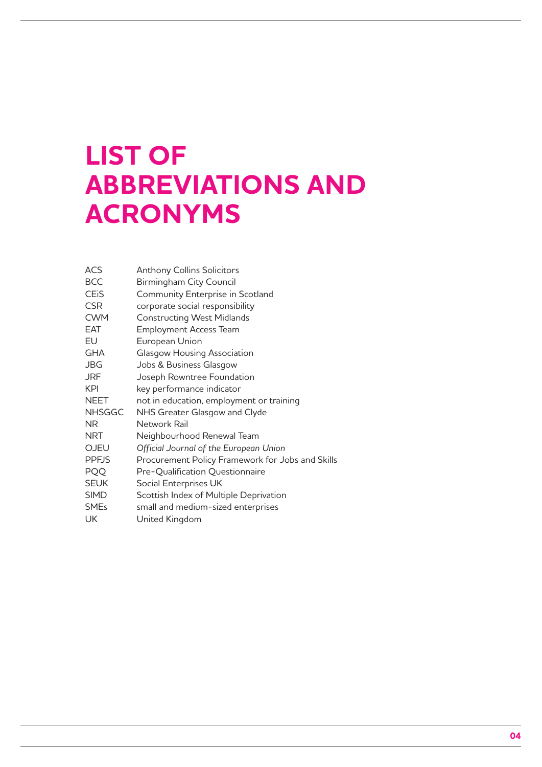# LIST OF ABBREVIATIONS AND ACRONYMS

| | |
|---|---|
| ACS | Anthony Collins Solicitors |
| BCC | Birmingham City Council |
| CEiS | Community Enterprise in Scotland |
| CSR | corporate social responsibility |
| CWM | Constructing West Midlands |
| EAT | Employment Access Team |
| EU | European Union |
| GHA | Glasgow Housing Association |
| JBG | Jobs & Business Glasgow |
| JRF | Joseph Rowntree Foundation |
| KPI | key performance indicator |
| NEET | not in education, employment or training |
| NHSGGC | NHS Greater Glasgow and Clyde |
| NR | Network Rail |
| NRT | Neighbourhood Renewal Team |
| OJEU | *Official Journal of the European Union* |
| PPFJS | Procurement Policy Framework for Jobs and Skills |
| PQQ | Pre-Qualification Questionnaire |
| SEUK | Social Enterprises UK |
| SIMD | Scottish Index of Multiple Deprivation |
| SMEs | small and medium-sized enterprises |
| UK | United Kingdom |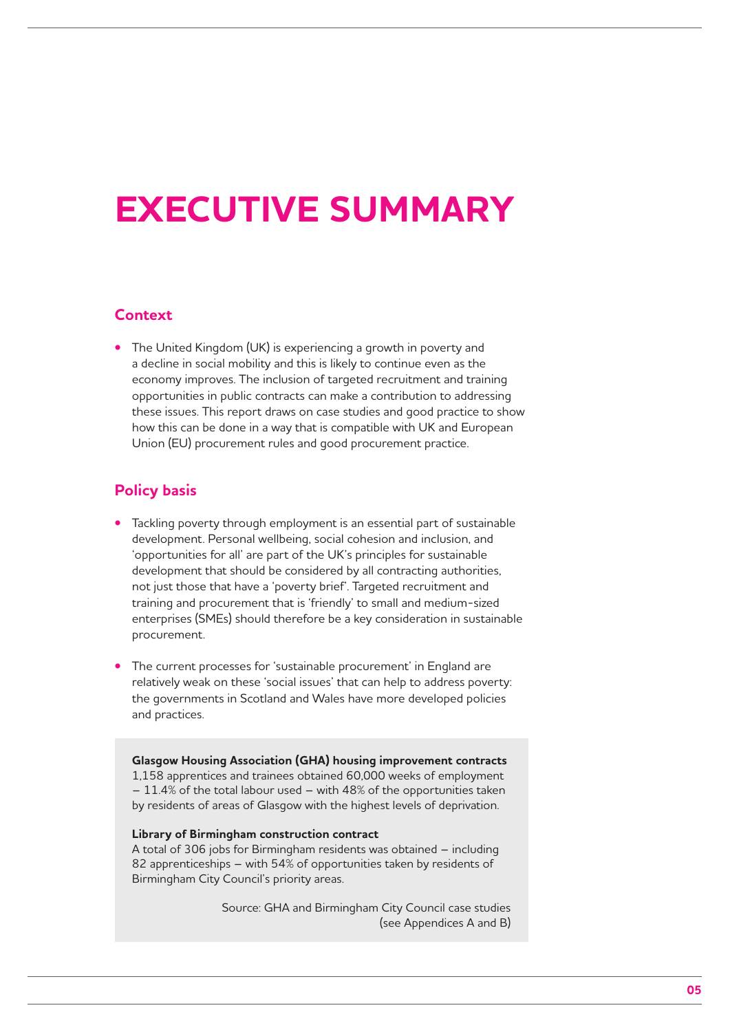# EXECUTIVE SUMMARY

## Context

- The United Kingdom (UK) is experiencing a growth in poverty and a decline in social mobility and this is likely to continue even as the economy improves. The inclusion of targeted recruitment and training opportunities in public contracts can make a contribution to addressing these issues. This report draws on case studies and good practice to show how this can be done in a way that is compatible with UK and European Union (EU) procurement rules and good procurement practice.

## Policy basis

- Tackling poverty through employment is an essential part of sustainable development. Personal wellbeing, social cohesion and inclusion, and 'opportunities for all' are part of the UK's principles for sustainable development that should be considered by all contracting authorities, not just those that have a 'poverty brief'. Targeted recruitment and training and procurement that is 'friendly' to small and medium-sized enterprises (SMEs) should therefore be a key consideration in sustainable procurement.

- The current processes for 'sustainable procurement' in England are relatively weak on these 'social issues' that can help to address poverty: the governments in Scotland and Wales have more developed policies and practices.

**Glasgow Housing Association (GHA) housing improvement contracts**
1,158 apprentices and trainees obtained 60,000 weeks of employment – 11.4% of the total labour used – with 48% of the opportunities taken by residents of areas of Glasgow with the highest levels of deprivation.

**Library of Birmingham construction contract**
A total of 306 jobs for Birmingham residents was obtained – including 82 apprenticeships – with 54% of opportunities taken by residents of Birmingham City Council's priority areas.

Source: GHA and Birmingham City Council case studies (see Appendices A and B)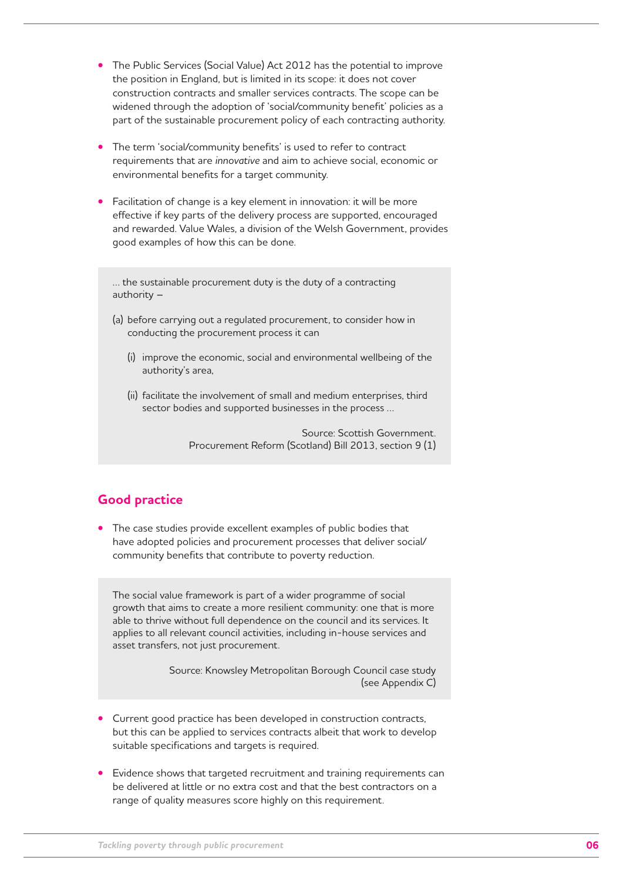- The Public Services (Social Value) Act 2012 has the potential to improve the position in England, but is limited in its scope: it does not cover construction contracts and smaller services contracts. The scope can be widened through the adoption of 'social/community benefit' policies as a part of the sustainable procurement policy of each contracting authority.

- The term 'social/community benefits' is used to refer to contract requirements that are *innovative* and aim to achieve social, economic or environmental benefits for a target community.

- Facilitation of change is a key element in innovation: it will be more effective if key parts of the delivery process are supported, encouraged and rewarded. Value Wales, a division of the Welsh Government, provides good examples of how this can be done.

> … the sustainable procurement duty is the duty of a contracting authority –
>
> (a) before carrying out a regulated procurement, to consider how in conducting the procurement process it can
>
> (i) improve the economic, social and environmental wellbeing of the authority's area,
>
> (ii) facilitate the involvement of small and medium enterprises, third sector bodies and supported businesses in the process …
>
> Source: Scottish Government. Procurement Reform (Scotland) Bill 2013, section 9 (1)

## Good practice

- The case studies provide excellent examples of public bodies that have adopted policies and procurement processes that deliver social/community benefits that contribute to poverty reduction.

> The social value framework is part of a wider programme of social growth that aims to create a more resilient community: one that is more able to thrive without full dependence on the council and its services. It applies to all relevant council activities, including in-house services and asset transfers, not just procurement.
>
> Source: Knowsley Metropolitan Borough Council case study (see Appendix C)

- Current good practice has been developed in construction contracts, but this can be applied to services contracts albeit that work to develop suitable specifications and targets is required.

- Evidence shows that targeted recruitment and training requirements can be delivered at little or no extra cost and that the best contractors on a range of quality measures score highly on this requirement.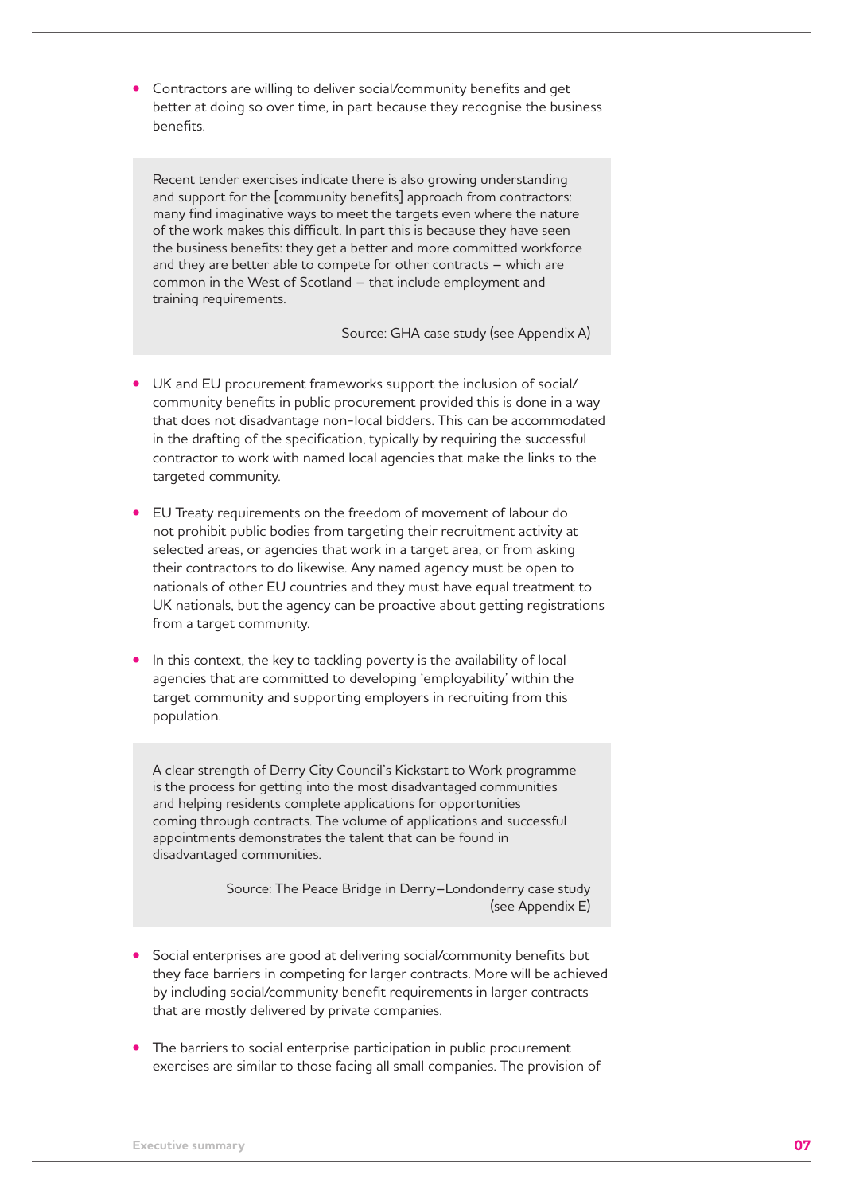- Contractors are willing to deliver social/community benefits and get better at doing so over time, in part because they recognise the business benefits.

> Recent tender exercises indicate there is also growing understanding and support for the [community benefits] approach from contractors: many find imaginative ways to meet the targets even where the nature of the work makes this difficult. In part this is because they have seen the business benefits: they get a better and more committed workforce and they are better able to compete for other contracts – which are common in the West of Scotland – that include employment and training requirements.
>
> Source: GHA case study (see Appendix A)

- UK and EU procurement frameworks support the inclusion of social/ community benefits in public procurement provided this is done in a way that does not disadvantage non-local bidders. This can be accommodated in the drafting of the specification, typically by requiring the successful contractor to work with named local agencies that make the links to the targeted community.

- EU Treaty requirements on the freedom of movement of labour do not prohibit public bodies from targeting their recruitment activity at selected areas, or agencies that work in a target area, or from asking their contractors to do likewise. Any named agency must be open to nationals of other EU countries and they must have equal treatment to UK nationals, but the agency can be proactive about getting registrations from a target community.

- In this context, the key to tackling poverty is the availability of local agencies that are committed to developing 'employability' within the target community and supporting employers in recruiting from this population.

> A clear strength of Derry City Council's Kickstart to Work programme is the process for getting into the most disadvantaged communities and helping residents complete applications for opportunities coming through contracts. The volume of applications and successful appointments demonstrates the talent that can be found in disadvantaged communities.
>
> Source: The Peace Bridge in Derry–Londonderry case study (see Appendix E)

- Social enterprises are good at delivering social/community benefits but they face barriers in competing for larger contracts. More will be achieved by including social/community benefit requirements in larger contracts that are mostly delivered by private companies.

- The barriers to social enterprise participation in public procurement exercises are similar to those facing all small companies. The provision of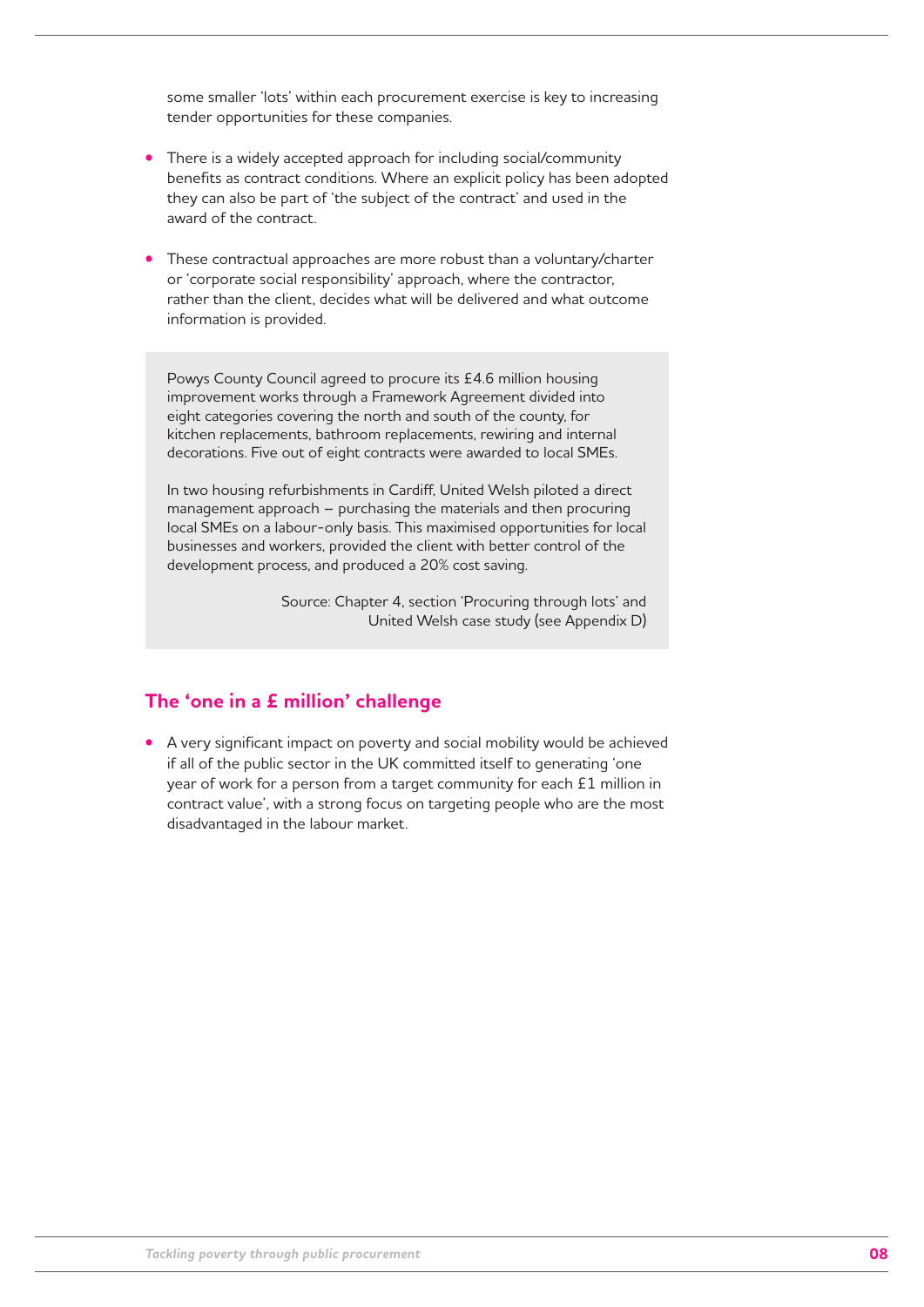some smaller 'lots' within each procurement exercise is key to increasing tender opportunities for these companies.

- There is a widely accepted approach for including social/community benefits as contract conditions. Where an explicit policy has been adopted they can also be part of 'the subject of the contract' and used in the award of the contract.

- These contractual approaches are more robust than a voluntary/charter or 'corporate social responsibility' approach, where the contractor, rather than the client, decides what will be delivered and what outcome information is provided.

> Powys County Council agreed to procure its £4.6 million housing improvement works through a Framework Agreement divided into eight categories covering the north and south of the county, for kitchen replacements, bathroom replacements, rewiring and internal decorations. Five out of eight contracts were awarded to local SMEs.
>
> In two housing refurbishments in Cardiff, United Welsh piloted a direct management approach – purchasing the materials and then procuring local SMEs on a labour-only basis. This maximised opportunities for local businesses and workers, provided the client with better control of the development process, and produced a 20% cost saving.
>
> Source: Chapter 4, section 'Procuring through lots' and United Welsh case study (see Appendix D)

## The 'one in a £ million' challenge

- A very significant impact on poverty and social mobility would be achieved if all of the public sector in the UK committed itself to generating 'one year of work for a person from a target community for each £1 million in contract value', with a strong focus on targeting people who are the most disadvantaged in the labour market.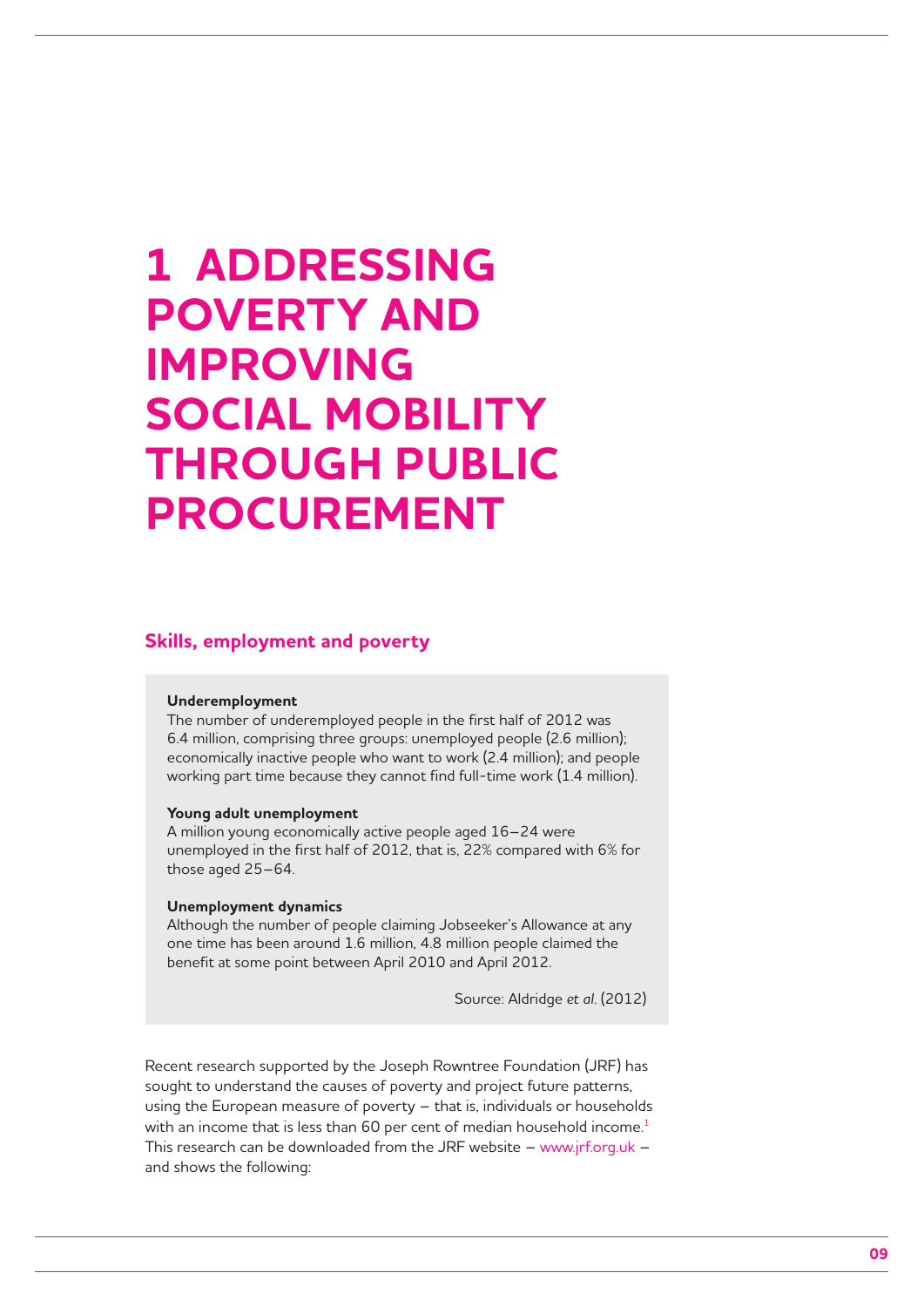# 1 ADDRESSING POVERTY AND IMPROVING SOCIAL MOBILITY THROUGH PUBLIC PROCUREMENT

## Skills, employment and poverty

**Underemployment**
The number of underemployed people in the first half of 2012 was 6.4 million, comprising three groups: unemployed people (2.6 million); economically inactive people who want to work (2.4 million); and people working part time because they cannot find full-time work (1.4 million).

**Young adult unemployment**
A million young economically active people aged 16–24 were unemployed in the first half of 2012, that is, 22% compared with 6% for those aged 25–64.

**Unemployment dynamics**
Although the number of people claiming Jobseeker's Allowance at any one time has been around 1.6 million, 4.8 million people claimed the benefit at some point between April 2010 and April 2012.

Source: Aldridge *et al.* (2012)

Recent research supported by the Joseph Rowntree Foundation (JRF) has sought to understand the causes of poverty and project future patterns, using the European measure of poverty – that is, individuals or households with an income that is less than 60 per cent of median household income.[1] This research can be downloaded from the JRF website – www.jrf.org.uk – and shows the following: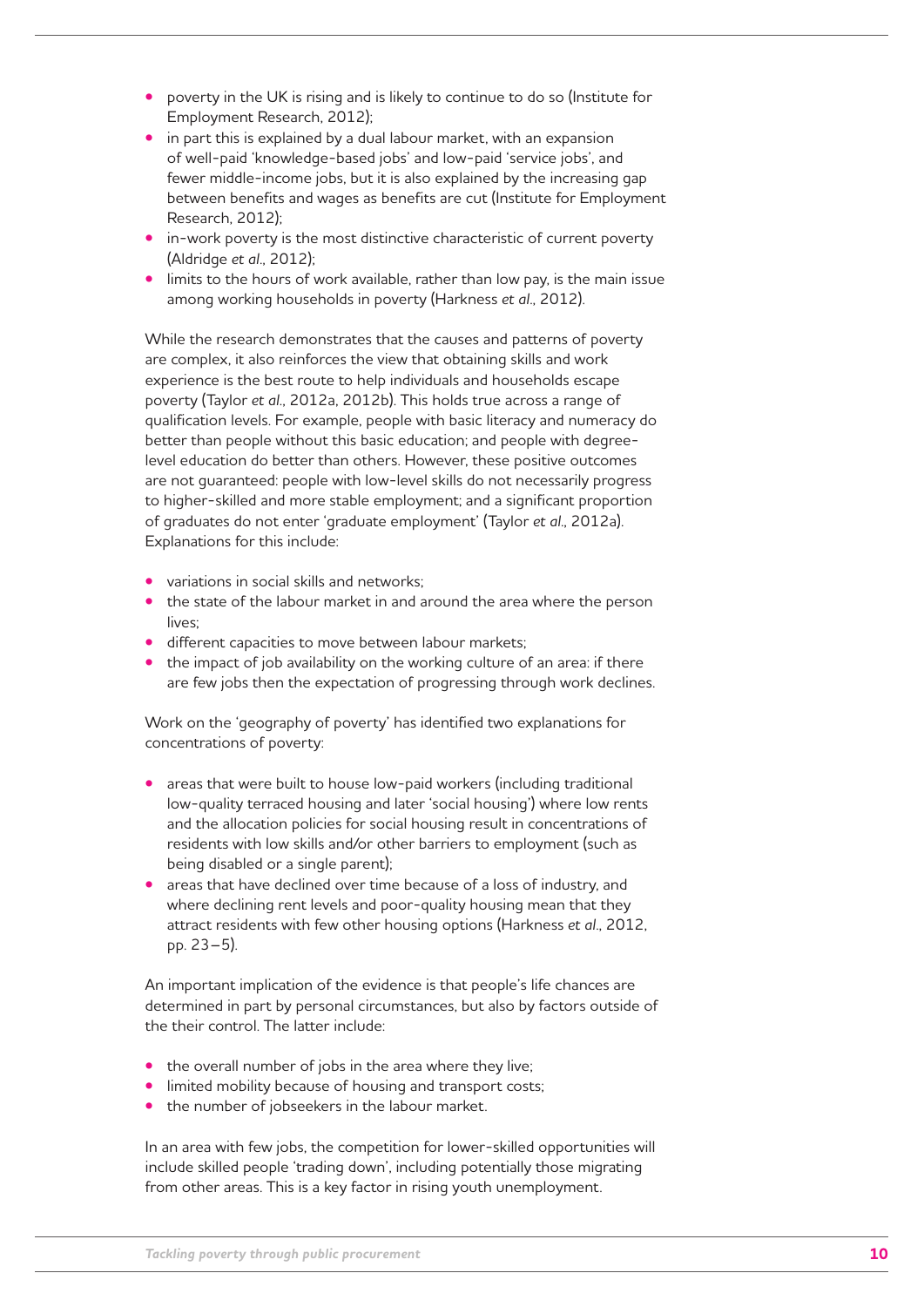- poverty in the UK is rising and is likely to continue to do so (Institute for Employment Research, 2012);
- in part this is explained by a dual labour market, with an expansion of well-paid 'knowledge-based jobs' and low-paid 'service jobs', and fewer middle-income jobs, but it is also explained by the increasing gap between benefits and wages as benefits are cut (Institute for Employment Research, 2012);
- in-work poverty is the most distinctive characteristic of current poverty (Aldridge *et al*., 2012);
- limits to the hours of work available, rather than low pay, is the main issue among working households in poverty (Harkness *et al*., 2012).

While the research demonstrates that the causes and patterns of poverty are complex, it also reinforces the view that obtaining skills and work experience is the best route to help individuals and households escape poverty (Taylor *et al*., 2012a, 2012b). This holds true across a range of qualification levels. For example, people with basic literacy and numeracy do better than people without this basic education; and people with degree-level education do better than others. However, these positive outcomes are not guaranteed: people with low-level skills do not necessarily progress to higher-skilled and more stable employment; and a significant proportion of graduates do not enter 'graduate employment' (Taylor *et al*., 2012a). Explanations for this include:

- variations in social skills and networks;
- the state of the labour market in and around the area where the person lives;
- different capacities to move between labour markets;
- the impact of job availability on the working culture of an area: if there are few jobs then the expectation of progressing through work declines.

Work on the 'geography of poverty' has identified two explanations for concentrations of poverty:

- areas that were built to house low-paid workers (including traditional low-quality terraced housing and later 'social housing') where low rents and the allocation policies for social housing result in concentrations of residents with low skills and/or other barriers to employment (such as being disabled or a single parent);
- areas that have declined over time because of a loss of industry, and where declining rent levels and poor-quality housing mean that they attract residents with few other housing options (Harkness *et al*., 2012, pp. 23–5).

An important implication of the evidence is that people's life chances are determined in part by personal circumstances, but also by factors outside of the their control. The latter include:

- the overall number of jobs in the area where they live;
- limited mobility because of housing and transport costs;
- the number of jobseekers in the labour market.

In an area with few jobs, the competition for lower-skilled opportunities will include skilled people 'trading down', including potentially those migrating from other areas. This is a key factor in rising youth unemployment.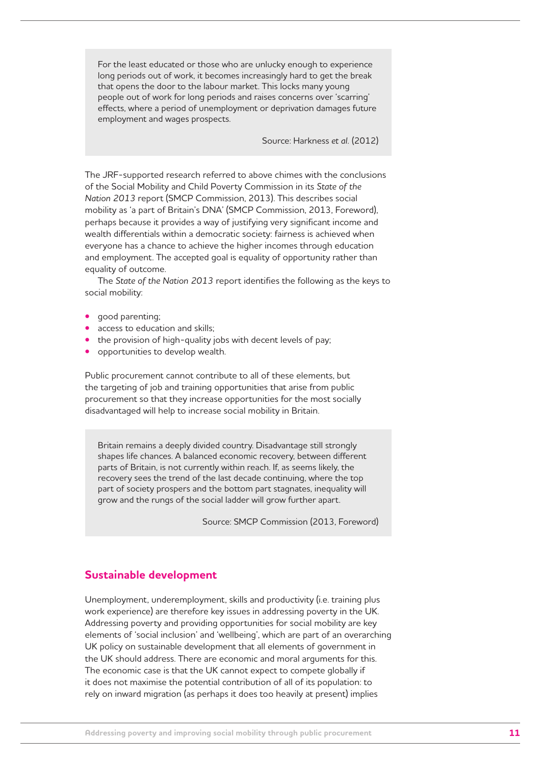> For the least educated or those who are unlucky enough to experience long periods out of work, it becomes increasingly hard to get the break that opens the door to the labour market. This locks many young people out of work for long periods and raises concerns over 'scarring' effects, where a period of unemployment or deprivation damages future employment and wages prospects.
>
> Source: Harkness *et al.* (2012)

The JRF-supported research referred to above chimes with the conclusions of the Social Mobility and Child Poverty Commission in its *State of the Nation 2013* report (SMCP Commission, 2013). This describes social mobility as 'a part of Britain's DNA' (SMCP Commission, 2013, Foreword), perhaps because it provides a way of justifying very significant income and wealth differentials within a democratic society: fairness is achieved when everyone has a chance to achieve the higher incomes through education and employment. The accepted goal is equality of opportunity rather than equality of outcome.

The *State of the Nation 2013* report identifies the following as the keys to social mobility:

- good parenting;
- access to education and skills;
- the provision of high-quality jobs with decent levels of pay;
- opportunities to develop wealth.

Public procurement cannot contribute to all of these elements, but the targeting of job and training opportunities that arise from public procurement so that they increase opportunities for the most socially disadvantaged will help to increase social mobility in Britain.

> Britain remains a deeply divided country. Disadvantage still strongly shapes life chances. A balanced economic recovery, between different parts of Britain, is not currently within reach. If, as seems likely, the recovery sees the trend of the last decade continuing, where the top part of society prospers and the bottom part stagnates, inequality will grow and the rungs of the social ladder will grow further apart.
>
> Source: SMCP Commission (2013, Foreword)

## Sustainable development

Unemployment, underemployment, skills and productivity (i.e. training plus work experience) are therefore key issues in addressing poverty in the UK. Addressing poverty and providing opportunities for social mobility are key elements of 'social inclusion' and 'wellbeing', which are part of an overarching UK policy on sustainable development that all elements of government in the UK should address. There are economic and moral arguments for this. The economic case is that the UK cannot expect to compete globally if it does not maximise the potential contribution of all of its population: to rely on inward migration (as perhaps it does too heavily at present) implies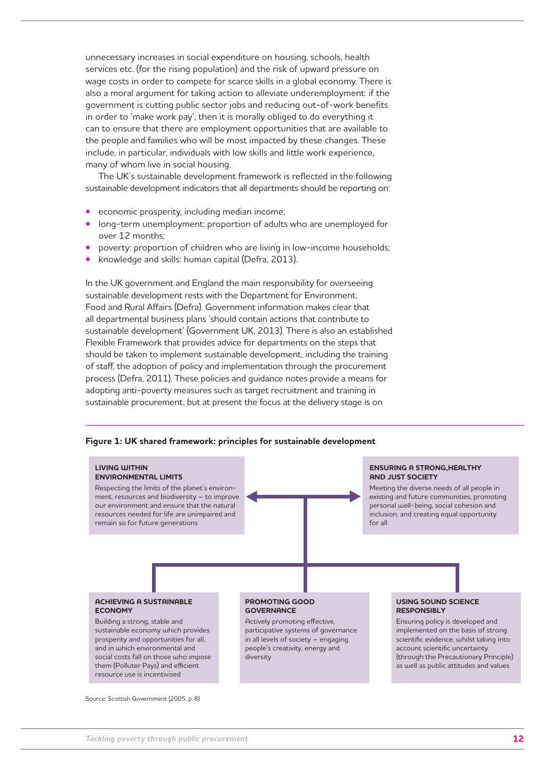unnecessary increases in social expenditure on housing, schools, health services etc. (for the rising population) and the risk of upward pressure on wage costs in order to compete for scarce skills in a global economy. There is also a moral argument for taking action to alleviate underemployment: if the government is cutting public sector jobs and reducing out-of-work benefits in order to 'make work pay', then it is morally obliged to do everything it can to ensure that there are employment opportunities that are available to the people and families who will be most impacted by these changes. These include, in particular, individuals with low skills and little work experience, many of whom live in social housing.

The UK's sustainable development framework is reflected in the following sustainable development indicators that all departments should be reporting on:

- economic prosperity, including median income;
- long-term unemployment: proportion of adults who are unemployed for over 12 months;
- poverty: proportion of children who are living in low-income households;
- knowledge and skills: human capital (Defra, 2013).

In the UK government and England the main responsibility for overseeing sustainable development rests with the Department for Environment, Food and Rural Affairs (Defra). Government information makes clear that all departmental business plans 'should contain actions that contribute to sustainable development' (Government UK, 2013). There is also an established Flexible Framework that provides advice for departments on the steps that should be taken to implement sustainable development, including the training of staff, the adoption of policy and implementation through the procurement process (Defra, 2011). These policies and guidance notes provide a means for adopting anti-poverty measures such as target recruitment and training in sustainable procurement, but at present the focus at the delivery stage is on

**Figure 1: UK shared framework: principles for sustainable development**

**LIVING WITHIN ENVIRONMENTAL LIMITS**
Respecting the limits of the planet's environment, resources and biodiversity – to improve our environment and ensure that the natural resources needed for life are unimpaired and remain so for future generations

**ENSURING A STRONG,HEALTHY AND JUST SOCIETY**
Meeting the diverse needs of all people in existing and future communities, promoting personal well-being, social cohesion and inclusion, and creating equal opportunity for all

**ACHIEVING A SUSTAINABLE ECONOMY**
Building a strong, stable and sustainable economy which provides prosperity and opportunities for all, and in which environmental and social costs fall on those who impose them (Polluter Pays) and efficient resource use is incentivised

**PROMOTING GOOD GOVERNANCE**
Actively promoting effective, participative systems of governance in all levels of society – engaging people's creativity, energy and diversity

**USING SOUND SCIENCE RESPONSIBLY**
Ensuring policy is developed and implemented on the basis of strong scientific evidence, whilst taking into account scientific uncertainty (through the Precautionary Principle) as well as public attitudes and values

Source: Scottish Government (2005, p. 8)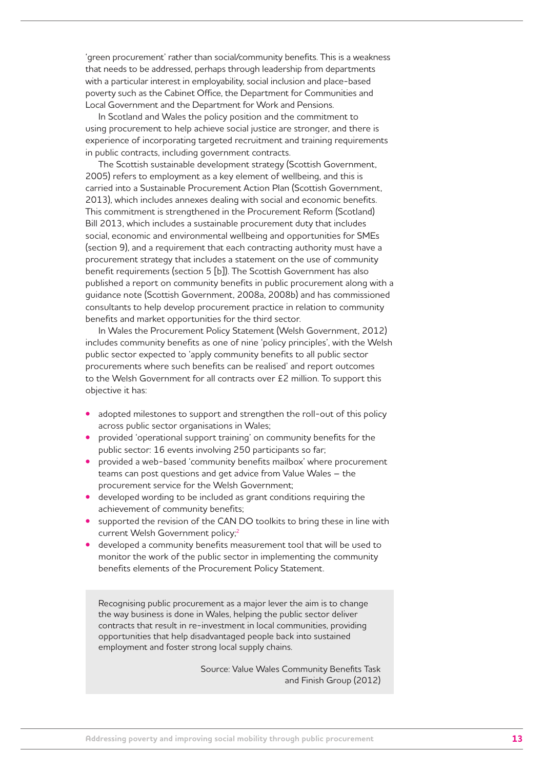'green procurement' rather than social/community benefits. This is a weakness that needs to be addressed, perhaps through leadership from departments with a particular interest in employability, social inclusion and place-based poverty such as the Cabinet Office, the Department for Communities and Local Government and the Department for Work and Pensions.

In Scotland and Wales the policy position and the commitment to using procurement to help achieve social justice are stronger, and there is experience of incorporating targeted recruitment and training requirements in public contracts, including government contracts.

The Scottish sustainable development strategy (Scottish Government, 2005) refers to employment as a key element of wellbeing, and this is carried into a Sustainable Procurement Action Plan (Scottish Government, 2013), which includes annexes dealing with social and economic benefits. This commitment is strengthened in the Procurement Reform (Scotland) Bill 2013, which includes a sustainable procurement duty that includes social, economic and environmental wellbeing and opportunities for SMEs (section 9), and a requirement that each contracting authority must have a procurement strategy that includes a statement on the use of community benefit requirements (section 5 [b]). The Scottish Government has also published a report on community benefits in public procurement along with a guidance note (Scottish Government, 2008a, 2008b) and has commissioned consultants to help develop procurement practice in relation to community benefits and market opportunities for the third sector.

In Wales the Procurement Policy Statement (Welsh Government, 2012) includes community benefits as one of nine 'policy principles', with the Welsh public sector expected to 'apply community benefits to all public sector procurements where such benefits can be realised' and report outcomes to the Welsh Government for all contracts over £2 million. To support this objective it has:

- adopted milestones to support and strengthen the roll-out of this policy across public sector organisations in Wales;
- provided 'operational support training' on community benefits for the public sector: 16 events involving 250 participants so far;
- provided a web-based 'community benefits mailbox' where procurement teams can post questions and get advice from Value Wales – the procurement service for the Welsh Government;
- developed wording to be included as grant conditions requiring the achievement of community benefits;
- supported the revision of the CAN DO toolkits to bring these in line with current Welsh Government policy;[2]
- developed a community benefits measurement tool that will be used to monitor the work of the public sector in implementing the community benefits elements of the Procurement Policy Statement.

> Recognising public procurement as a major lever the aim is to change the way business is done in Wales, helping the public sector deliver contracts that result in re-investment in local communities, providing opportunities that help disadvantaged people back into sustained employment and foster strong local supply chains.
>
> Source: Value Wales Community Benefits Task and Finish Group (2012)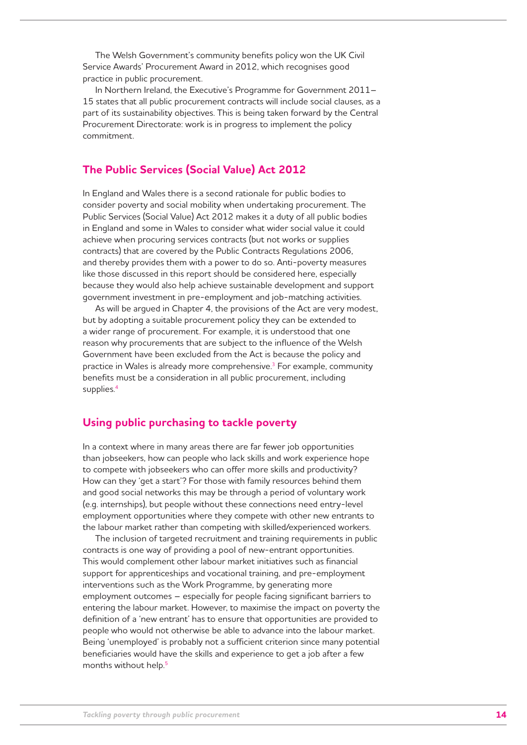The Welsh Government's community benefits policy won the UK Civil Service Awards' Procurement Award in 2012, which recognises good practice in public procurement.

In Northern Ireland, the Executive's Programme for Government 2011–15 states that all public procurement contracts will include social clauses, as a part of its sustainability objectives. This is being taken forward by the Central Procurement Directorate: work is in progress to implement the policy commitment.

## The Public Services (Social Value) Act 2012

In England and Wales there is a second rationale for public bodies to consider poverty and social mobility when undertaking procurement. The Public Services (Social Value) Act 2012 makes it a duty of all public bodies in England and some in Wales to consider what wider social value it could achieve when procuring services contracts (but not works or supplies contracts) that are covered by the Public Contracts Regulations 2006, and thereby provides them with a power to do so. Anti-poverty measures like those discussed in this report should be considered here, especially because they would also help achieve sustainable development and support government investment in pre-employment and job-matching activities.

As will be argued in Chapter 4, the provisions of the Act are very modest, but by adopting a suitable procurement policy they can be extended to a wider range of procurement. For example, it is understood that one reason why procurements that are subject to the influence of the Welsh Government have been excluded from the Act is because the policy and practice in Wales is already more comprehensive.[3] For example, community benefits must be a consideration in all public procurement, including supplies.[4]

## Using public purchasing to tackle poverty

In a context where in many areas there are far fewer job opportunities than jobseekers, how can people who lack skills and work experience hope to compete with jobseekers who can offer more skills and productivity? How can they 'get a start'? For those with family resources behind them and good social networks this may be through a period of voluntary work (e.g. internships), but people without these connections need entry-level employment opportunities where they compete with other new entrants to the labour market rather than competing with skilled/experienced workers.

The inclusion of targeted recruitment and training requirements in public contracts is one way of providing a pool of new-entrant opportunities. This would complement other labour market initiatives such as financial support for apprenticeships and vocational training, and pre-employment interventions such as the Work Programme, by generating more employment outcomes – especially for people facing significant barriers to entering the labour market. However, to maximise the impact on poverty the definition of a 'new entrant' has to ensure that opportunities are provided to people who would not otherwise be able to advance into the labour market. Being 'unemployed' is probably not a sufficient criterion since many potential beneficiaries would have the skills and experience to get a job after a few months without help.[5]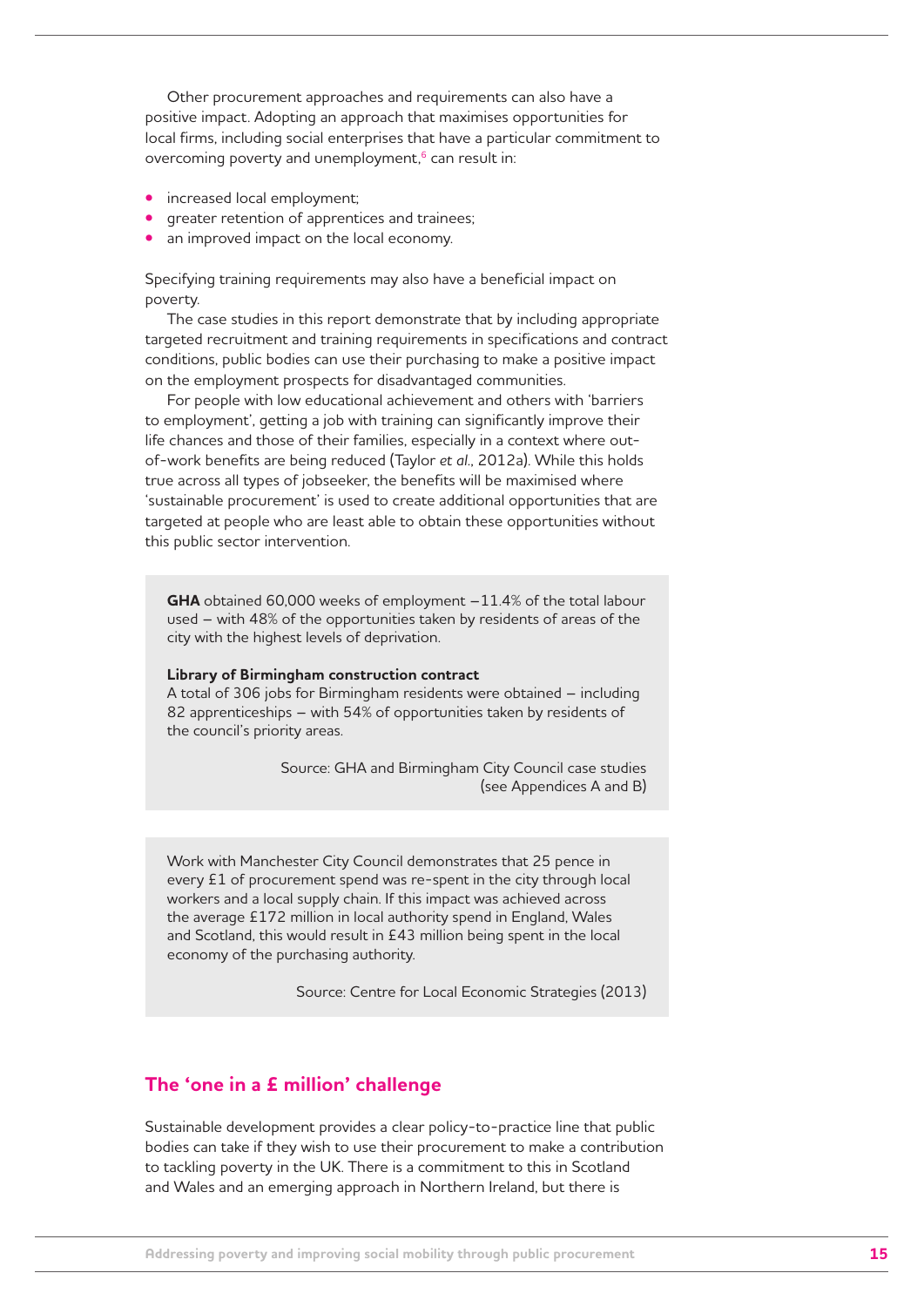Other procurement approaches and requirements can also have a positive impact. Adopting an approach that maximises opportunities for local firms, including social enterprises that have a particular commitment to overcoming poverty and unemployment,[6] can result in:

- increased local employment;
- greater retention of apprentices and trainees;
- an improved impact on the local economy.

Specifying training requirements may also have a beneficial impact on poverty.

The case studies in this report demonstrate that by including appropriate targeted recruitment and training requirements in specifications and contract conditions, public bodies can use their purchasing to make a positive impact on the employment prospects for disadvantaged communities.

For people with low educational achievement and others with 'barriers to employment', getting a job with training can significantly improve their life chances and those of their families, especially in a context where out-of-work benefits are being reduced (Taylor *et al.*, 2012a). While this holds true across all types of jobseeker, the benefits will be maximised where 'sustainable procurement' is used to create additional opportunities that are targeted at people who are least able to obtain these opportunities without this public sector intervention.

> **GHA** obtained 60,000 weeks of employment – 11.4% of the total labour used – with 48% of the opportunities taken by residents of areas of the city with the highest levels of deprivation.
>
> **Library of Birmingham construction contract**
> A total of 306 jobs for Birmingham residents were obtained – including 82 apprenticeships – with 54% of opportunities taken by residents of the council's priority areas.
>
> Source: GHA and Birmingham City Council case studies (see Appendices A and B)

> Work with Manchester City Council demonstrates that 25 pence in every £1 of procurement spend was re-spent in the city through local workers and a local supply chain. If this impact was achieved across the average £172 million in local authority spend in England, Wales and Scotland, this would result in £43 million being spent in the local economy of the purchasing authority.
>
> Source: Centre for Local Economic Strategies (2013)

## The 'one in a £ million' challenge

Sustainable development provides a clear policy-to-practice line that public bodies can take if they wish to use their procurement to make a contribution to tackling poverty in the UK. There is a commitment to this in Scotland and Wales and an emerging approach in Northern Ireland, but there is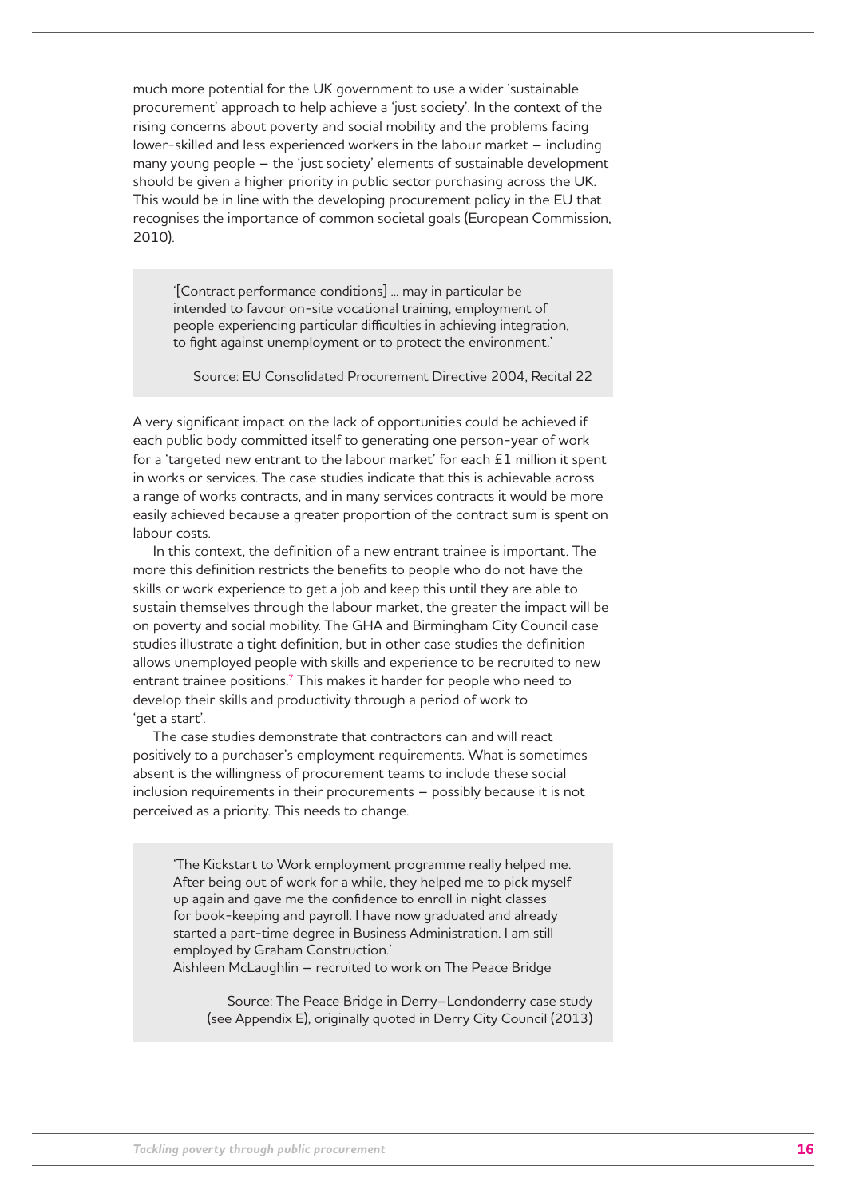much more potential for the UK government to use a wider 'sustainable procurement' approach to help achieve a 'just society'. In the context of the rising concerns about poverty and social mobility and the problems facing lower-skilled and less experienced workers in the labour market – including many young people – the 'just society' elements of sustainable development should be given a higher priority in public sector purchasing across the UK. This would be in line with the developing procurement policy in the EU that recognises the importance of common societal goals (European Commission, 2010).

> '[Contract performance conditions] ... may in particular be intended to favour on-site vocational training, employment of people experiencing particular difficulties in achieving integration, to fight against unemployment or to protect the environment.'
>
> Source: EU Consolidated Procurement Directive 2004, Recital 22

A very significant impact on the lack of opportunities could be achieved if each public body committed itself to generating one person-year of work for a 'targeted new entrant to the labour market' for each £1 million it spent in works or services. The case studies indicate that this is achievable across a range of works contracts, and in many services contracts it would be more easily achieved because a greater proportion of the contract sum is spent on labour costs.

In this context, the definition of a new entrant trainee is important. The more this definition restricts the benefits to people who do not have the skills or work experience to get a job and keep this until they are able to sustain themselves through the labour market, the greater the impact will be on poverty and social mobility. The GHA and Birmingham City Council case studies illustrate a tight definition, but in other case studies the definition allows unemployed people with skills and experience to be recruited to new entrant trainee positions.[7] This makes it harder for people who need to develop their skills and productivity through a period of work to 'get a start'.

The case studies demonstrate that contractors can and will react positively to a purchaser's employment requirements. What is sometimes absent is the willingness of procurement teams to include these social inclusion requirements in their procurements – possibly because it is not perceived as a priority. This needs to change.

> 'The Kickstart to Work employment programme really helped me. After being out of work for a while, they helped me to pick myself up again and gave me the confidence to enroll in night classes for book-keeping and payroll. I have now graduated and already started a part-time degree in Business Administration. I am still employed by Graham Construction.'
> Aishleen McLaughlin – recruited to work on The Peace Bridge
>
> Source: The Peace Bridge in Derry–Londonderry case study (see Appendix E), originally quoted in Derry City Council (2013)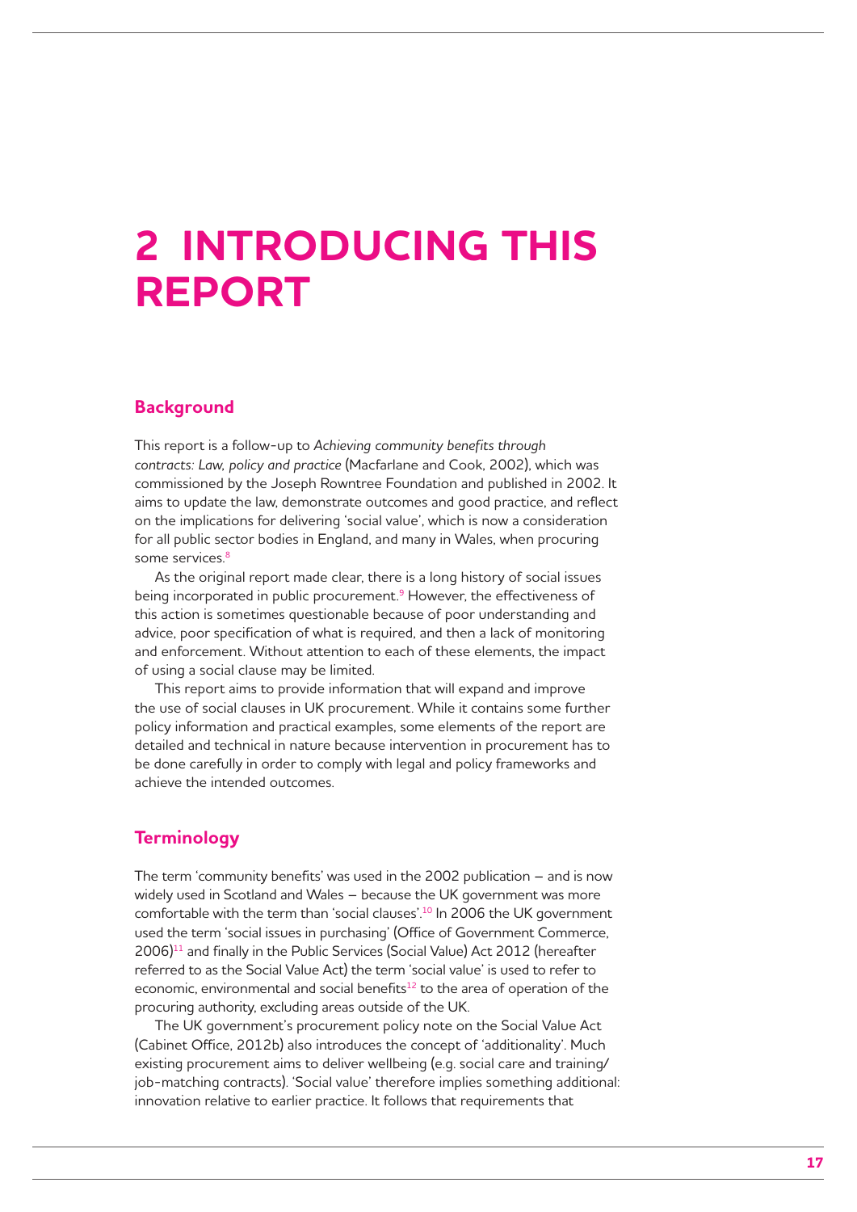# 2 INTRODUCING THIS REPORT

## Background

This report is a follow-up to *Achieving community benefits through contracts: Law, policy and practice* (Macfarlane and Cook, 2002), which was commissioned by the Joseph Rowntree Foundation and published in 2002. It aims to update the law, demonstrate outcomes and good practice, and reflect on the implications for delivering 'social value', which is now a consideration for all public sector bodies in England, and many in Wales, when procuring some services.[8]

As the original report made clear, there is a long history of social issues being incorporated in public procurement.[9] However, the effectiveness of this action is sometimes questionable because of poor understanding and advice, poor specification of what is required, and then a lack of monitoring and enforcement. Without attention to each of these elements, the impact of using a social clause may be limited.

This report aims to provide information that will expand and improve the use of social clauses in UK procurement. While it contains some further policy information and practical examples, some elements of the report are detailed and technical in nature because intervention in procurement has to be done carefully in order to comply with legal and policy frameworks and achieve the intended outcomes.

## Terminology

The term 'community benefits' was used in the 2002 publication – and is now widely used in Scotland and Wales – because the UK government was more comfortable with the term than 'social clauses'.[10] In 2006 the UK government used the term 'social issues in purchasing' (Office of Government Commerce, 2006)[11] and finally in the Public Services (Social Value) Act 2012 (hereafter referred to as the Social Value Act) the term 'social value' is used to refer to economic, environmental and social benefits[12] to the area of operation of the procuring authority, excluding areas outside of the UK.

The UK government's procurement policy note on the Social Value Act (Cabinet Office, 2012b) also introduces the concept of 'additionality'. Much existing procurement aims to deliver wellbeing (e.g. social care and training/job-matching contracts). 'Social value' therefore implies something additional: innovation relative to earlier practice. It follows that requirements that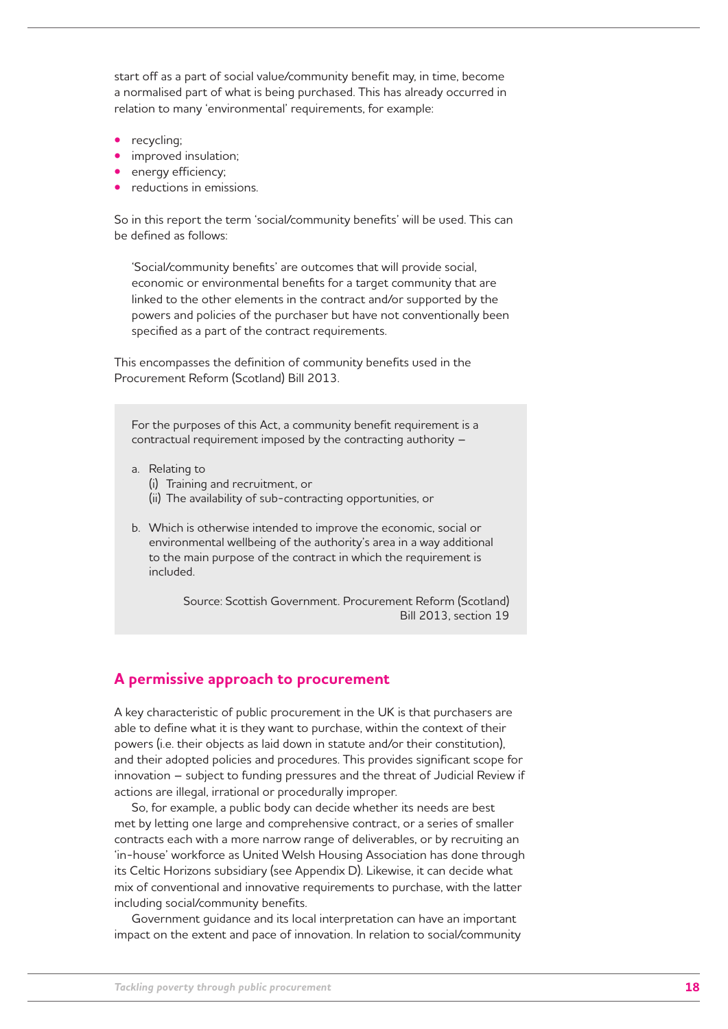start off as a part of social value/community benefit may, in time, become a normalised part of what is being purchased. This has already occurred in relation to many 'environmental' requirements, for example:

- recycling;
- improved insulation;
- energy efficiency;
- reductions in emissions.

So in this report the term 'social/community benefits' will be used. This can be defined as follows:

> 'Social/community benefits' are outcomes that will provide social, economic or environmental benefits for a target community that are linked to the other elements in the contract and/or supported by the powers and policies of the purchaser but have not conventionally been specified as a part of the contract requirements.

This encompasses the definition of community benefits used in the Procurement Reform (Scotland) Bill 2013.

> For the purposes of this Act, a community benefit requirement is a contractual requirement imposed by the contracting authority –
>
> a. Relating to
>    (i) Training and recruitment, or
>    (ii) The availability of sub-contracting opportunities, or
>
> b. Which is otherwise intended to improve the economic, social or environmental wellbeing of the authority's area in a way additional to the main purpose of the contract in which the requirement is included.
>
> Source: Scottish Government. Procurement Reform (Scotland) Bill 2013, section 19

## A permissive approach to procurement

A key characteristic of public procurement in the UK is that purchasers are able to define what it is they want to purchase, within the context of their powers (i.e. their objects as laid down in statute and/or their constitution), and their adopted policies and procedures. This provides significant scope for innovation – subject to funding pressures and the threat of Judicial Review if actions are illegal, irrational or procedurally improper.

So, for example, a public body can decide whether its needs are best met by letting one large and comprehensive contract, or a series of smaller contracts each with a more narrow range of deliverables, or by recruiting an 'in-house' workforce as United Welsh Housing Association has done through its Celtic Horizons subsidiary (see Appendix D). Likewise, it can decide what mix of conventional and innovative requirements to purchase, with the latter including social/community benefits.

Government guidance and its local interpretation can have an important impact on the extent and pace of innovation. In relation to social/community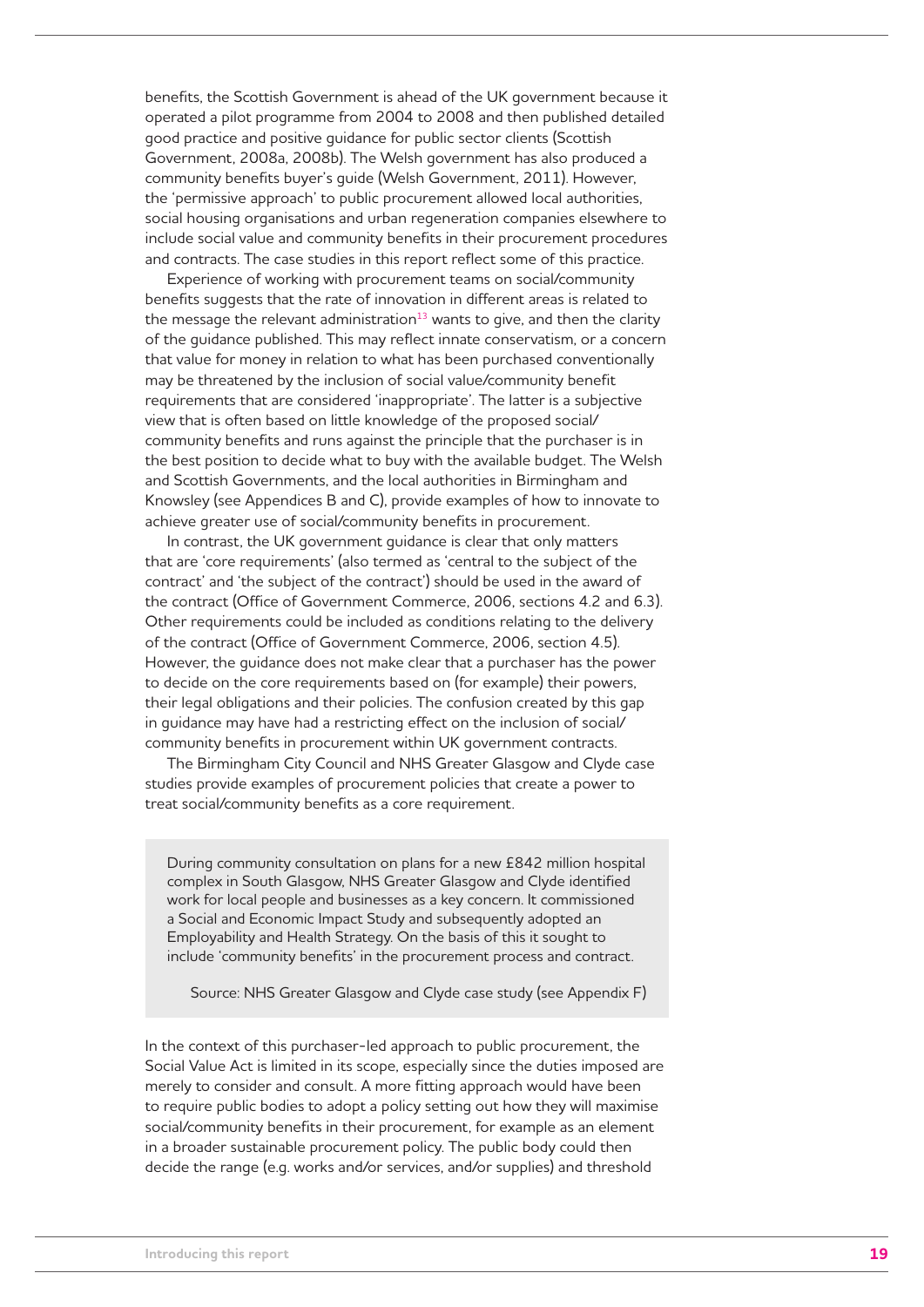benefits, the Scottish Government is ahead of the UK government because it operated a pilot programme from 2004 to 2008 and then published detailed good practice and positive guidance for public sector clients (Scottish Government, 2008a, 2008b). The Welsh government has also produced a community benefits buyer's guide (Welsh Government, 2011). However, the 'permissive approach' to public procurement allowed local authorities, social housing organisations and urban regeneration companies elsewhere to include social value and community benefits in their procurement procedures and contracts. The case studies in this report reflect some of this practice.

Experience of working with procurement teams on social/community benefits suggests that the rate of innovation in different areas is related to the message the relevant administration[13] wants to give, and then the clarity of the guidance published. This may reflect innate conservatism, or a concern that value for money in relation to what has been purchased conventionally may be threatened by the inclusion of social value/community benefit requirements that are considered 'inappropriate'. The latter is a subjective view that is often based on little knowledge of the proposed social/community benefits and runs against the principle that the purchaser is in the best position to decide what to buy with the available budget. The Welsh and Scottish Governments, and the local authorities in Birmingham and Knowsley (see Appendices B and C), provide examples of how to innovate to achieve greater use of social/community benefits in procurement.

In contrast, the UK government guidance is clear that only matters that are 'core requirements' (also termed as 'central to the subject of the contract' and 'the subject of the contract') should be used in the award of the contract (Office of Government Commerce, 2006, sections 4.2 and 6.3). Other requirements could be included as conditions relating to the delivery of the contract (Office of Government Commerce, 2006, section 4.5). However, the guidance does not make clear that a purchaser has the power to decide on the core requirements based on (for example) their powers, their legal obligations and their policies. The confusion created by this gap in guidance may have had a restricting effect on the inclusion of social/community benefits in procurement within UK government contracts.

The Birmingham City Council and NHS Greater Glasgow and Clyde case studies provide examples of procurement policies that create a power to treat social/community benefits as a core requirement.

> During community consultation on plans for a new £842 million hospital complex in South Glasgow, NHS Greater Glasgow and Clyde identified work for local people and businesses as a key concern. It commissioned a Social and Economic Impact Study and subsequently adopted an Employability and Health Strategy. On the basis of this it sought to include 'community benefits' in the procurement process and contract.
>
> Source: NHS Greater Glasgow and Clyde case study (see Appendix F)

In the context of this purchaser-led approach to public procurement, the Social Value Act is limited in its scope, especially since the duties imposed are merely to consider and consult. A more fitting approach would have been to require public bodies to adopt a policy setting out how they will maximise social/community benefits in their procurement, for example as an element in a broader sustainable procurement policy. The public body could then decide the range (e.g. works and/or services, and/or supplies) and threshold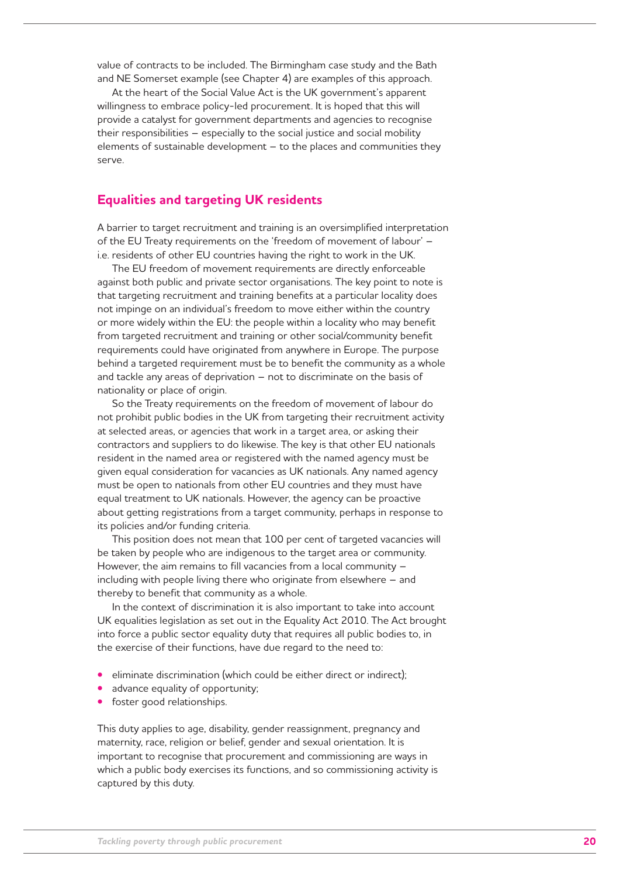value of contracts to be included. The Birmingham case study and the Bath and NE Somerset example (see Chapter 4) are examples of this approach.

At the heart of the Social Value Act is the UK government's apparent willingness to embrace policy-led procurement. It is hoped that this will provide a catalyst for government departments and agencies to recognise their responsibilities – especially to the social justice and social mobility elements of sustainable development – to the places and communities they serve.

## Equalities and targeting UK residents

A barrier to target recruitment and training is an oversimplified interpretation of the EU Treaty requirements on the 'freedom of movement of labour' – i.e. residents of other EU countries having the right to work in the UK.

The EU freedom of movement requirements are directly enforceable against both public and private sector organisations. The key point to note is that targeting recruitment and training benefits at a particular locality does not impinge on an individual's freedom to move either within the country or more widely within the EU: the people within a locality who may benefit from targeted recruitment and training or other social/community benefit requirements could have originated from anywhere in Europe. The purpose behind a targeted requirement must be to benefit the community as a whole and tackle any areas of deprivation – not to discriminate on the basis of nationality or place of origin.

So the Treaty requirements on the freedom of movement of labour do not prohibit public bodies in the UK from targeting their recruitment activity at selected areas, or agencies that work in a target area, or asking their contractors and suppliers to do likewise. The key is that other EU nationals resident in the named area or registered with the named agency must be given equal consideration for vacancies as UK nationals. Any named agency must be open to nationals from other EU countries and they must have equal treatment to UK nationals. However, the agency can be proactive about getting registrations from a target community, perhaps in response to its policies and/or funding criteria.

This position does not mean that 100 per cent of targeted vacancies will be taken by people who are indigenous to the target area or community. However, the aim remains to fill vacancies from a local community – including with people living there who originate from elsewhere – and thereby to benefit that community as a whole.

In the context of discrimination it is also important to take into account UK equalities legislation as set out in the Equality Act 2010. The Act brought into force a public sector equality duty that requires all public bodies to, in the exercise of their functions, have due regard to the need to:

- eliminate discrimination (which could be either direct or indirect);
- advance equality of opportunity;
- foster good relationships.

This duty applies to age, disability, gender reassignment, pregnancy and maternity, race, religion or belief, gender and sexual orientation. It is important to recognise that procurement and commissioning are ways in which a public body exercises its functions, and so commissioning activity is captured by this duty.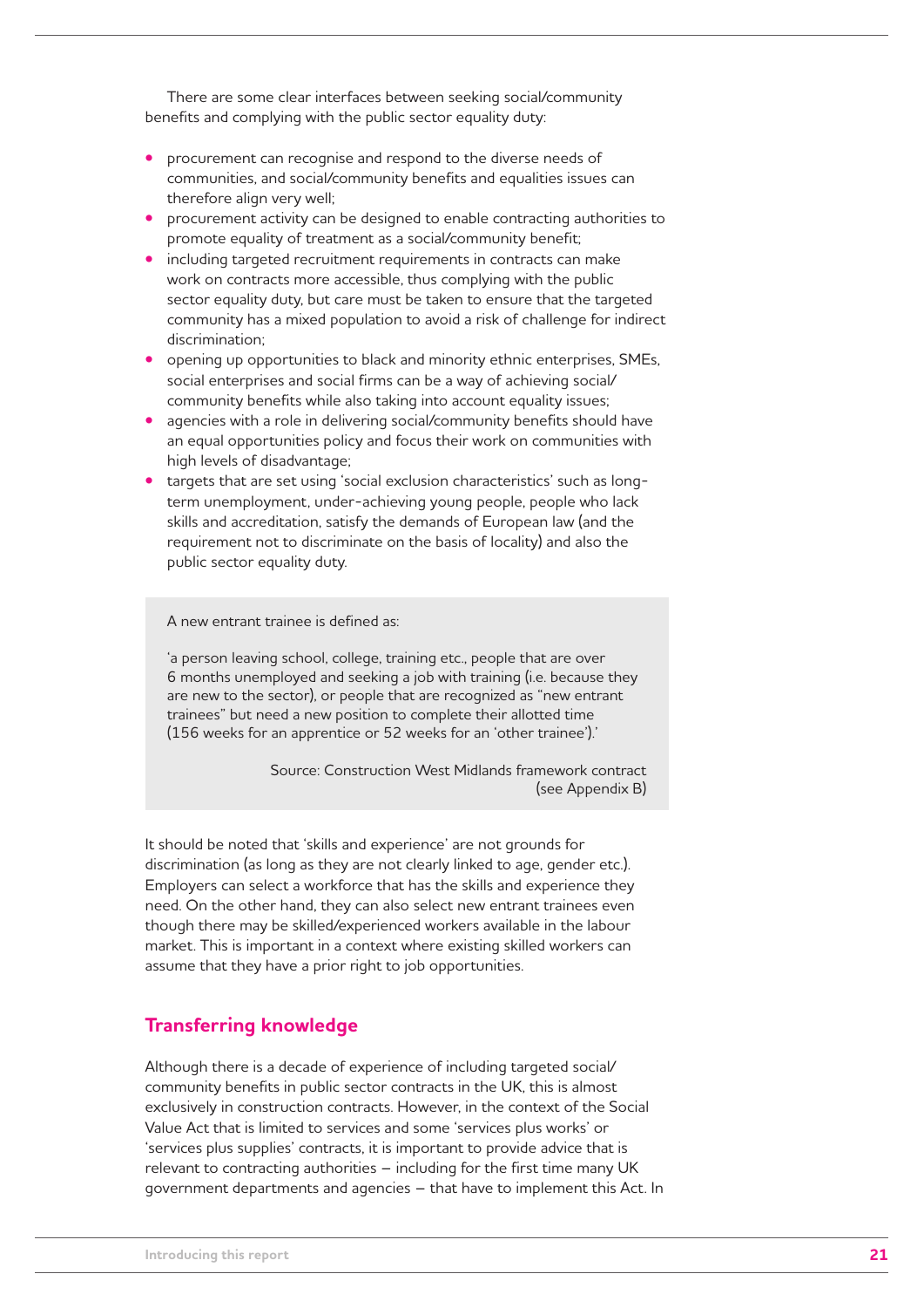There are some clear interfaces between seeking social/community benefits and complying with the public sector equality duty:

- procurement can recognise and respond to the diverse needs of communities, and social/community benefits and equalities issues can therefore align very well;
- procurement activity can be designed to enable contracting authorities to promote equality of treatment as a social/community benefit;
- including targeted recruitment requirements in contracts can make work on contracts more accessible, thus complying with the public sector equality duty, but care must be taken to ensure that the targeted community has a mixed population to avoid a risk of challenge for indirect discrimination;
- opening up opportunities to black and minority ethnic enterprises, SMEs, social enterprises and social firms can be a way of achieving social/community benefits while also taking into account equality issues;
- agencies with a role in delivering social/community benefits should have an equal opportunities policy and focus their work on communities with high levels of disadvantage;
- targets that are set using 'social exclusion characteristics' such as long-term unemployment, under-achieving young people, people who lack skills and accreditation, satisfy the demands of European law (and the requirement not to discriminate on the basis of locality) and also the public sector equality duty.

> A new entrant trainee is defined as:
>
> 'a person leaving school, college, training etc., people that are over 6 months unemployed and seeking a job with training (i.e. because they are new to the sector), or people that are recognized as "new entrant trainees" but need a new position to complete their allotted time (156 weeks for an apprentice or 52 weeks for an 'other trainee').'
>
> Source: Construction West Midlands framework contract (see Appendix B)

It should be noted that 'skills and experience' are not grounds for discrimination (as long as they are not clearly linked to age, gender etc.). Employers can select a workforce that has the skills and experience they need. On the other hand, they can also select new entrant trainees even though there may be skilled/experienced workers available in the labour market. This is important in a context where existing skilled workers can assume that they have a prior right to job opportunities.

## Transferring knowledge

Although there is a decade of experience of including targeted social/community benefits in public sector contracts in the UK, this is almost exclusively in construction contracts. However, in the context of the Social Value Act that is limited to services and some 'services plus works' or 'services plus supplies' contracts, it is important to provide advice that is relevant to contracting authorities – including for the first time many UK government departments and agencies – that have to implement this Act. In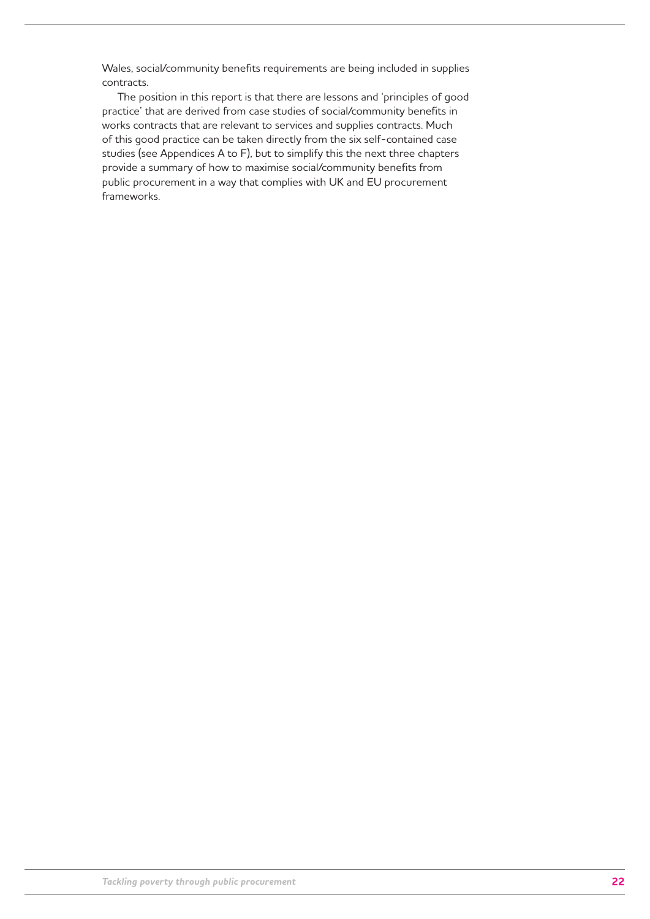Wales, social/community benefits requirements are being included in supplies contracts.

The position in this report is that there are lessons and 'principles of good practice' that are derived from case studies of social/community benefits in works contracts that are relevant to services and supplies contracts. Much of this good practice can be taken directly from the six self-contained case studies (see Appendices A to F), but to simplify this the next three chapters provide a summary of how to maximise social/community benefits from public procurement in a way that complies with UK and EU procurement frameworks.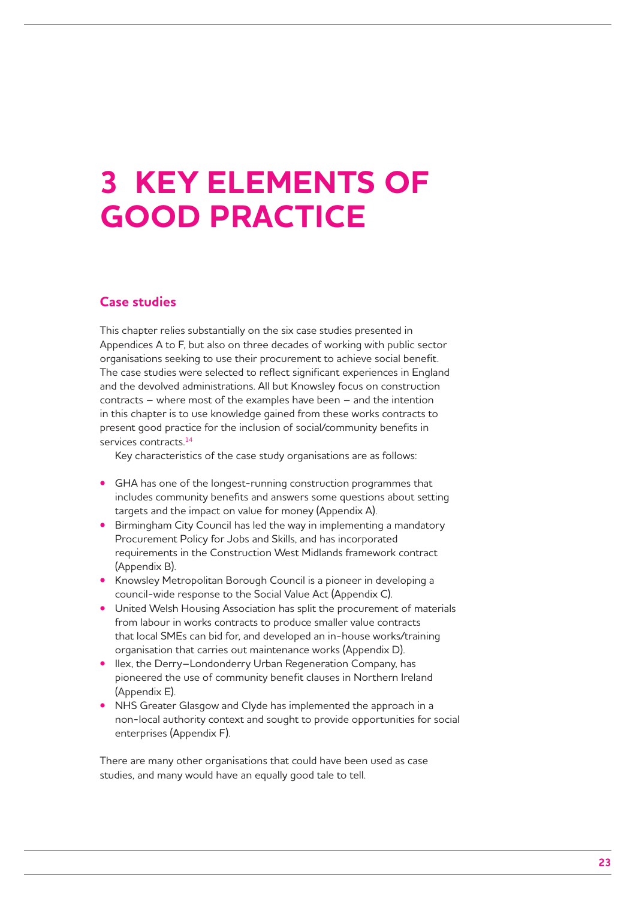# 3 KEY ELEMENTS OF GOOD PRACTICE

## Case studies

This chapter relies substantially on the six case studies presented in Appendices A to F, but also on three decades of working with public sector organisations seeking to use their procurement to achieve social benefit. The case studies were selected to reflect significant experiences in England and the devolved administrations. All but Knowsley focus on construction contracts – where most of the examples have been – and the intention in this chapter is to use knowledge gained from these works contracts to present good practice for the inclusion of social/community benefits in services contracts.[14]

Key characteristics of the case study organisations are as follows:

- GHA has one of the longest-running construction programmes that includes community benefits and answers some questions about setting targets and the impact on value for money (Appendix A).
- Birmingham City Council has led the way in implementing a mandatory Procurement Policy for Jobs and Skills, and has incorporated requirements in the Construction West Midlands framework contract (Appendix B).
- Knowsley Metropolitan Borough Council is a pioneer in developing a council-wide response to the Social Value Act (Appendix C).
- United Welsh Housing Association has split the procurement of materials from labour in works contracts to produce smaller value contracts that local SMEs can bid for, and developed an in-house works/training organisation that carries out maintenance works (Appendix D).
- Ilex, the Derry–Londonderry Urban Regeneration Company, has pioneered the use of community benefit clauses in Northern Ireland (Appendix E).
- NHS Greater Glasgow and Clyde has implemented the approach in a non-local authority context and sought to provide opportunities for social enterprises (Appendix F).

There are many other organisations that could have been used as case studies, and many would have an equally good tale to tell.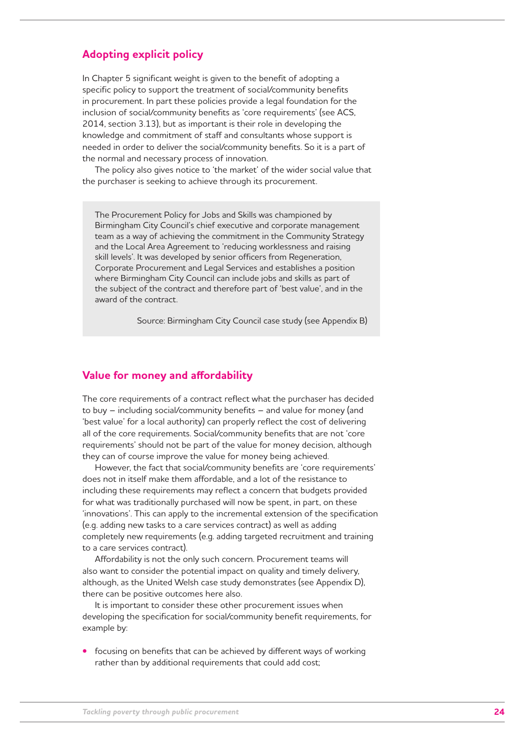## Adopting explicit policy

In Chapter 5 significant weight is given to the benefit of adopting a specific policy to support the treatment of social/community benefits in procurement. In part these policies provide a legal foundation for the inclusion of social/community benefits as 'core requirements' (see ACS, 2014, section 3.13), but as important is their role in developing the knowledge and commitment of staff and consultants whose support is needed in order to deliver the social/community benefits. So it is a part of the normal and necessary process of innovation.

The policy also gives notice to 'the market' of the wider social value that the purchaser is seeking to achieve through its procurement.

> The Procurement Policy for Jobs and Skills was championed by Birmingham City Council's chief executive and corporate management team as a way of achieving the commitment in the Community Strategy and the Local Area Agreement to 'reducing worklessness and raising skill levels'. It was developed by senior officers from Regeneration, Corporate Procurement and Legal Services and establishes a position where Birmingham City Council can include jobs and skills as part of the subject of the contract and therefore part of 'best value', and in the award of the contract.
>
> Source: Birmingham City Council case study (see Appendix B)

## Value for money and affordability

The core requirements of a contract reflect what the purchaser has decided to buy – including social/community benefits – and value for money (and 'best value' for a local authority) can properly reflect the cost of delivering all of the core requirements. Social/community benefits that are not 'core requirements' should not be part of the value for money decision, although they can of course improve the value for money being achieved.

However, the fact that social/community benefits are 'core requirements' does not in itself make them affordable, and a lot of the resistance to including these requirements may reflect a concern that budgets provided for what was traditionally purchased will now be spent, in part, on these 'innovations'. This can apply to the incremental extension of the specification (e.g. adding new tasks to a care services contract) as well as adding completely new requirements (e.g. adding targeted recruitment and training to a care services contract).

Affordability is not the only such concern. Procurement teams will also want to consider the potential impact on quality and timely delivery, although, as the United Welsh case study demonstrates (see Appendix D), there can be positive outcomes here also.

It is important to consider these other procurement issues when developing the specification for social/community benefit requirements, for example by:

- focusing on benefits that can be achieved by different ways of working rather than by additional requirements that could add cost;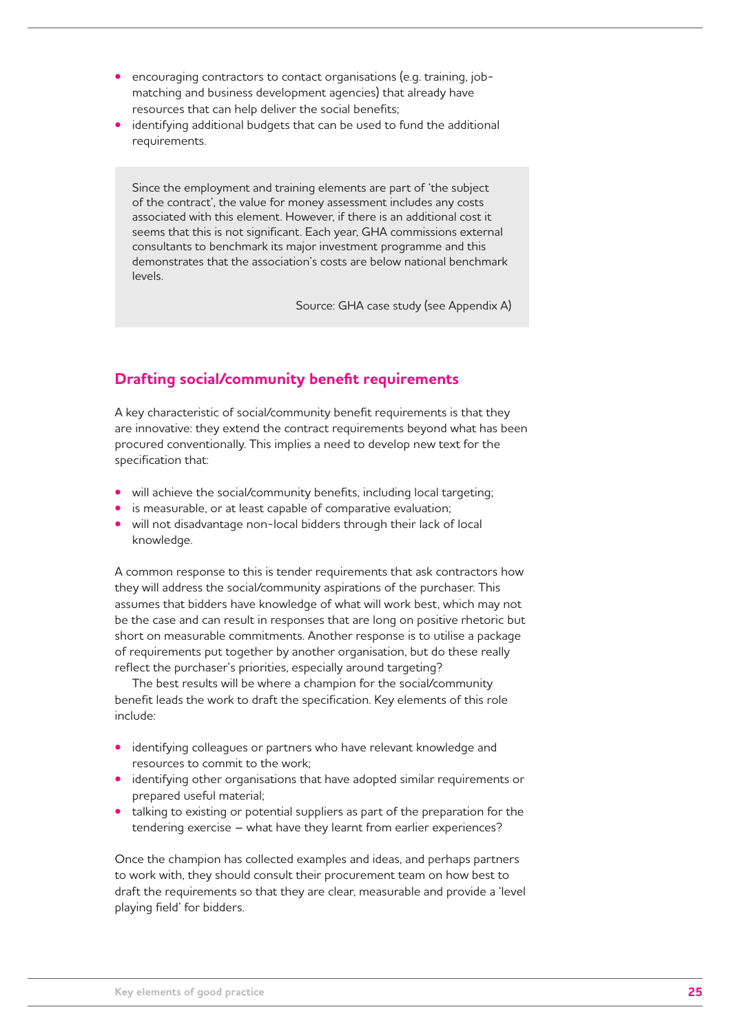- encouraging contractors to contact organisations (e.g. training, job-matching and business development agencies) that already have resources that can help deliver the social benefits;
- identifying additional budgets that can be used to fund the additional requirements.

> Since the employment and training elements are part of 'the subject of the contract', the value for money assessment includes any costs associated with this element. However, if there is an additional cost it seems that this is not significant. Each year, GHA commissions external consultants to benchmark its major investment programme and this demonstrates that the association's costs are below national benchmark levels.
>
> Source: GHA case study (see Appendix A)

## Drafting social/community benefit requirements

A key characteristic of social/community benefit requirements is that they are innovative: they extend the contract requirements beyond what has been procured conventionally. This implies a need to develop new text for the specification that:

- will achieve the social/community benefits, including local targeting;
- is measurable, or at least capable of comparative evaluation;
- will not disadvantage non-local bidders through their lack of local knowledge.

A common response to this is tender requirements that ask contractors how they will address the social/community aspirations of the purchaser. This assumes that bidders have knowledge of what will work best, which may not be the case and can result in responses that are long on positive rhetoric but short on measurable commitments. Another response is to utilise a package of requirements put together by another organisation, but do these really reflect the purchaser's priorities, especially around targeting?

The best results will be where a champion for the social/community benefit leads the work to draft the specification. Key elements of this role include:

- identifying colleagues or partners who have relevant knowledge and resources to commit to the work;
- identifying other organisations that have adopted similar requirements or prepared useful material;
- talking to existing or potential suppliers as part of the preparation for the tendering exercise – what have they learnt from earlier experiences?

Once the champion has collected examples and ideas, and perhaps partners to work with, they should consult their procurement team on how best to draft the requirements so that they are clear, measurable and provide a 'level playing field' for bidders.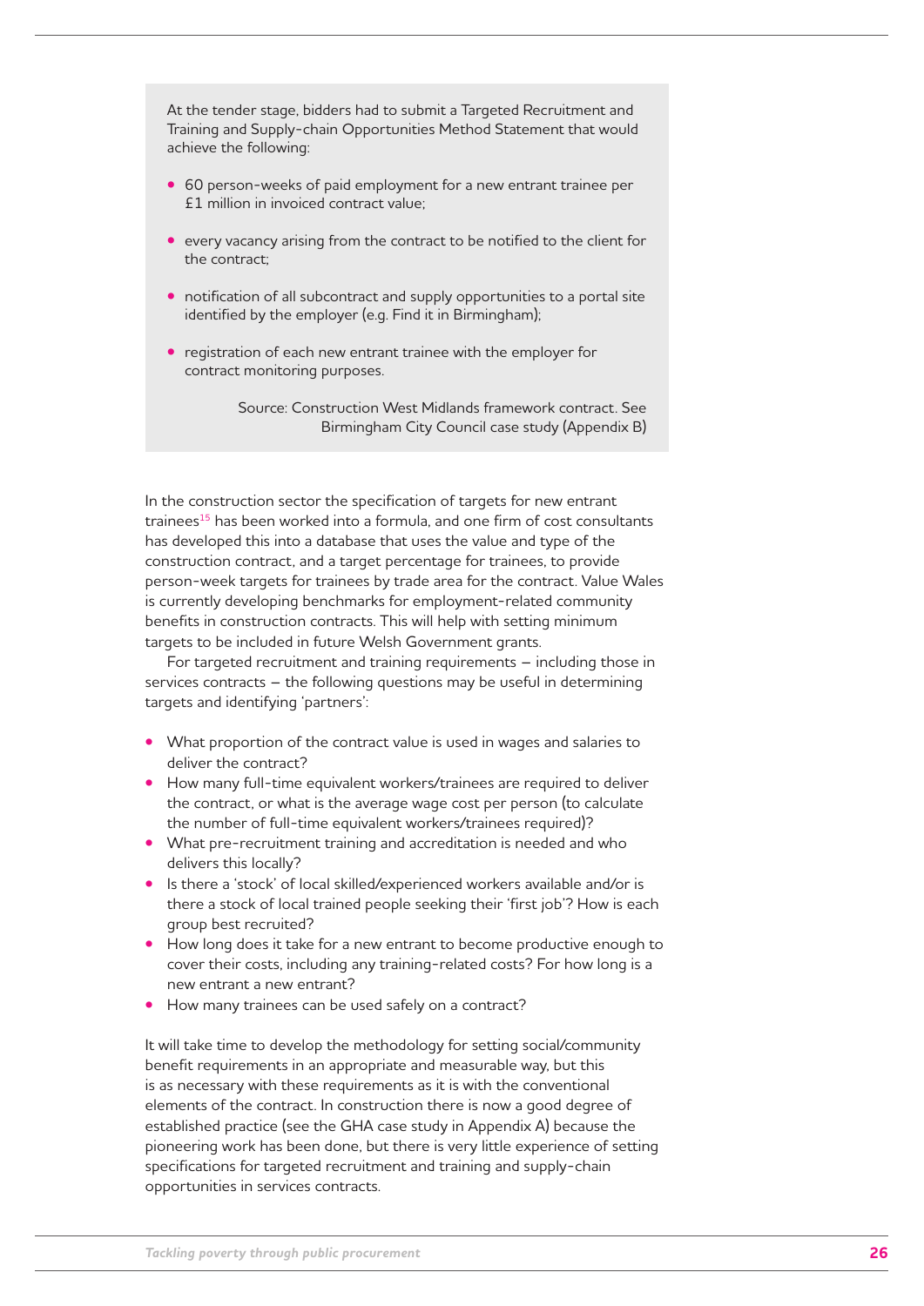> At the tender stage, bidders had to submit a Targeted Recruitment and Training and Supply-chain Opportunities Method Statement that would achieve the following:
>
> - 60 person-weeks of paid employment for a new entrant trainee per £1 million in invoiced contract value;
> - every vacancy arising from the contract to be notified to the client for the contract;
> - notification of all subcontract and supply opportunities to a portal site identified by the employer (e.g. Find it in Birmingham);
> - registration of each new entrant trainee with the employer for contract monitoring purposes.
>
> Source: Construction West Midlands framework contract. See Birmingham City Council case study (Appendix B)

In the construction sector the specification of targets for new entrant trainees[15] has been worked into a formula, and one firm of cost consultants has developed this into a database that uses the value and type of the construction contract, and a target percentage for trainees, to provide person-week targets for trainees by trade area for the contract. Value Wales is currently developing benchmarks for employment-related community benefits in construction contracts. This will help with setting minimum targets to be included in future Welsh Government grants.

For targeted recruitment and training requirements – including those in services contracts – the following questions may be useful in determining targets and identifying 'partners':

- What proportion of the contract value is used in wages and salaries to deliver the contract?
- How many full-time equivalent workers/trainees are required to deliver the contract, or what is the average wage cost per person (to calculate the number of full-time equivalent workers/trainees required)?
- What pre-recruitment training and accreditation is needed and who delivers this locally?
- Is there a 'stock' of local skilled/experienced workers available and/or is there a stock of local trained people seeking their 'first job'? How is each group best recruited?
- How long does it take for a new entrant to become productive enough to cover their costs, including any training-related costs? For how long is a new entrant a new entrant?
- How many trainees can be used safely on a contract?

It will take time to develop the methodology for setting social/community benefit requirements in an appropriate and measurable way, but this is as necessary with these requirements as it is with the conventional elements of the contract. In construction there is now a good degree of established practice (see the GHA case study in Appendix A) because the pioneering work has been done, but there is very little experience of setting specifications for targeted recruitment and training and supply-chain opportunities in services contracts.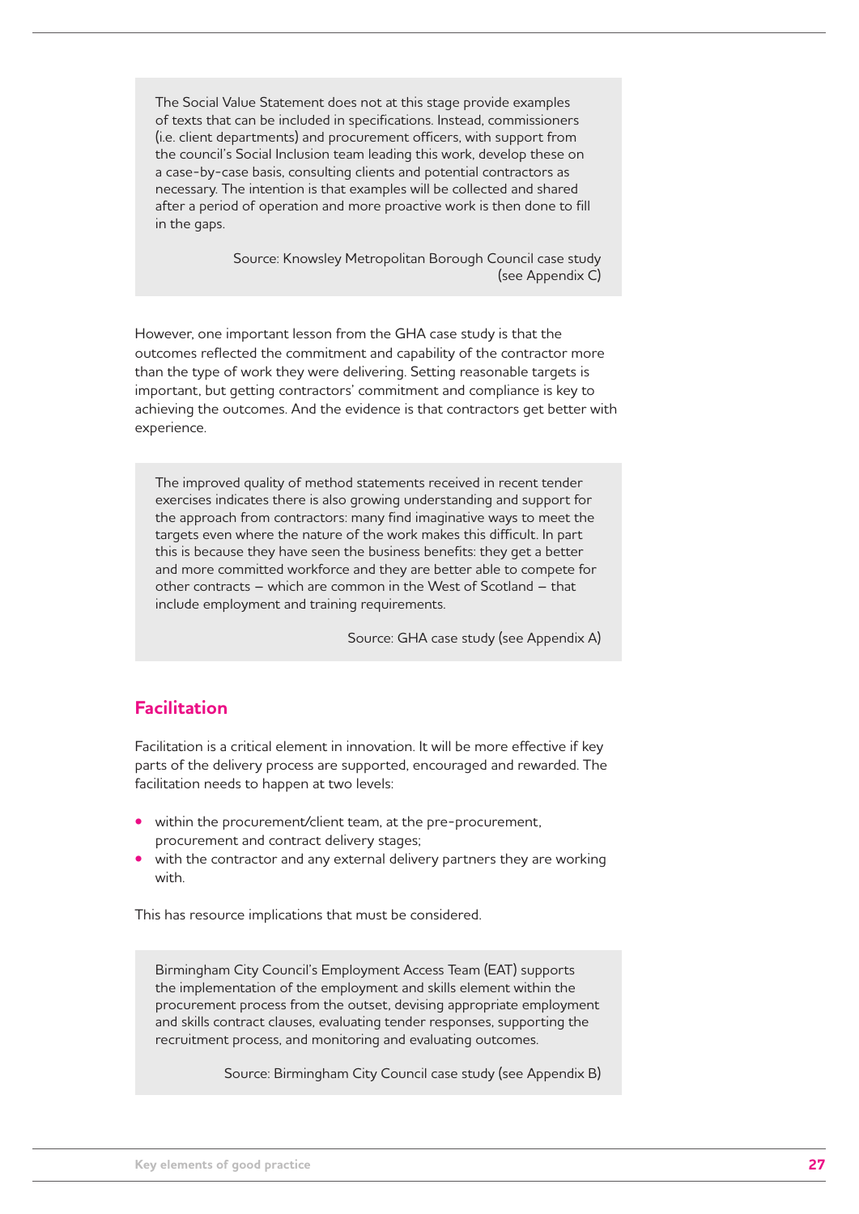> The Social Value Statement does not at this stage provide examples of texts that can be included in specifications. Instead, commissioners (i.e. client departments) and procurement officers, with support from the council's Social Inclusion team leading this work, develop these on a case-by-case basis, consulting clients and potential contractors as necessary. The intention is that examples will be collected and shared after a period of operation and more proactive work is then done to fill in the gaps.
>
> Source: Knowsley Metropolitan Borough Council case study (see Appendix C)

However, one important lesson from the GHA case study is that the outcomes reflected the commitment and capability of the contractor more than the type of work they were delivering. Setting reasonable targets is important, but getting contractors' commitment and compliance is key to achieving the outcomes. And the evidence is that contractors get better with experience.

> The improved quality of method statements received in recent tender exercises indicates there is also growing understanding and support for the approach from contractors: many find imaginative ways to meet the targets even where the nature of the work makes this difficult. In part this is because they have seen the business benefits: they get a better and more committed workforce and they are better able to compete for other contracts – which are common in the West of Scotland – that include employment and training requirements.
>
> Source: GHA case study (see Appendix A)

## Facilitation

Facilitation is a critical element in innovation. It will be more effective if key parts of the delivery process are supported, encouraged and rewarded. The facilitation needs to happen at two levels:

- within the procurement/client team, at the pre-procurement, procurement and contract delivery stages;
- with the contractor and any external delivery partners they are working with.

This has resource implications that must be considered.

> Birmingham City Council's Employment Access Team (EAT) supports the implementation of the employment and skills element within the procurement process from the outset, devising appropriate employment and skills contract clauses, evaluating tender responses, supporting the recruitment process, and monitoring and evaluating outcomes.
>
> Source: Birmingham City Council case study (see Appendix B)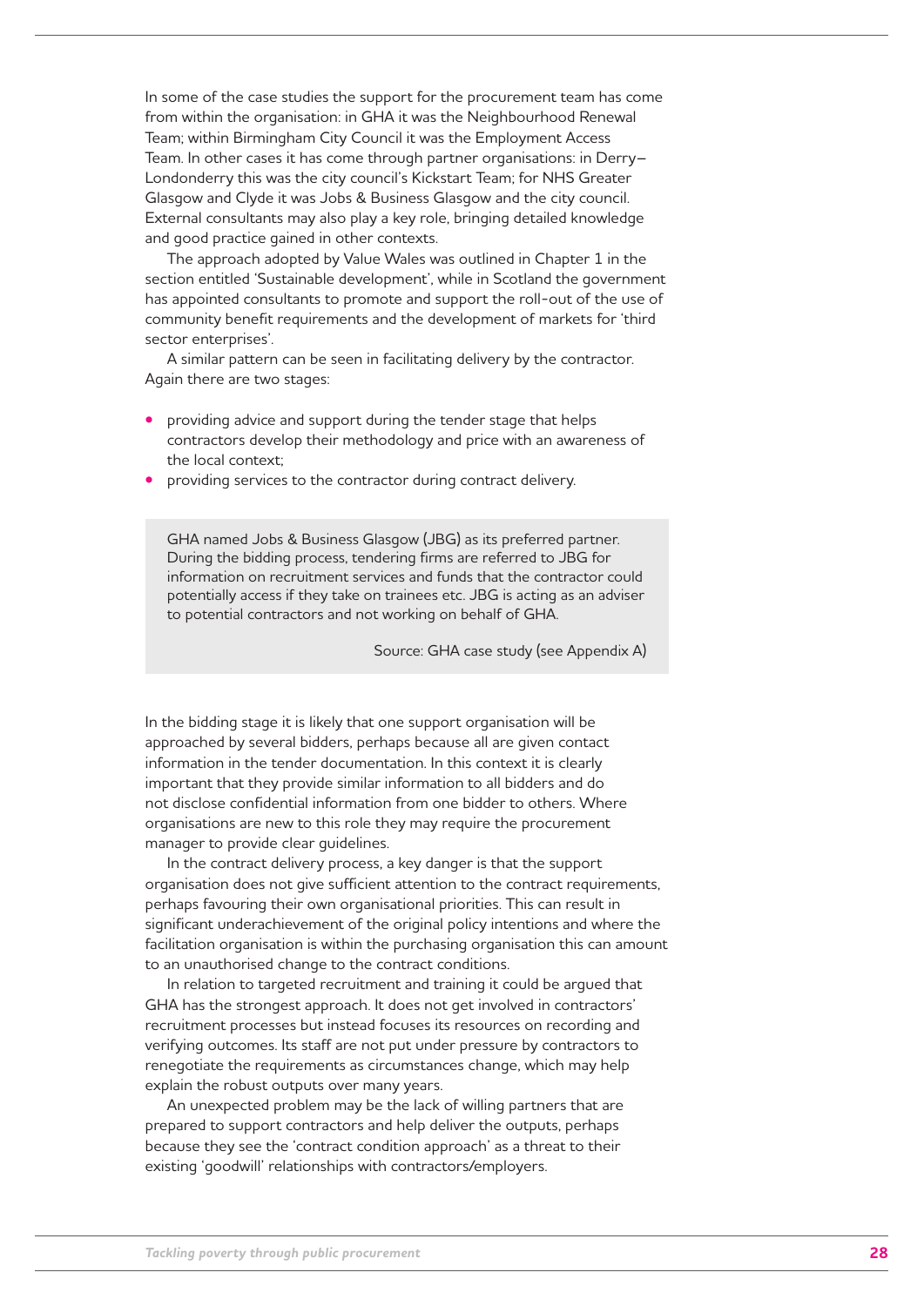In some of the case studies the support for the procurement team has come from within the organisation: in GHA it was the Neighbourhood Renewal Team; within Birmingham City Council it was the Employment Access Team. In other cases it has come through partner organisations: in Derry–Londonderry this was the city council's Kickstart Team; for NHS Greater Glasgow and Clyde it was Jobs & Business Glasgow and the city council. External consultants may also play a key role, bringing detailed knowledge and good practice gained in other contexts.

The approach adopted by Value Wales was outlined in Chapter 1 in the section entitled 'Sustainable development', while in Scotland the government has appointed consultants to promote and support the roll-out of the use of community benefit requirements and the development of markets for 'third sector enterprises'.

A similar pattern can be seen in facilitating delivery by the contractor. Again there are two stages:

- providing advice and support during the tender stage that helps contractors develop their methodology and price with an awareness of the local context;
- providing services to the contractor during contract delivery.

> GHA named Jobs & Business Glasgow (JBG) as its preferred partner. During the bidding process, tendering firms are referred to JBG for information on recruitment services and funds that the contractor could potentially access if they take on trainees etc. JBG is acting as an adviser to potential contractors and not working on behalf of GHA.
>
> Source: GHA case study (see Appendix A)

In the bidding stage it is likely that one support organisation will be approached by several bidders, perhaps because all are given contact information in the tender documentation. In this context it is clearly important that they provide similar information to all bidders and do not disclose confidential information from one bidder to others. Where organisations are new to this role they may require the procurement manager to provide clear guidelines.

In the contract delivery process, a key danger is that the support organisation does not give sufficient attention to the contract requirements, perhaps favouring their own organisational priorities. This can result in significant underachievement of the original policy intentions and where the facilitation organisation is within the purchasing organisation this can amount to an unauthorised change to the contract conditions.

In relation to targeted recruitment and training it could be argued that GHA has the strongest approach. It does not get involved in contractors' recruitment processes but instead focuses its resources on recording and verifying outcomes. Its staff are not put under pressure by contractors to renegotiate the requirements as circumstances change, which may help explain the robust outputs over many years.

An unexpected problem may be the lack of willing partners that are prepared to support contractors and help deliver the outputs, perhaps because they see the 'contract condition approach' as a threat to their existing 'goodwill' relationships with contractors/employers.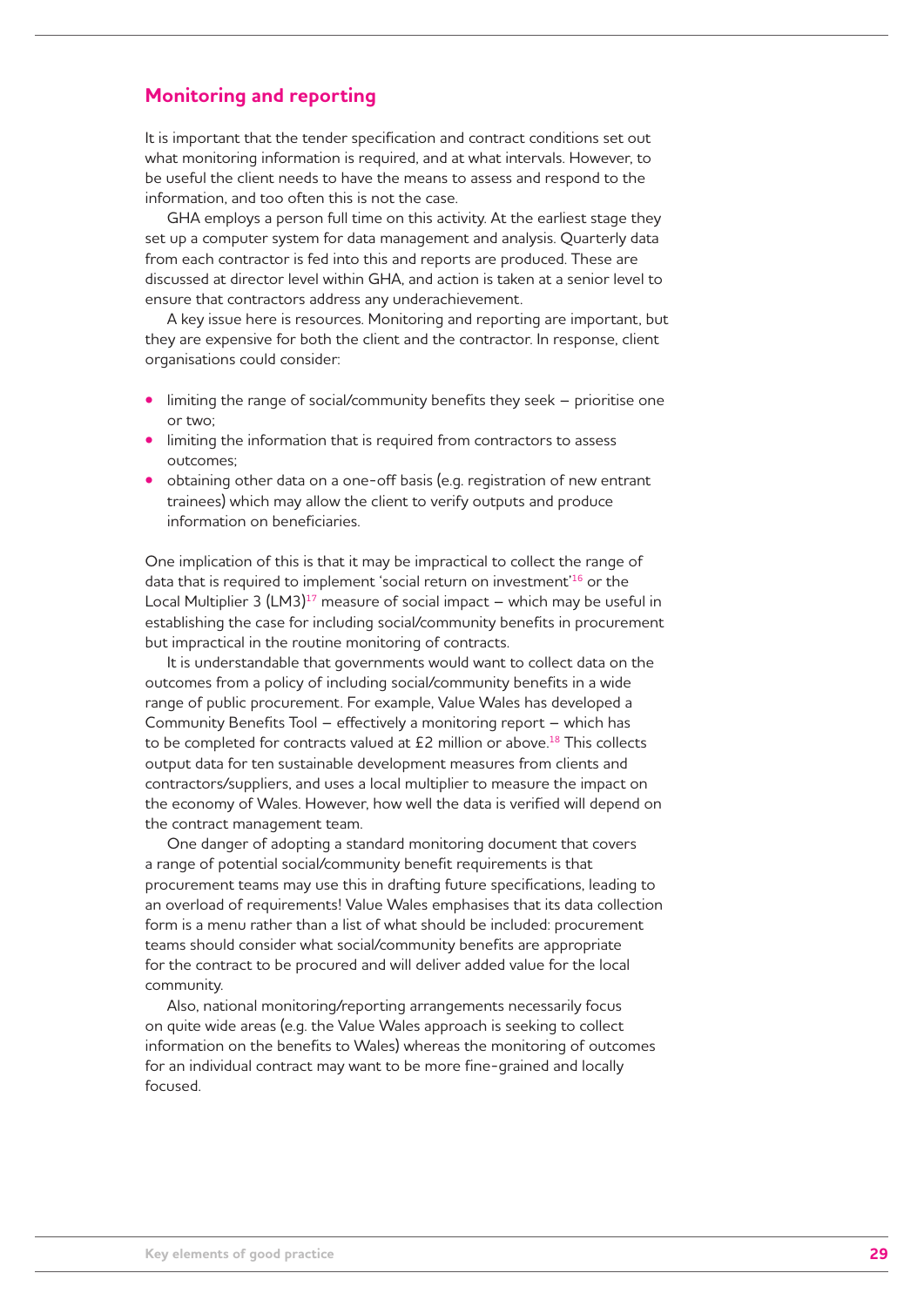## Monitoring and reporting

It is important that the tender specification and contract conditions set out what monitoring information is required, and at what intervals. However, to be useful the client needs to have the means to assess and respond to the information, and too often this is not the case.

GHA employs a person full time on this activity. At the earliest stage they set up a computer system for data management and analysis. Quarterly data from each contractor is fed into this and reports are produced. These are discussed at director level within GHA, and action is taken at a senior level to ensure that contractors address any underachievement.

A key issue here is resources. Monitoring and reporting are important, but they are expensive for both the client and the contractor. In response, client organisations could consider:

- limiting the range of social/community benefits they seek – prioritise one or two;
- limiting the information that is required from contractors to assess outcomes;
- obtaining other data on a one-off basis (e.g. registration of new entrant trainees) which may allow the client to verify outputs and produce information on beneficiaries.

One implication of this is that it may be impractical to collect the range of data that is required to implement 'social return on investment'[16] or the Local Multiplier 3 (LM3)[17] measure of social impact – which may be useful in establishing the case for including social/community benefits in procurement but impractical in the routine monitoring of contracts.

It is understandable that governments would want to collect data on the outcomes from a policy of including social/community benefits in a wide range of public procurement. For example, Value Wales has developed a Community Benefits Tool – effectively a monitoring report – which has to be completed for contracts valued at £2 million or above.[18] This collects output data for ten sustainable development measures from clients and contractors/suppliers, and uses a local multiplier to measure the impact on the economy of Wales. However, how well the data is verified will depend on the contract management team.

One danger of adopting a standard monitoring document that covers a range of potential social/community benefit requirements is that procurement teams may use this in drafting future specifications, leading to an overload of requirements! Value Wales emphasises that its data collection form is a menu rather than a list of what should be included: procurement teams should consider what social/community benefits are appropriate for the contract to be procured and will deliver added value for the local community.

Also, national monitoring/reporting arrangements necessarily focus on quite wide areas (e.g. the Value Wales approach is seeking to collect information on the benefits to Wales) whereas the monitoring of outcomes for an individual contract may want to be more fine-grained and locally focused.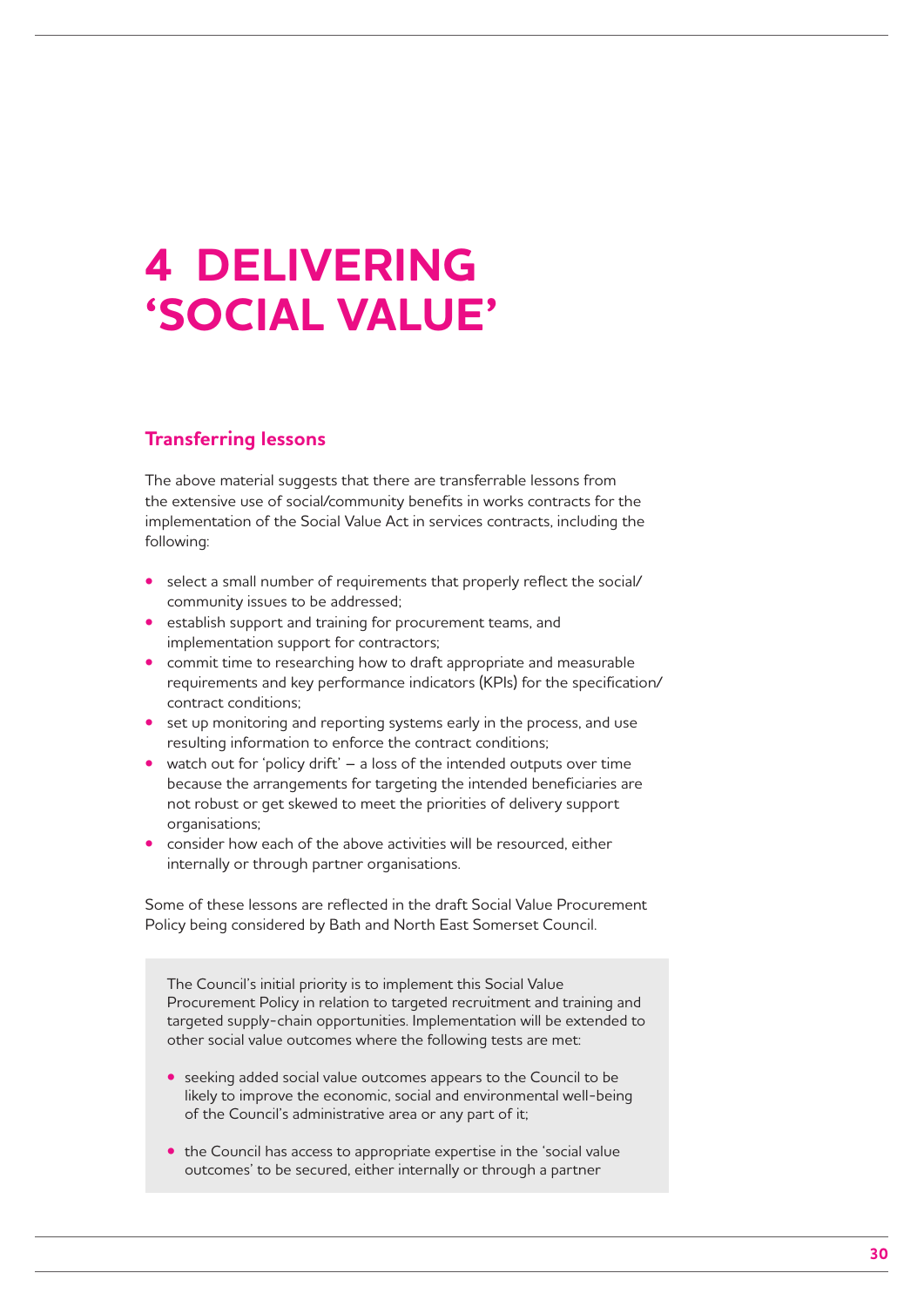# 4 DELIVERING 'SOCIAL VALUE'

## Transferring lessons

The above material suggests that there are transferrable lessons from the extensive use of social/community benefits in works contracts for the implementation of the Social Value Act in services contracts, including the following:

- select a small number of requirements that properly reflect the social/ community issues to be addressed;
- establish support and training for procurement teams, and implementation support for contractors;
- commit time to researching how to draft appropriate and measurable requirements and key performance indicators (KPIs) for the specification/ contract conditions;
- set up monitoring and reporting systems early in the process, and use resulting information to enforce the contract conditions;
- watch out for 'policy drift' – a loss of the intended outputs over time because the arrangements for targeting the intended beneficiaries are not robust or get skewed to meet the priorities of delivery support organisations;
- consider how each of the above activities will be resourced, either internally or through partner organisations.

Some of these lessons are reflected in the draft Social Value Procurement Policy being considered by Bath and North East Somerset Council.

> The Council's initial priority is to implement this Social Value Procurement Policy in relation to targeted recruitment and training and targeted supply-chain opportunities. Implementation will be extended to other social value outcomes where the following tests are met:
>
> - seeking added social value outcomes appears to the Council to be likely to improve the economic, social and environmental well-being of the Council's administrative area or any part of it;
>
> - the Council has access to appropriate expertise in the 'social value outcomes' to be secured, either internally or through a partner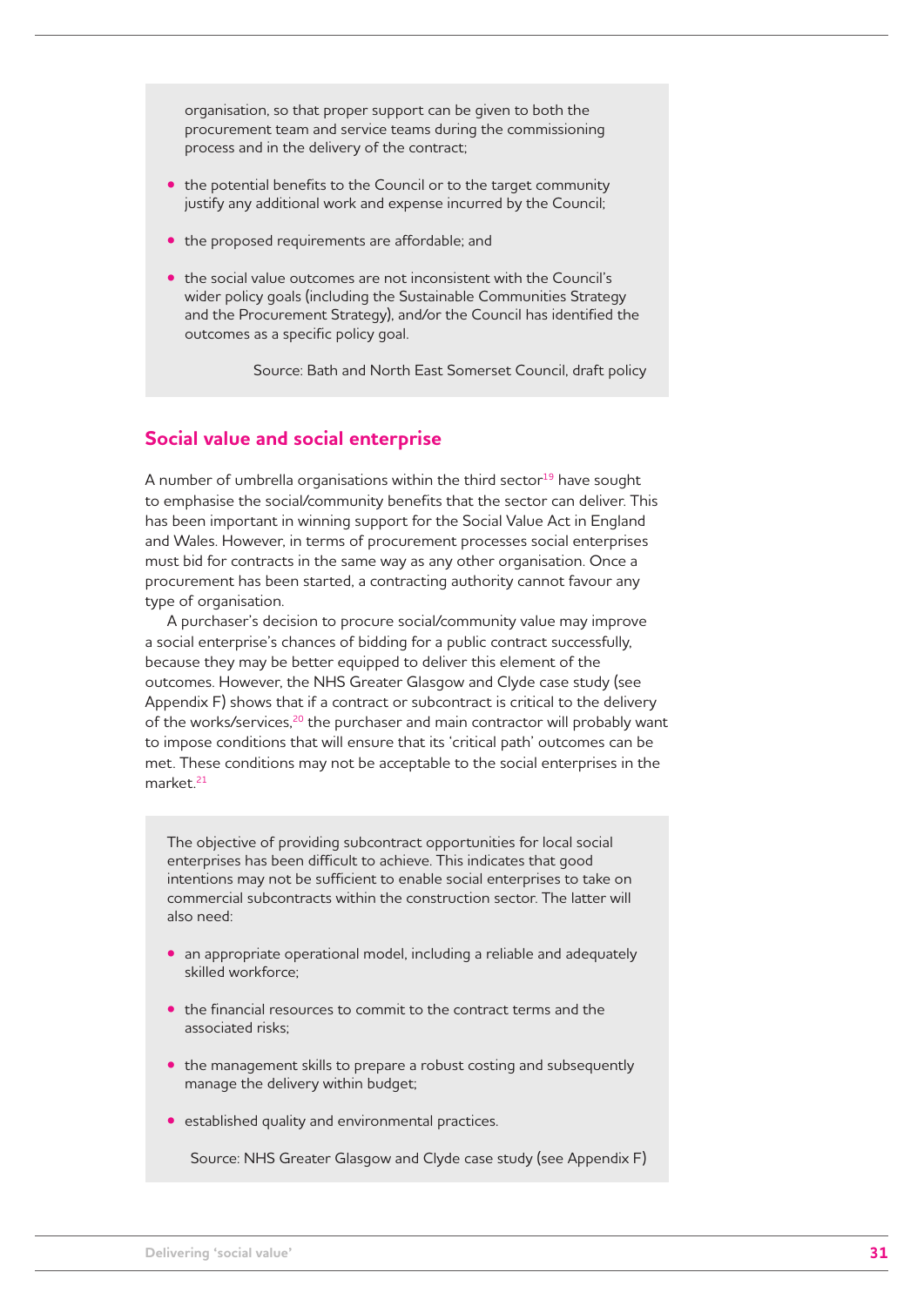organisation, so that proper support can be given to both the procurement team and service teams during the commissioning process and in the delivery of the contract;

- the potential benefits to the Council or to the target community justify any additional work and expense incurred by the Council;
- the proposed requirements are affordable; and
- the social value outcomes are not inconsistent with the Council's wider policy goals (including the Sustainable Communities Strategy and the Procurement Strategy), and/or the Council has identified the outcomes as a specific policy goal.

Source: Bath and North East Somerset Council, draft policy

## Social value and social enterprise

A number of umbrella organisations within the third sector[19] have sought to emphasise the social/community benefits that the sector can deliver. This has been important in winning support for the Social Value Act in England and Wales. However, in terms of procurement processes social enterprises must bid for contracts in the same way as any other organisation. Once a procurement has been started, a contracting authority cannot favour any type of organisation.

A purchaser's decision to procure social/community value may improve a social enterprise's chances of bidding for a public contract successfully, because they may be better equipped to deliver this element of the outcomes. However, the NHS Greater Glasgow and Clyde case study (see Appendix F) shows that if a contract or subcontract is critical to the delivery of the works/services,[20] the purchaser and main contractor will probably want to impose conditions that will ensure that its 'critical path' outcomes can be met. These conditions may not be acceptable to the social enterprises in the market.[21]

The objective of providing subcontract opportunities for local social enterprises has been difficult to achieve. This indicates that good intentions may not be sufficient to enable social enterprises to take on commercial subcontracts within the construction sector. The latter will also need:

- an appropriate operational model, including a reliable and adequately skilled workforce;
- the financial resources to commit to the contract terms and the associated risks;
- the management skills to prepare a robust costing and subsequently manage the delivery within budget;
- established quality and environmental practices.

Source: NHS Greater Glasgow and Clyde case study (see Appendix F)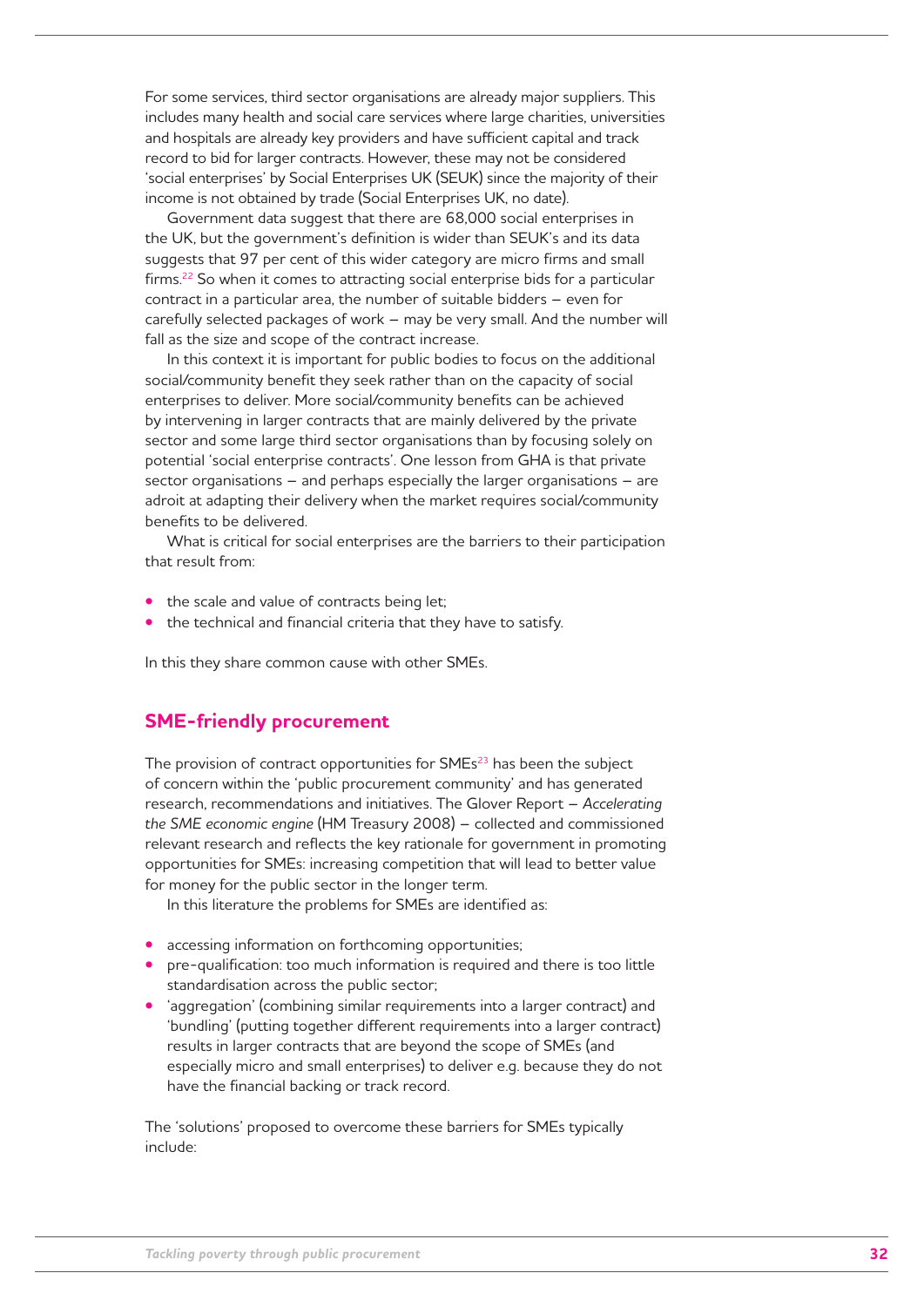For some services, third sector organisations are already major suppliers. This includes many health and social care services where large charities, universities and hospitals are already key providers and have sufficient capital and track record to bid for larger contracts. However, these may not be considered 'social enterprises' by Social Enterprises UK (SEUK) since the majority of their income is not obtained by trade (Social Enterprises UK, no date).

Government data suggest that there are 68,000 social enterprises in the UK, but the government's definition is wider than SEUK's and its data suggests that 97 per cent of this wider category are micro firms and small firms.[22] So when it comes to attracting social enterprise bids for a particular contract in a particular area, the number of suitable bidders – even for carefully selected packages of work – may be very small. And the number will fall as the size and scope of the contract increase.

In this context it is important for public bodies to focus on the additional social/community benefit they seek rather than on the capacity of social enterprises to deliver. More social/community benefits can be achieved by intervening in larger contracts that are mainly delivered by the private sector and some large third sector organisations than by focusing solely on potential 'social enterprise contracts'. One lesson from GHA is that private sector organisations – and perhaps especially the larger organisations – are adroit at adapting their delivery when the market requires social/community benefits to be delivered.

What is critical for social enterprises are the barriers to their participation that result from:

- the scale and value of contracts being let;
- the technical and financial criteria that they have to satisfy.

In this they share common cause with other SMEs.

## SME-friendly procurement

The provision of contract opportunities for SMEs[23] has been the subject of concern within the 'public procurement community' and has generated research, recommendations and initiatives. The Glover Report – *Accelerating the SME economic engine* (HM Treasury 2008) – collected and commissioned relevant research and reflects the key rationale for government in promoting opportunities for SMEs: increasing competition that will lead to better value for money for the public sector in the longer term.

In this literature the problems for SMEs are identified as:

- accessing information on forthcoming opportunities;
- pre-qualification: too much information is required and there is too little standardisation across the public sector;
- 'aggregation' (combining similar requirements into a larger contract) and 'bundling' (putting together different requirements into a larger contract) results in larger contracts that are beyond the scope of SMEs (and especially micro and small enterprises) to deliver e.g. because they do not have the financial backing or track record.

The 'solutions' proposed to overcome these barriers for SMEs typically include: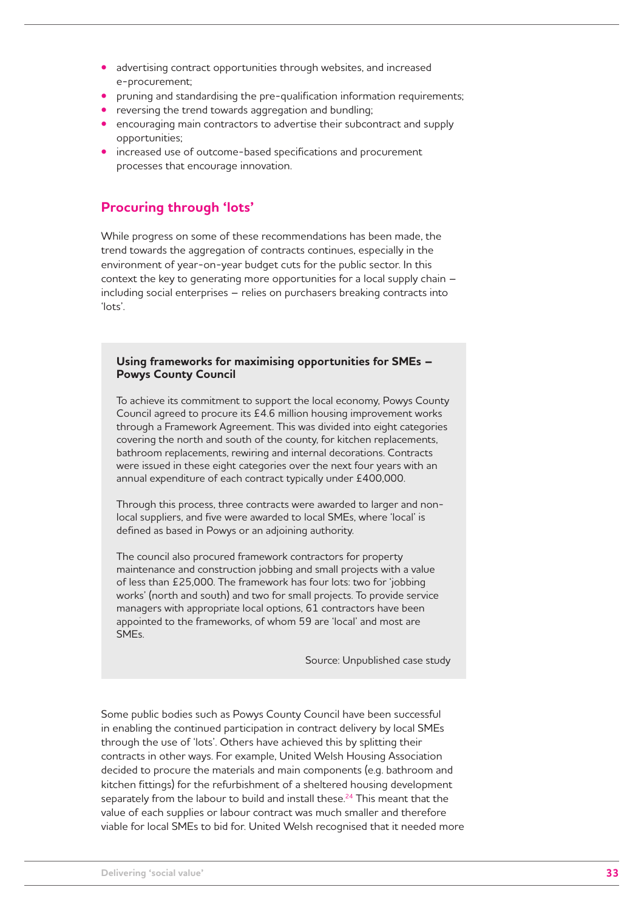- advertising contract opportunities through websites, and increased e-procurement;
- pruning and standardising the pre-qualification information requirements;
- reversing the trend towards aggregation and bundling;
- encouraging main contractors to advertise their subcontract and supply opportunities;
- increased use of outcome-based specifications and procurement processes that encourage innovation.

## Procuring through 'lots'

While progress on some of these recommendations has been made, the trend towards the aggregation of contracts continues, especially in the environment of year-on-year budget cuts for the public sector. In this context the key to generating more opportunities for a local supply chain – including social enterprises – relies on purchasers breaking contracts into 'lots'.

> **Using frameworks for maximising opportunities for SMEs – Powys County Council**
>
> To achieve its commitment to support the local economy, Powys County Council agreed to procure its £4.6 million housing improvement works through a Framework Agreement. This was divided into eight categories covering the north and south of the county, for kitchen replacements, bathroom replacements, rewiring and internal decorations. Contracts were issued in these eight categories over the next four years with an annual expenditure of each contract typically under £400,000.
>
> Through this process, three contracts were awarded to larger and non-local suppliers, and five were awarded to local SMEs, where 'local' is defined as based in Powys or an adjoining authority.
>
> The council also procured framework contractors for property maintenance and construction jobbing and small projects with a value of less than £25,000. The framework has four lots: two for 'jobbing works' (north and south) and two for small projects. To provide service managers with appropriate local options, 61 contractors have been appointed to the frameworks, of whom 59 are 'local' and most are SMEs.
>
> Source: Unpublished case study

Some public bodies such as Powys County Council have been successful in enabling the continued participation in contract delivery by local SMEs through the use of 'lots'. Others have achieved this by splitting their contracts in other ways. For example, United Welsh Housing Association decided to procure the materials and main components (e.g. bathroom and kitchen fittings) for the refurbishment of a sheltered housing development separately from the labour to build and install these.[24] This meant that the value of each supplies or labour contract was much smaller and therefore viable for local SMEs to bid for. United Welsh recognised that it needed more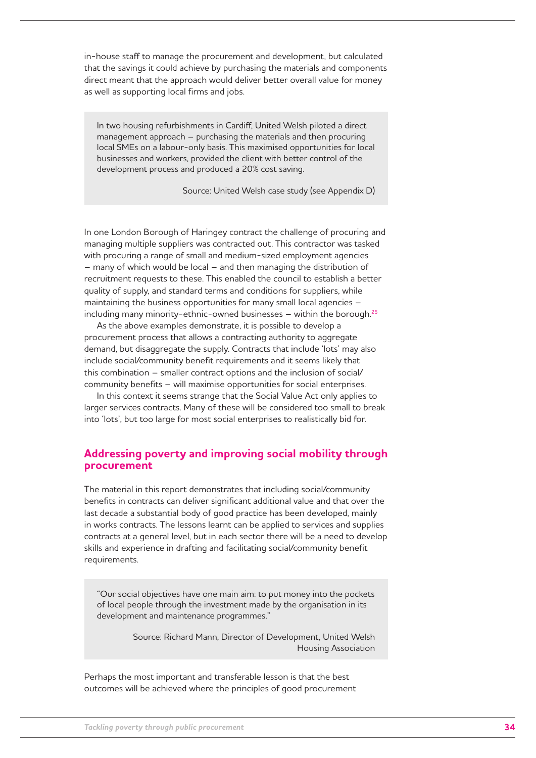in-house staff to manage the procurement and development, but calculated that the savings it could achieve by purchasing the materials and components direct meant that the approach would deliver better overall value for money as well as supporting local firms and jobs.

> In two housing refurbishments in Cardiff, United Welsh piloted a direct management approach – purchasing the materials and then procuring local SMEs on a labour-only basis. This maximised opportunities for local businesses and workers, provided the client with better control of the development process and produced a 20% cost saving.
>
> Source: United Welsh case study (see Appendix D)

In one London Borough of Haringey contract the challenge of procuring and managing multiple suppliers was contracted out. This contractor was tasked with procuring a range of small and medium-sized employment agencies – many of which would be local – and then managing the distribution of recruitment requests to these. This enabled the council to establish a better quality of supply, and standard terms and conditions for suppliers, while maintaining the business opportunities for many small local agencies – including many minority-ethnic-owned businesses – within the borough.[25]

As the above examples demonstrate, it is possible to develop a procurement process that allows a contracting authority to aggregate demand, but disaggregate the supply. Contracts that include 'lots' may also include social/community benefit requirements and it seems likely that this combination – smaller contract options and the inclusion of social/community benefits – will maximise opportunities for social enterprises.

In this context it seems strange that the Social Value Act only applies to larger services contracts. Many of these will be considered too small to break into 'lots', but too large for most social enterprises to realistically bid for.

## Addressing poverty and improving social mobility through procurement

The material in this report demonstrates that including social/community benefits in contracts can deliver significant additional value and that over the last decade a substantial body of good practice has been developed, mainly in works contracts. The lessons learnt can be applied to services and supplies contracts at a general level, but in each sector there will be a need to develop skills and experience in drafting and facilitating social/community benefit requirements.

> "Our social objectives have one main aim: to put money into the pockets of local people through the investment made by the organisation in its development and maintenance programmes."
>
> Source: Richard Mann, Director of Development, United Welsh Housing Association

Perhaps the most important and transferable lesson is that the best outcomes will be achieved where the principles of good procurement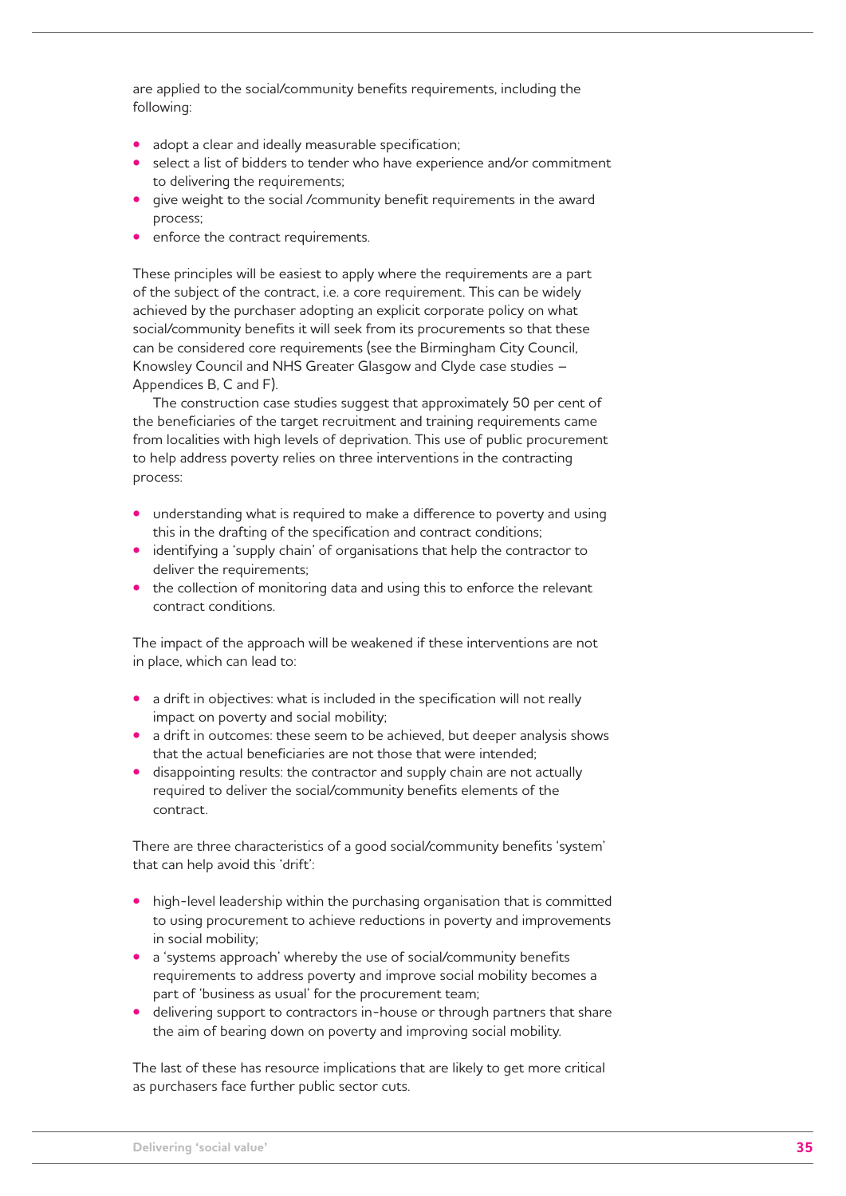are applied to the social/community benefits requirements, including the following:

- adopt a clear and ideally measurable specification;
- select a list of bidders to tender who have experience and/or commitment to delivering the requirements;
- give weight to the social /community benefit requirements in the award process;
- enforce the contract requirements.

These principles will be easiest to apply where the requirements are a part of the subject of the contract, i.e. a core requirement. This can be widely achieved by the purchaser adopting an explicit corporate policy on what social/community benefits it will seek from its procurements so that these can be considered core requirements (see the Birmingham City Council, Knowsley Council and NHS Greater Glasgow and Clyde case studies – Appendices B, C and F).

The construction case studies suggest that approximately 50 per cent of the beneficiaries of the target recruitment and training requirements came from localities with high levels of deprivation. This use of public procurement to help address poverty relies on three interventions in the contracting process:

- understanding what is required to make a difference to poverty and using this in the drafting of the specification and contract conditions;
- identifying a 'supply chain' of organisations that help the contractor to deliver the requirements;
- the collection of monitoring data and using this to enforce the relevant contract conditions.

The impact of the approach will be weakened if these interventions are not in place, which can lead to:

- a drift in objectives: what is included in the specification will not really impact on poverty and social mobility;
- a drift in outcomes: these seem to be achieved, but deeper analysis shows that the actual beneficiaries are not those that were intended;
- disappointing results: the contractor and supply chain are not actually required to deliver the social/community benefits elements of the contract.

There are three characteristics of a good social/community benefits 'system' that can help avoid this 'drift':

- high-level leadership within the purchasing organisation that is committed to using procurement to achieve reductions in poverty and improvements in social mobility;
- a 'systems approach' whereby the use of social/community benefits requirements to address poverty and improve social mobility becomes a part of 'business as usual' for the procurement team;
- delivering support to contractors in-house or through partners that share the aim of bearing down on poverty and improving social mobility.

The last of these has resource implications that are likely to get more critical as purchasers face further public sector cuts.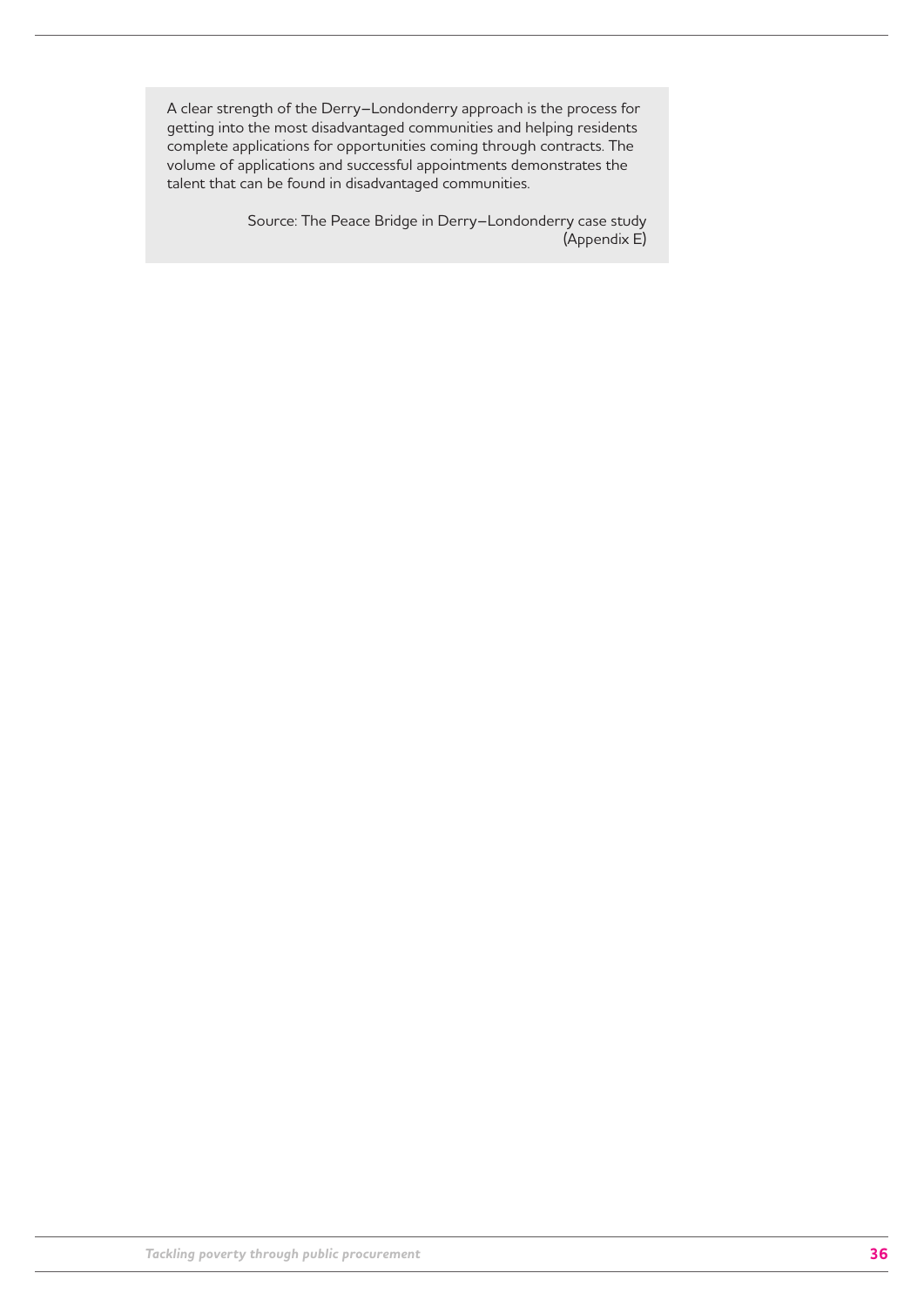> A clear strength of the Derry–Londonderry approach is the process for getting into the most disadvantaged communities and helping residents complete applications for opportunities coming through contracts. The volume of applications and successful appointments demonstrates the talent that can be found in disadvantaged communities.
>
> Source: The Peace Bridge in Derry–Londonderry case study (Appendix E)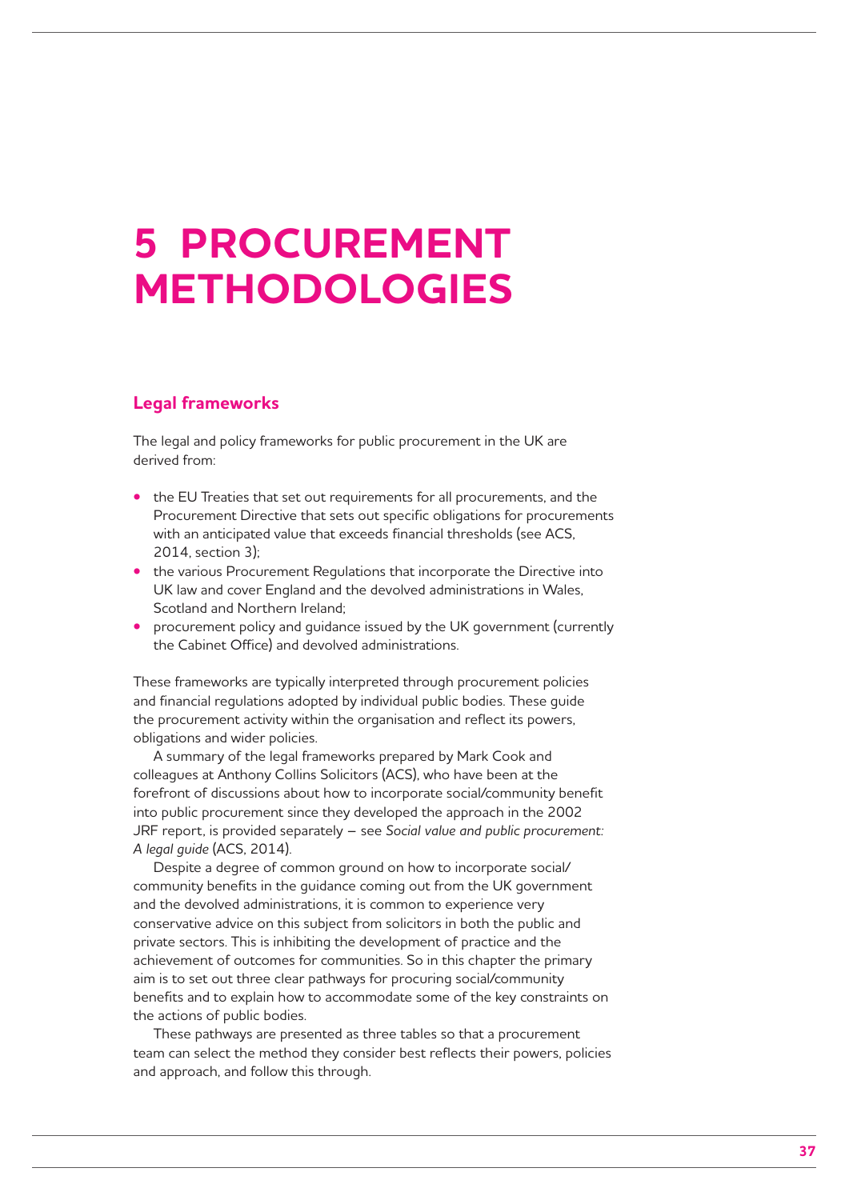# 5 PROCUREMENT METHODOLOGIES

## Legal frameworks

The legal and policy frameworks for public procurement in the UK are derived from:

- the EU Treaties that set out requirements for all procurements, and the Procurement Directive that sets out specific obligations for procurements with an anticipated value that exceeds financial thresholds (see ACS, 2014, section 3);
- the various Procurement Regulations that incorporate the Directive into UK law and cover England and the devolved administrations in Wales, Scotland and Northern Ireland;
- procurement policy and guidance issued by the UK government (currently the Cabinet Office) and devolved administrations.

These frameworks are typically interpreted through procurement policies and financial regulations adopted by individual public bodies. These guide the procurement activity within the organisation and reflect its powers, obligations and wider policies.

A summary of the legal frameworks prepared by Mark Cook and colleagues at Anthony Collins Solicitors (ACS), who have been at the forefront of discussions about how to incorporate social/community benefit into public procurement since they developed the approach in the 2002 JRF report, is provided separately – see *Social value and public procurement: A legal guide* (ACS, 2014).

Despite a degree of common ground on how to incorporate social/community benefits in the guidance coming out from the UK government and the devolved administrations, it is common to experience very conservative advice on this subject from solicitors in both the public and private sectors. This is inhibiting the development of practice and the achievement of outcomes for communities. So in this chapter the primary aim is to set out three clear pathways for procuring social/community benefits and to explain how to accommodate some of the key constraints on the actions of public bodies.

These pathways are presented as three tables so that a procurement team can select the method they consider best reflects their powers, policies and approach, and follow this through.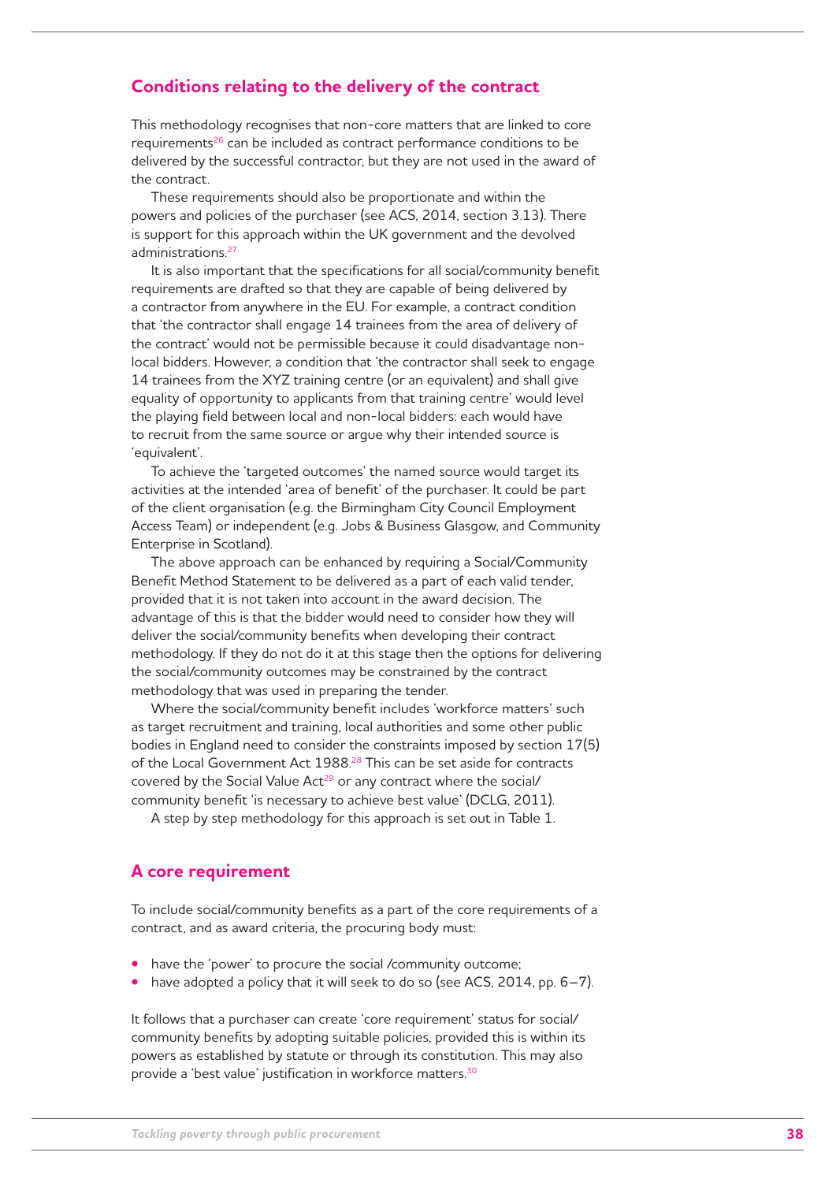## Conditions relating to the delivery of the contract

This methodology recognises that non-core matters that are linked to core requirements[26] can be included as contract performance conditions to be delivered by the successful contractor, but they are not used in the award of the contract.

These requirements should also be proportionate and within the powers and policies of the purchaser (see ACS, 2014, section 3.13). There is support for this approach within the UK government and the devolved administrations.[27]

It is also important that the specifications for all social/community benefit requirements are drafted so that they are capable of being delivered by a contractor from anywhere in the EU. For example, a contract condition that 'the contractor shall engage 14 trainees from the area of delivery of the contract' would not be permissible because it could disadvantage non-local bidders. However, a condition that 'the contractor shall seek to engage 14 trainees from the XYZ training centre (or an equivalent) and shall give equality of opportunity to applicants from that training centre' would level the playing field between local and non-local bidders: each would have to recruit from the same source or argue why their intended source is 'equivalent'.

To achieve the 'targeted outcomes' the named source would target its activities at the intended 'area of benefit' of the purchaser. It could be part of the client organisation (e.g. the Birmingham City Council Employment Access Team) or independent (e.g. Jobs & Business Glasgow, and Community Enterprise in Scotland).

The above approach can be enhanced by requiring a Social/Community Benefit Method Statement to be delivered as a part of each valid tender, provided that it is not taken into account in the award decision. The advantage of this is that the bidder would need to consider how they will deliver the social/community benefits when developing their contract methodology. If they do not do it at this stage then the options for delivering the social/community outcomes may be constrained by the contract methodology that was used in preparing the tender.

Where the social/community benefit includes 'workforce matters' such as target recruitment and training, local authorities and some other public bodies in England need to consider the constraints imposed by section 17(5) of the Local Government Act 1988.[28] This can be set aside for contracts covered by the Social Value Act[29] or any contract where the social/community benefit 'is necessary to achieve best value' (DCLG, 2011).

A step by step methodology for this approach is set out in Table 1.

## A core requirement

To include social/community benefits as a part of the core requirements of a contract, and as award criteria, the procuring body must:

- have the 'power' to procure the social /community outcome;
- have adopted a policy that it will seek to do so (see ACS, 2014, pp. 6–7).

It follows that a purchaser can create 'core requirement' status for social/community benefits by adopting suitable policies, provided this is within its powers as established by statute or through its constitution. This may also provide a 'best value' justification in workforce matters.[30]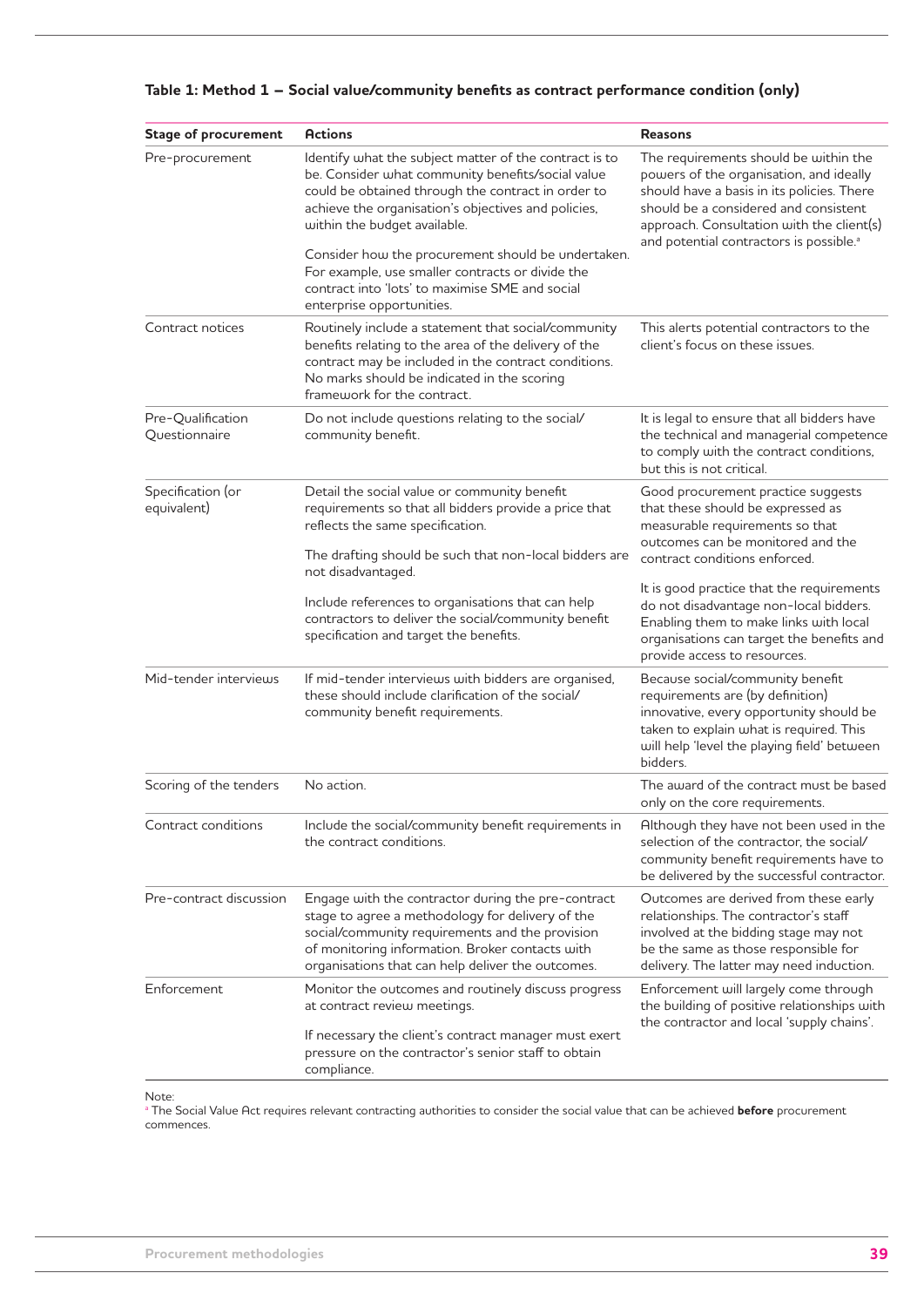**Table 1: Method 1 – Social value/community benefits as contract performance condition (only)**

| Stage of procurement | Actions | Reasons |
|---|---|---|
| Pre-procurement | Identify what the subject matter of the contract is to be. Consider what community benefits/social value could be obtained through the contract in order to achieve the organisation's objectives and policies, within the budget available.<br><br>Consider how the procurement should be undertaken. For example, use smaller contracts or divide the contract into 'lots' to maximise SME and social enterprise opportunities. | The requirements should be within the powers of the organisation, and ideally should have a basis in its policies. There should be a considered and consistent approach. Consultation with the client(s) and potential contractors is possible.[a] |
| Contract notices | Routinely include a statement that social/community benefits relating to the area of the delivery of the contract may be included in the contract conditions. No marks should be indicated in the scoring framework for the contract. | This alerts potential contractors to the client's focus on these issues. |
| Pre-Qualification Questionnaire | Do not include questions relating to the social/ community benefit. | It is legal to ensure that all bidders have the technical and managerial competence to comply with the contract conditions, but this is not critical. |
| Specification (or equivalent) | Detail the social value or community benefit requirements so that all bidders provide a price that reflects the same specification.<br><br>The drafting should be such that non-local bidders are not disadvantaged.<br><br>Include references to organisations that can help contractors to deliver the social/community benefit specification and target the benefits. | Good procurement practice suggests that these should be expressed as measurable requirements so that outcomes can be monitored and the contract conditions enforced.<br><br>It is good practice that the requirements do not disadvantage non-local bidders. Enabling them to make links with local organisations can target the benefits and provide access to resources. |
| Mid-tender interviews | If mid-tender interviews with bidders are organised, these should include clarification of the social/ community benefit requirements. | Because social/community benefit requirements are (by definition) innovative, every opportunity should be taken to explain what is required. This will help 'level the playing field' between bidders. |
| Scoring of the tenders | No action. | The award of the contract must be based only on the core requirements. |
| Contract conditions | Include the social/community benefit requirements in the contract conditions. | Although they have not been used in the selection of the contractor, the social/ community benefit requirements have to be delivered by the successful contractor. |
| Pre-contract discussion | Engage with the contractor during the pre-contract stage to agree a methodology for delivery of the social/community requirements and the provision of monitoring information. Broker contacts with organisations that can help deliver the outcomes. | Outcomes are derived from these early relationships. The contractor's staff involved at the bidding stage may not be the same as those responsible for delivery. The latter may need induction. |
| Enforcement | Monitor the outcomes and routinely discuss progress at contract review meetings.<br><br>If necessary the client's contract manager must exert pressure on the contractor's senior staff to obtain compliance. | Enforcement will largely come through the building of positive relationships with the contractor and local 'supply chains'. |

Note:
[a] The Social Value Act requires relevant contracting authorities to consider the social value that can be achieved **before** procurement commences.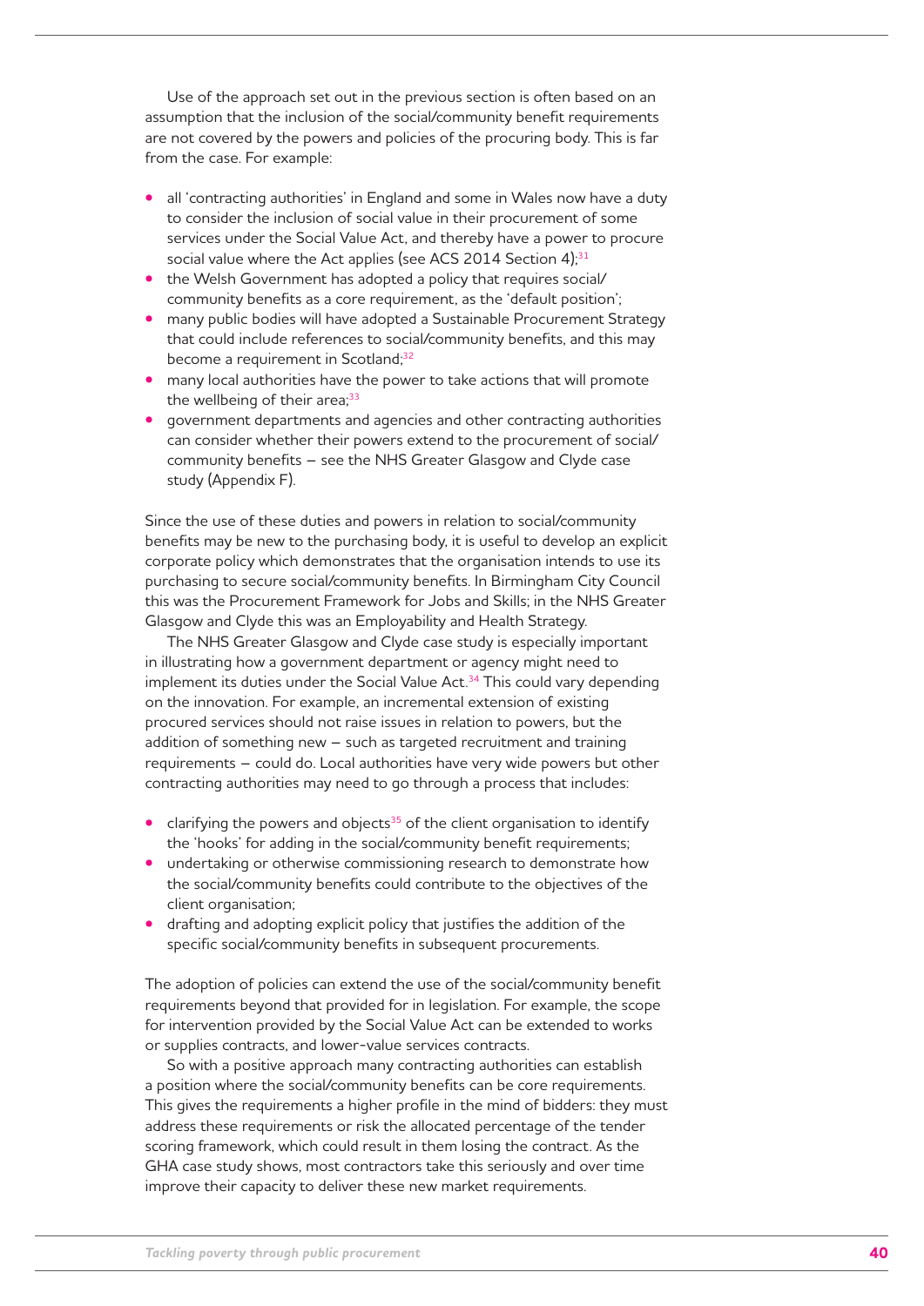Use of the approach set out in the previous section is often based on an assumption that the inclusion of the social/community benefit requirements are not covered by the powers and policies of the procuring body. This is far from the case. For example:

- all 'contracting authorities' in England and some in Wales now have a duty to consider the inclusion of social value in their procurement of some services under the Social Value Act, and thereby have a power to procure social value where the Act applies (see ACS 2014 Section 4);[31]
- the Welsh Government has adopted a policy that requires social/community benefits as a core requirement, as the 'default position';
- many public bodies will have adopted a Sustainable Procurement Strategy that could include references to social/community benefits, and this may become a requirement in Scotland;[32]
- many local authorities have the power to take actions that will promote the wellbeing of their area;[33]
- government departments and agencies and other contracting authorities can consider whether their powers extend to the procurement of social/community benefits – see the NHS Greater Glasgow and Clyde case study (Appendix F).

Since the use of these duties and powers in relation to social/community benefits may be new to the purchasing body, it is useful to develop an explicit corporate policy which demonstrates that the organisation intends to use its purchasing to secure social/community benefits. In Birmingham City Council this was the Procurement Framework for Jobs and Skills; in the NHS Greater Glasgow and Clyde this was an Employability and Health Strategy.

The NHS Greater Glasgow and Clyde case study is especially important in illustrating how a government department or agency might need to implement its duties under the Social Value Act.[34] This could vary depending on the innovation. For example, an incremental extension of existing procured services should not raise issues in relation to powers, but the addition of something new – such as targeted recruitment and training requirements – could do. Local authorities have very wide powers but other contracting authorities may need to go through a process that includes:

- clarifying the powers and objects[35] of the client organisation to identify the 'hooks' for adding in the social/community benefit requirements;
- undertaking or otherwise commissioning research to demonstrate how the social/community benefits could contribute to the objectives of the client organisation;
- drafting and adopting explicit policy that justifies the addition of the specific social/community benefits in subsequent procurements.

The adoption of policies can extend the use of the social/community benefit requirements beyond that provided for in legislation. For example, the scope for intervention provided by the Social Value Act can be extended to works or supplies contracts, and lower-value services contracts.

So with a positive approach many contracting authorities can establish a position where the social/community benefits can be core requirements. This gives the requirements a higher profile in the mind of bidders: they must address these requirements or risk the allocated percentage of the tender scoring framework, which could result in them losing the contract. As the GHA case study shows, most contractors take this seriously and over time improve their capacity to deliver these new market requirements.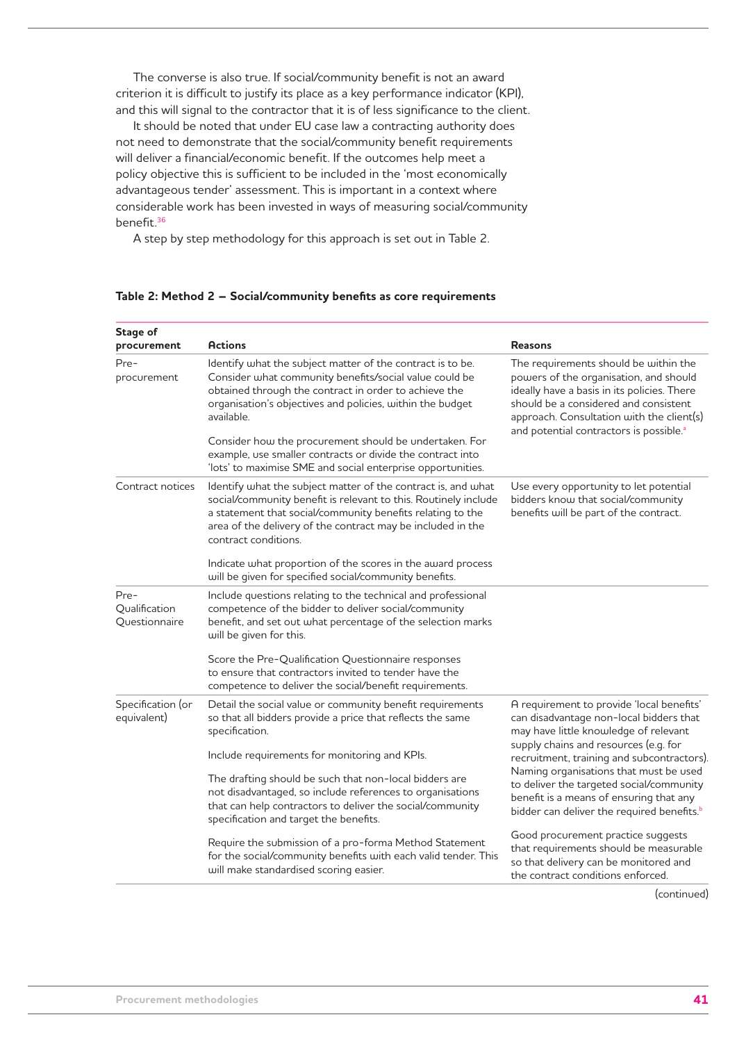The converse is also true. If social/community benefit is not an award criterion it is difficult to justify its place as a key performance indicator (KPI), and this will signal to the contractor that it is of less significance to the client.

It should be noted that under EU case law a contracting authority does not need to demonstrate that the social/community benefit requirements will deliver a financial/economic benefit. If the outcomes help meet a policy objective this is sufficient to be included in the 'most economically advantageous tender' assessment. This is important in a context where considerable work has been invested in ways of measuring social/community benefit.[36]

A step by step methodology for this approach is set out in Table 2.

**Table 2: Method 2 – Social/community benefits as core requirements**

| Stage of procurement | Actions | Reasons |
|---|---|---|
| Pre-procurement | Identify what the subject matter of the contract is to be. Consider what community benefits/social value could be obtained through the contract in order to achieve the organisation's objectives and policies, within the budget available.<br><br>Consider how the procurement should be undertaken. For example, use smaller contracts or divide the contract into 'lots' to maximise SME and social enterprise opportunities. | The requirements should be within the powers of the organisation, and should ideally have a basis in its policies. There should be a considered and consistent approach. Consultation with the client(s) and potential contractors is possible.[a] |
| Contract notices | Identify what the subject matter of the contract is, and what social/community benefit is relevant to this. Routinely include a statement that social/community benefits relating to the area of the delivery of the contract may be included in the contract conditions.<br><br>Indicate what proportion of the scores in the award process will be given for specified social/community benefits. | Use every opportunity to let potential bidders know that social/community benefits will be part of the contract. |
| Pre-Qualification Questionnaire | Include questions relating to the technical and professional competence of the bidder to deliver social/community benefit, and set out what percentage of the selection marks will be given for this.<br><br>Score the Pre-Qualification Questionnaire responses to ensure that contractors invited to tender have the competence to deliver the social/benefit requirements. | |
| Specification (or equivalent) | Detail the social value or community benefit requirements so that all bidders provide a price that reflects the same specification.<br><br>Include requirements for monitoring and KPIs.<br><br>The drafting should be such that non-local bidders are not disadvantaged, so include references to organisations that can help contractors to deliver the social/community specification and target the benefits.<br><br>Require the submission of a pro-forma Method Statement for the social/community benefits with each valid tender. This will make standardised scoring easier. | A requirement to provide 'local benefits' can disadvantage non-local bidders that may have little knowledge of relevant supply chains and resources (e.g. for recruitment, training and subcontractors). Naming organisations that must be used to deliver the targeted social/community benefit is a means of ensuring that any bidder can deliver the required benefits.[b]<br><br>Good procurement practice suggests that requirements should be measurable so that delivery can be monitored and the contract conditions enforced. |

(continued)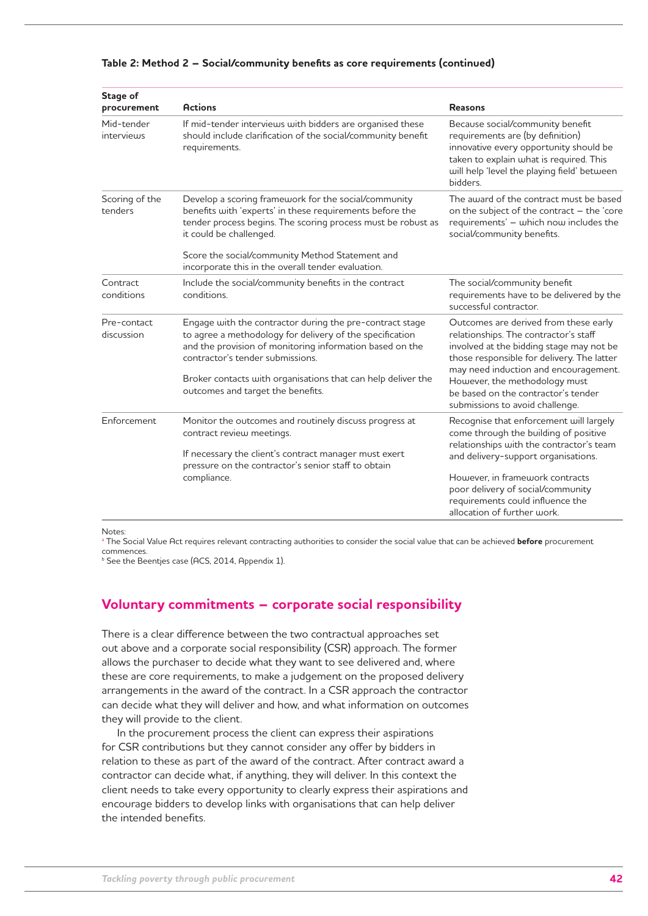**Table 2: Method 2 – Social/community benefits as core requirements (continued)**

| Stage of procurement | Actions | Reasons |
|---|---|---|
| Mid-tender interviews | If mid-tender interviews with bidders are organised these should include clarification of the social/community benefit requirements. | Because social/community benefit requirements are (by definition) innovative every opportunity should be taken to explain what is required. This will help 'level the playing field' between bidders. |
| Scoring of the tenders | Develop a scoring framework for the social/community benefits with 'experts' in these requirements before the tender process begins. The scoring process must be robust as it could be challenged.<br><br>Score the social/community Method Statement and incorporate this in the overall tender evaluation. | The award of the contract must be based on the subject of the contract – the 'core requirements' – which now includes the social/community benefits. |
| Contract conditions | Include the social/community benefits in the contract conditions. | The social/community benefit requirements have to be delivered by the successful contractor. |
| Pre-contact discussion | Engage with the contractor during the pre-contract stage to agree a methodology for delivery of the specification and the provision of monitoring information based on the contractor's tender submissions.<br><br>Broker contacts with organisations that can help deliver the outcomes and target the benefits. | Outcomes are derived from these early relationships. The contractor's staff involved at the bidding stage may not be those responsible for delivery. The latter may need induction and encouragement. However, the methodology must be based on the contractor's tender submissions to avoid challenge. |
| Enforcement | Monitor the outcomes and routinely discuss progress at contract review meetings.<br><br>If necessary the client's contract manager must exert pressure on the contractor's senior staff to obtain compliance. | Recognise that enforcement will largely come through the building of positive relationships with the contractor's team and delivery-support organisations.<br><br>However, in framework contracts poor delivery of social/community requirements could influence the allocation of further work. |

Notes:
[a] The Social Value Act requires relevant contracting authorities to consider the social value that can be achieved **before** procurement commences.
[b] See the Beentjes case (ACS, 2014, Appendix 1).

## Voluntary commitments – corporate social responsibility

There is a clear difference between the two contractual approaches set out above and a corporate social responsibility (CSR) approach. The former allows the purchaser to decide what they want to see delivered and, where these are core requirements, to make a judgement on the proposed delivery arrangements in the award of the contract. In a CSR approach the contractor can decide what they will deliver and how, and what information on outcomes they will provide to the client.

In the procurement process the client can express their aspirations for CSR contributions but they cannot consider any offer by bidders in relation to these as part of the award of the contract. After contract award a contractor can decide what, if anything, they will deliver. In this context the client needs to take every opportunity to clearly express their aspirations and encourage bidders to develop links with organisations that can help deliver the intended benefits.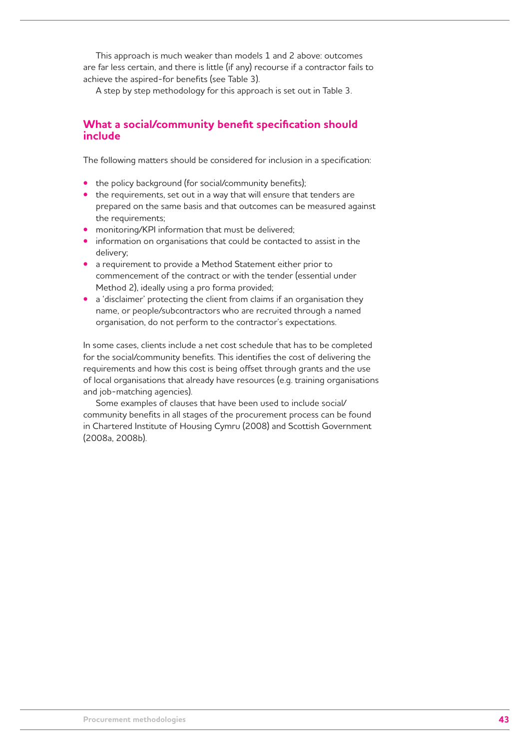This approach is much weaker than models 1 and 2 above: outcomes are far less certain, and there is little (if any) recourse if a contractor fails to achieve the aspired-for benefits (see Table 3).

A step by step methodology for this approach is set out in Table 3.

## What a social/community benefit specification should include

The following matters should be considered for inclusion in a specification:

- the policy background (for social/community benefits);
- the requirements, set out in a way that will ensure that tenders are prepared on the same basis and that outcomes can be measured against the requirements;
- monitoring/KPI information that must be delivered;
- information on organisations that could be contacted to assist in the delivery;
- a requirement to provide a Method Statement either prior to commencement of the contract or with the tender (essential under Method 2), ideally using a pro forma provided;
- a 'disclaimer' protecting the client from claims if an organisation they name, or people/subcontractors who are recruited through a named organisation, do not perform to the contractor's expectations.

In some cases, clients include a net cost schedule that has to be completed for the social/community benefits. This identifies the cost of delivering the requirements and how this cost is being offset through grants and the use of local organisations that already have resources (e.g. training organisations and job-matching agencies).

Some examples of clauses that have been used to include social/community benefits in all stages of the procurement process can be found in Chartered Institute of Housing Cymru (2008) and Scottish Government (2008a, 2008b).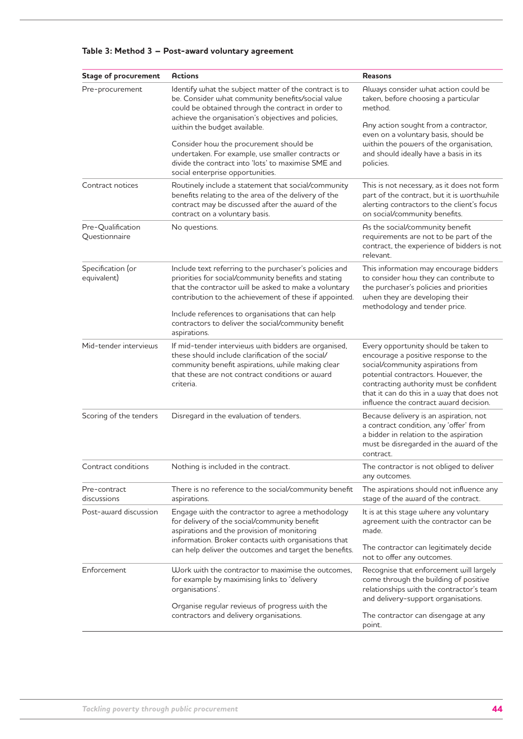**Table 3: Method 3 – Post-award voluntary agreement**

| Stage of procurement | Actions | Reasons |
|---|---|---|
| Pre-procurement | Identify what the subject matter of the contract is to be. Consider what community benefits/social value could be obtained through the contract in order to achieve the organisation's objectives and policies, within the budget available.<br><br>Consider how the procurement should be undertaken. For example, use smaller contracts or divide the contract into 'lots' to maximise SME and social enterprise opportunities. | Always consider what action could be taken, before choosing a particular method.<br><br>Any action sought from a contractor, even on a voluntary basis, should be within the powers of the organisation, and should ideally have a basis in its policies. |
| Contract notices | Routinely include a statement that social/community benefits relating to the area of the delivery of the contract may be discussed after the award of the contract on a voluntary basis. | This is not necessary, as it does not form part of the contract, but it is worthwhile alerting contractors to the client's focus on social/community benefits. |
| Pre-Qualification Questionnaire | No questions. | As the social/community benefit requirements are not to be part of the contract, the experience of bidders is not relevant. |
| Specification (or equivalent) | Include text referring to the purchaser's policies and priorities for social/community benefits and stating that the contractor will be asked to make a voluntary contribution to the achievement of these if appointed.<br><br>Include references to organisations that can help contractors to deliver the social/community benefit aspirations. | This information may encourage bidders to consider how they can contribute to the purchaser's policies and priorities when they are developing their methodology and tender price. |
| Mid-tender interviews | If mid-tender interviews with bidders are organised, these should include clarification of the social/community benefit aspirations, while making clear that these are not contract conditions or award criteria. | Every opportunity should be taken to encourage a positive response to the social/community aspirations from potential contractors. However, the contracting authority must be confident that it can do this in a way that does not influence the contract award decision. |
| Scoring of the tenders | Disregard in the evaluation of tenders. | Because delivery is an aspiration, not a contract condition, any 'offer' from a bidder in relation to the aspiration must be disregarded in the award of the contract. |
| Contract conditions | Nothing is included in the contract. | The contractor is not obliged to deliver any outcomes. |
| Pre-contract discussions | There is no reference to the social/community benefit aspirations. | The aspirations should not influence any stage of the award of the contract. |
| Post-award discussion | Engage with the contractor to agree a methodology for delivery of the social/community benefit aspirations and the provision of monitoring information. Broker contacts with organisations that can help deliver the outcomes and target the benefits. | It is at this stage where any voluntary agreement with the contractor can be made.<br><br>The contractor can legitimately decide not to offer any outcomes. |
| Enforcement | Work with the contractor to maximise the outcomes, for example by maximising links to 'delivery organisations'.<br><br>Organise regular reviews of progress with the contractors and delivery organisations. | Recognise that enforcement will largely come through the building of positive relationships with the contractor's team and delivery-support organisations.<br><br>The contractor can disengage at any point. |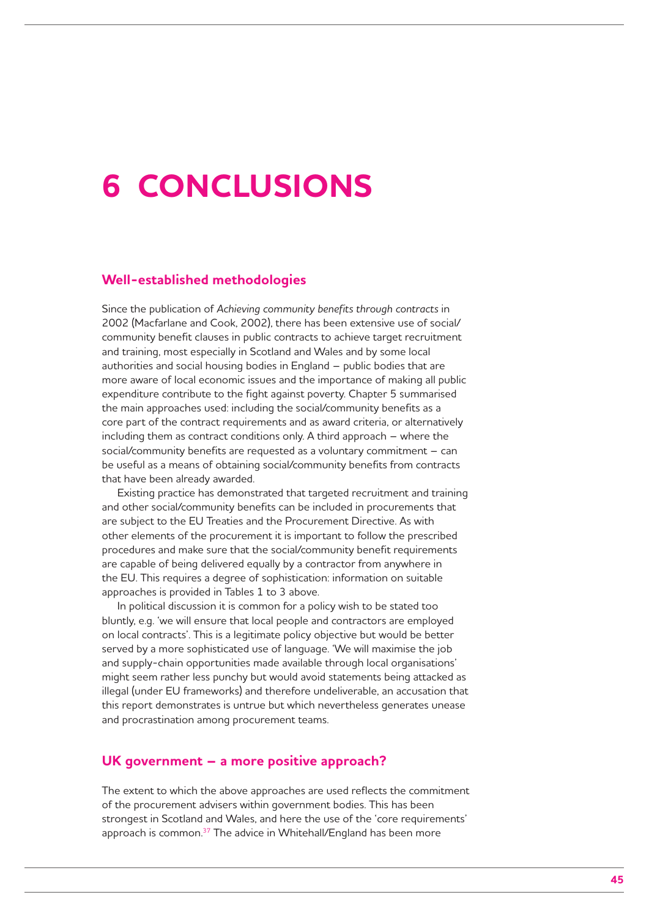# 6 CONCLUSIONS

## Well-established methodologies

Since the publication of *Achieving community benefits through contracts* in 2002 (Macfarlane and Cook, 2002), there has been extensive use of social/community benefit clauses in public contracts to achieve target recruitment and training, most especially in Scotland and Wales and by some local authorities and social housing bodies in England – public bodies that are more aware of local economic issues and the importance of making all public expenditure contribute to the fight against poverty. Chapter 5 summarised the main approaches used: including the social/community benefits as a core part of the contract requirements and as award criteria, or alternatively including them as contract conditions only. A third approach – where the social/community benefits are requested as a voluntary commitment – can be useful as a means of obtaining social/community benefits from contracts that have been already awarded.

Existing practice has demonstrated that targeted recruitment and training and other social/community benefits can be included in procurements that are subject to the EU Treaties and the Procurement Directive. As with other elements of the procurement it is important to follow the prescribed procedures and make sure that the social/community benefit requirements are capable of being delivered equally by a contractor from anywhere in the EU. This requires a degree of sophistication: information on suitable approaches is provided in Tables 1 to 3 above.

In political discussion it is common for a policy wish to be stated too bluntly, e.g. 'we will ensure that local people and contractors are employed on local contracts'. This is a legitimate policy objective but would be better served by a more sophisticated use of language. 'We will maximise the job and supply-chain opportunities made available through local organisations' might seem rather less punchy but would avoid statements being attacked as illegal (under EU frameworks) and therefore undeliverable, an accusation that this report demonstrates is untrue but which nevertheless generates unease and procrastination among procurement teams.

## UK government – a more positive approach?

The extent to which the above approaches are used reflects the commitment of the procurement advisers within government bodies. This has been strongest in Scotland and Wales, and here the use of the 'core requirements' approach is common.[37] The advice in Whitehall/England has been more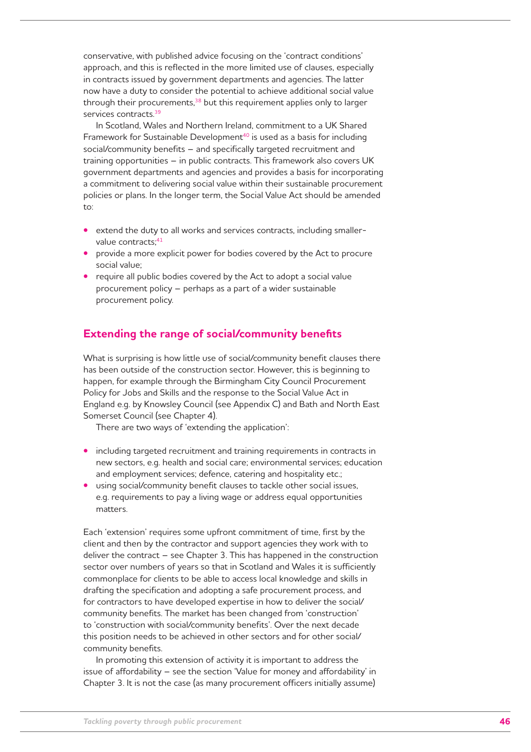conservative, with published advice focusing on the 'contract conditions' approach, and this is reflected in the more limited use of clauses, especially in contracts issued by government departments and agencies. The latter now have a duty to consider the potential to achieve additional social value through their procurements,[38] but this requirement applies only to larger services contracts.[39]

In Scotland, Wales and Northern Ireland, commitment to a UK Shared Framework for Sustainable Development[40] is used as a basis for including social/community benefits – and specifically targeted recruitment and training opportunities – in public contracts. This framework also covers UK government departments and agencies and provides a basis for incorporating a commitment to delivering social value within their sustainable procurement policies or plans. In the longer term, the Social Value Act should be amended to:

- extend the duty to all works and services contracts, including smaller-value contracts;[41]
- provide a more explicit power for bodies covered by the Act to procure social value;
- require all public bodies covered by the Act to adopt a social value procurement policy – perhaps as a part of a wider sustainable procurement policy.

## Extending the range of social/community benefits

What is surprising is how little use of social/community benefit clauses there has been outside of the construction sector. However, this is beginning to happen, for example through the Birmingham City Council Procurement Policy for Jobs and Skills and the response to the Social Value Act in England e.g. by Knowsley Council (see Appendix C) and Bath and North East Somerset Council (see Chapter 4).

There are two ways of 'extending the application':

- including targeted recruitment and training requirements in contracts in new sectors, e.g. health and social care; environmental services; education and employment services; defence, catering and hospitality etc.;
- using social/community benefit clauses to tackle other social issues, e.g. requirements to pay a living wage or address equal opportunities matters.

Each 'extension' requires some upfront commitment of time, first by the client and then by the contractor and support agencies they work with to deliver the contract – see Chapter 3. This has happened in the construction sector over numbers of years so that in Scotland and Wales it is sufficiently commonplace for clients to be able to access local knowledge and skills in drafting the specification and adopting a safe procurement process, and for contractors to have developed expertise in how to deliver the social/community benefits. The market has been changed from 'construction' to 'construction with social/community benefits'. Over the next decade this position needs to be achieved in other sectors and for other social/community benefits.

In promoting this extension of activity it is important to address the issue of affordability – see the section 'Value for money and affordability' in Chapter 3. It is not the case (as many procurement officers initially assume)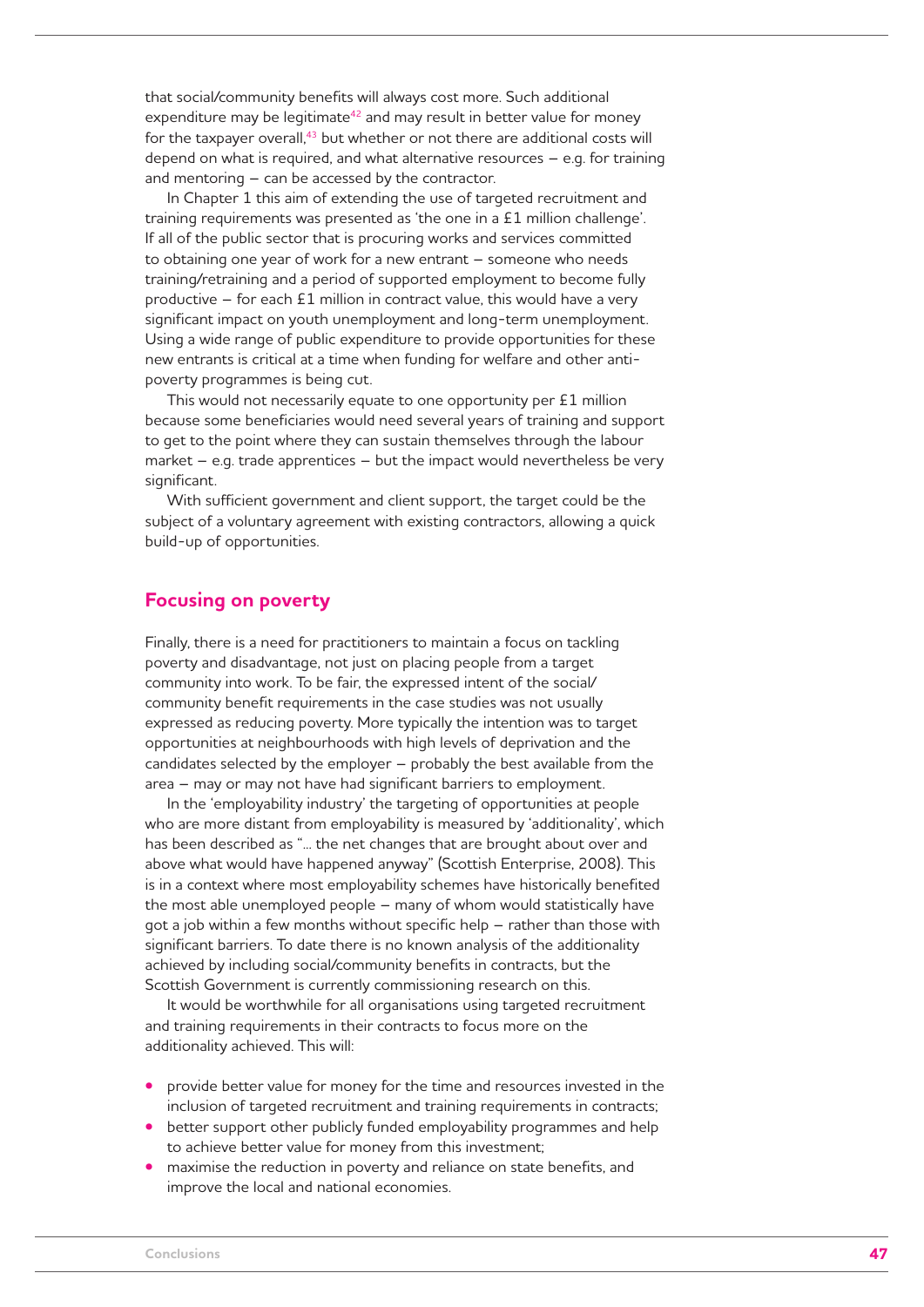that social/community benefits will always cost more. Such additional expenditure may be legitimate[42] and may result in better value for money for the taxpayer overall,[43] but whether or not there are additional costs will depend on what is required, and what alternative resources – e.g. for training and mentoring – can be accessed by the contractor.

In Chapter 1 this aim of extending the use of targeted recruitment and training requirements was presented as 'the one in a £1 million challenge'. If all of the public sector that is procuring works and services committed to obtaining one year of work for a new entrant – someone who needs training/retraining and a period of supported employment to become fully productive – for each £1 million in contract value, this would have a very significant impact on youth unemployment and long-term unemployment. Using a wide range of public expenditure to provide opportunities for these new entrants is critical at a time when funding for welfare and other anti-poverty programmes is being cut.

This would not necessarily equate to one opportunity per £1 million because some beneficiaries would need several years of training and support to get to the point where they can sustain themselves through the labour market – e.g. trade apprentices – but the impact would nevertheless be very significant.

With sufficient government and client support, the target could be the subject of a voluntary agreement with existing contractors, allowing a quick build-up of opportunities.

## Focusing on poverty

Finally, there is a need for practitioners to maintain a focus on tackling poverty and disadvantage, not just on placing people from a target community into work. To be fair, the expressed intent of the social/community benefit requirements in the case studies was not usually expressed as reducing poverty. More typically the intention was to target opportunities at neighbourhoods with high levels of deprivation and the candidates selected by the employer – probably the best available from the area – may or may not have had significant barriers to employment.

In the 'employability industry' the targeting of opportunities at people who are more distant from employability is measured by 'additionality', which has been described as "... the net changes that are brought about over and above what would have happened anyway" (Scottish Enterprise, 2008). This is in a context where most employability schemes have historically benefited the most able unemployed people – many of whom would statistically have got a job within a few months without specific help – rather than those with significant barriers. To date there is no known analysis of the additionality achieved by including social/community benefits in contracts, but the Scottish Government is currently commissioning research on this.

It would be worthwhile for all organisations using targeted recruitment and training requirements in their contracts to focus more on the additionality achieved. This will:

- provide better value for money for the time and resources invested in the inclusion of targeted recruitment and training requirements in contracts;
- better support other publicly funded employability programmes and help to achieve better value for money from this investment;
- maximise the reduction in poverty and reliance on state benefits, and improve the local and national economies.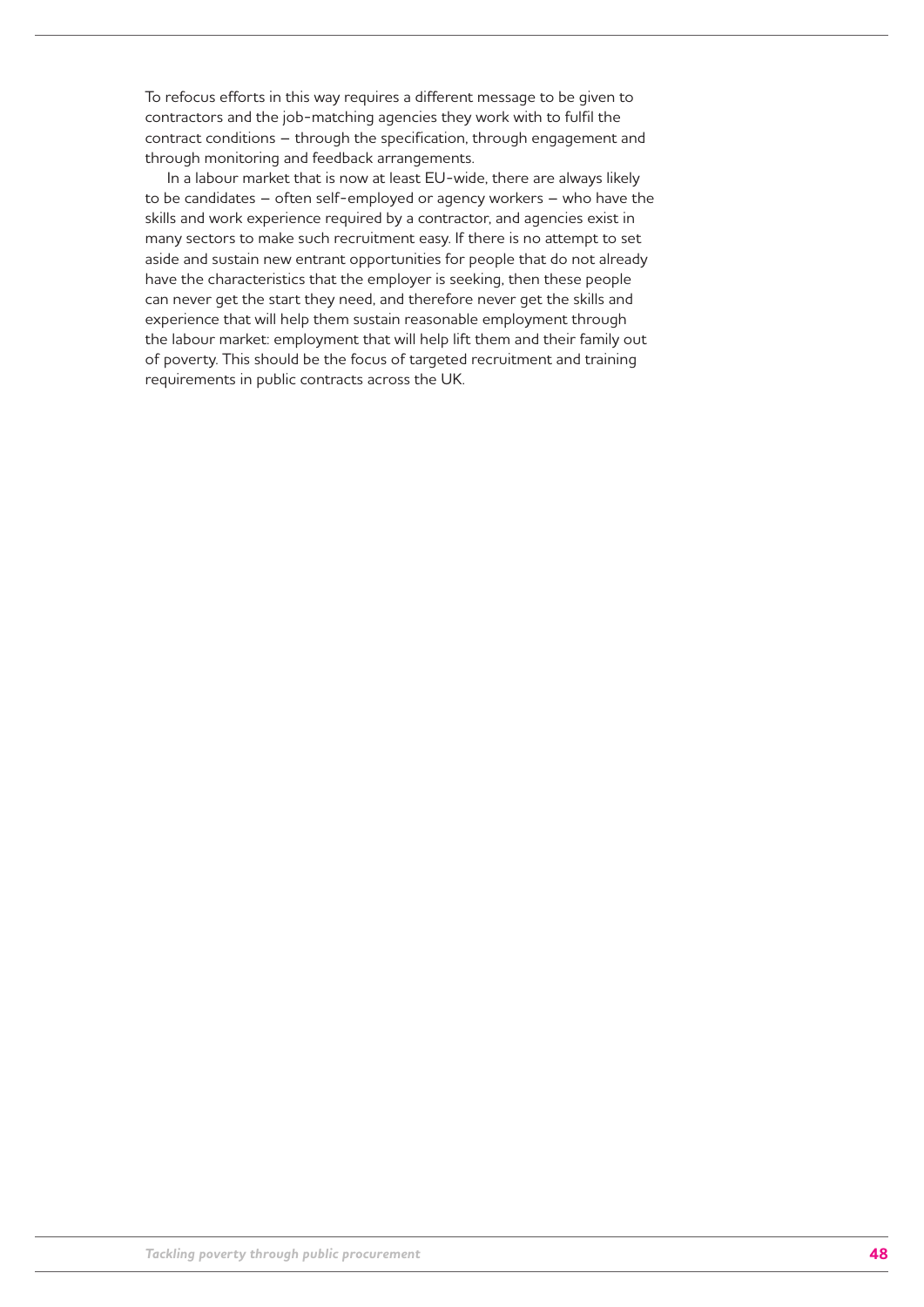To refocus efforts in this way requires a different message to be given to contractors and the job-matching agencies they work with to fulfil the contract conditions – through the specification, through engagement and through monitoring and feedback arrangements.

In a labour market that is now at least EU-wide, there are always likely to be candidates – often self-employed or agency workers – who have the skills and work experience required by a contractor, and agencies exist in many sectors to make such recruitment easy. If there is no attempt to set aside and sustain new entrant opportunities for people that do not already have the characteristics that the employer is seeking, then these people can never get the start they need, and therefore never get the skills and experience that will help them sustain reasonable employment through the labour market: employment that will help lift them and their family out of poverty. This should be the focus of targeted recruitment and training requirements in public contracts across the UK.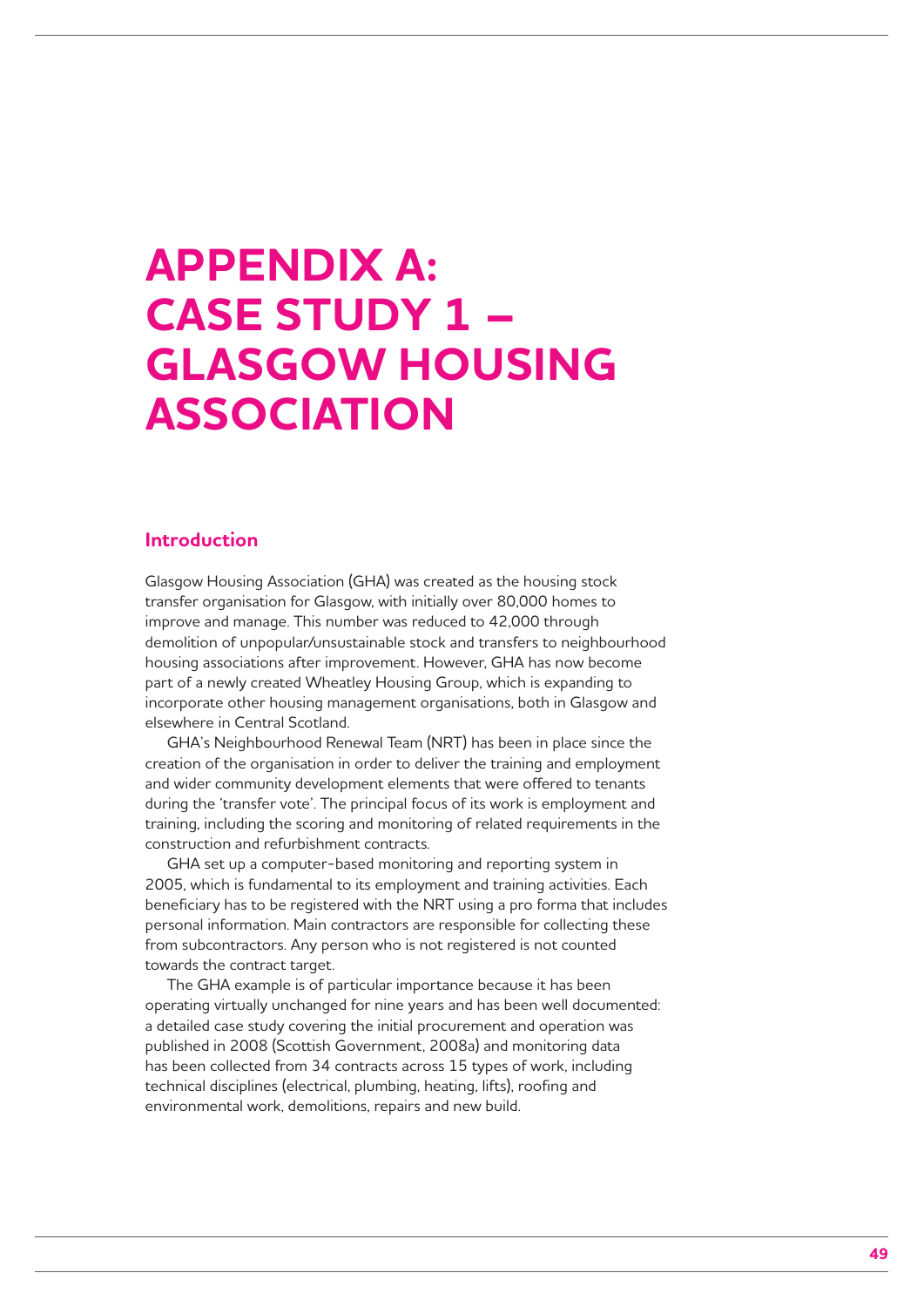# APPENDIX A: CASE STUDY 1 – GLASGOW HOUSING ASSOCIATION

## Introduction

Glasgow Housing Association (GHA) was created as the housing stock transfer organisation for Glasgow, with initially over 80,000 homes to improve and manage. This number was reduced to 42,000 through demolition of unpopular/unsustainable stock and transfers to neighbourhood housing associations after improvement. However, GHA has now become part of a newly created Wheatley Housing Group, which is expanding to incorporate other housing management organisations, both in Glasgow and elsewhere in Central Scotland.

GHA's Neighbourhood Renewal Team (NRT) has been in place since the creation of the organisation in order to deliver the training and employment and wider community development elements that were offered to tenants during the 'transfer vote'. The principal focus of its work is employment and training, including the scoring and monitoring of related requirements in the construction and refurbishment contracts.

GHA set up a computer-based monitoring and reporting system in 2005, which is fundamental to its employment and training activities. Each beneficiary has to be registered with the NRT using a pro forma that includes personal information. Main contractors are responsible for collecting these from subcontractors. Any person who is not registered is not counted towards the contract target.

The GHA example is of particular importance because it has been operating virtually unchanged for nine years and has been well documented: a detailed case study covering the initial procurement and operation was published in 2008 (Scottish Government, 2008a) and monitoring data has been collected from 34 contracts across 15 types of work, including technical disciplines (electrical, plumbing, heating, lifts), roofing and environmental work, demolitions, repairs and new build.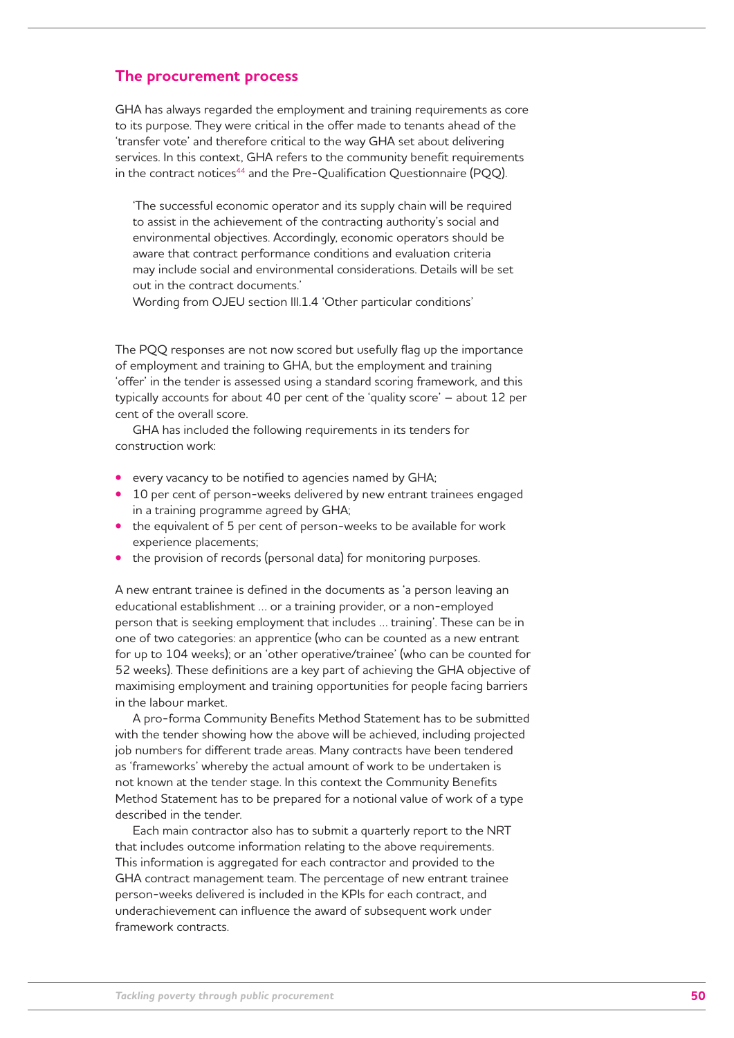## The procurement process

GHA has always regarded the employment and training requirements as core to its purpose. They were critical in the offer made to tenants ahead of the 'transfer vote' and therefore critical to the way GHA set about delivering services. In this context, GHA refers to the community benefit requirements in the contract notices[44] and the Pre-Qualification Questionnaire (PQQ).

> 'The successful economic operator and its supply chain will be required to assist in the achievement of the contracting authority's social and environmental objectives. Accordingly, economic operators should be aware that contract performance conditions and evaluation criteria may include social and environmental considerations. Details will be set out in the contract documents.'
> Wording from OJEU section III.1.4 'Other particular conditions'

The PQQ responses are not now scored but usefully flag up the importance of employment and training to GHA, but the employment and training 'offer' in the tender is assessed using a standard scoring framework, and this typically accounts for about 40 per cent of the 'quality score' – about 12 per cent of the overall score.

GHA has included the following requirements in its tenders for construction work:

- every vacancy to be notified to agencies named by GHA;
- 10 per cent of person-weeks delivered by new entrant trainees engaged in a training programme agreed by GHA;
- the equivalent of 5 per cent of person-weeks to be available for work experience placements;
- the provision of records (personal data) for monitoring purposes.

A new entrant trainee is defined in the documents as 'a person leaving an educational establishment ... or a training provider, or a non-employed person that is seeking employment that includes ... training'. These can be in one of two categories: an apprentice (who can be counted as a new entrant for up to 104 weeks); or an 'other operative/trainee' (who can be counted for 52 weeks). These definitions are a key part of achieving the GHA objective of maximising employment and training opportunities for people facing barriers in the labour market.

A pro-forma Community Benefits Method Statement has to be submitted with the tender showing how the above will be achieved, including projected job numbers for different trade areas. Many contracts have been tendered as 'frameworks' whereby the actual amount of work to be undertaken is not known at the tender stage. In this context the Community Benefits Method Statement has to be prepared for a notional value of work of a type described in the tender.

Each main contractor also has to submit a quarterly report to the NRT that includes outcome information relating to the above requirements. This information is aggregated for each contractor and provided to the GHA contract management team. The percentage of new entrant trainee person-weeks delivered is included in the KPIs for each contract, and underachievement can influence the award of subsequent work under framework contracts.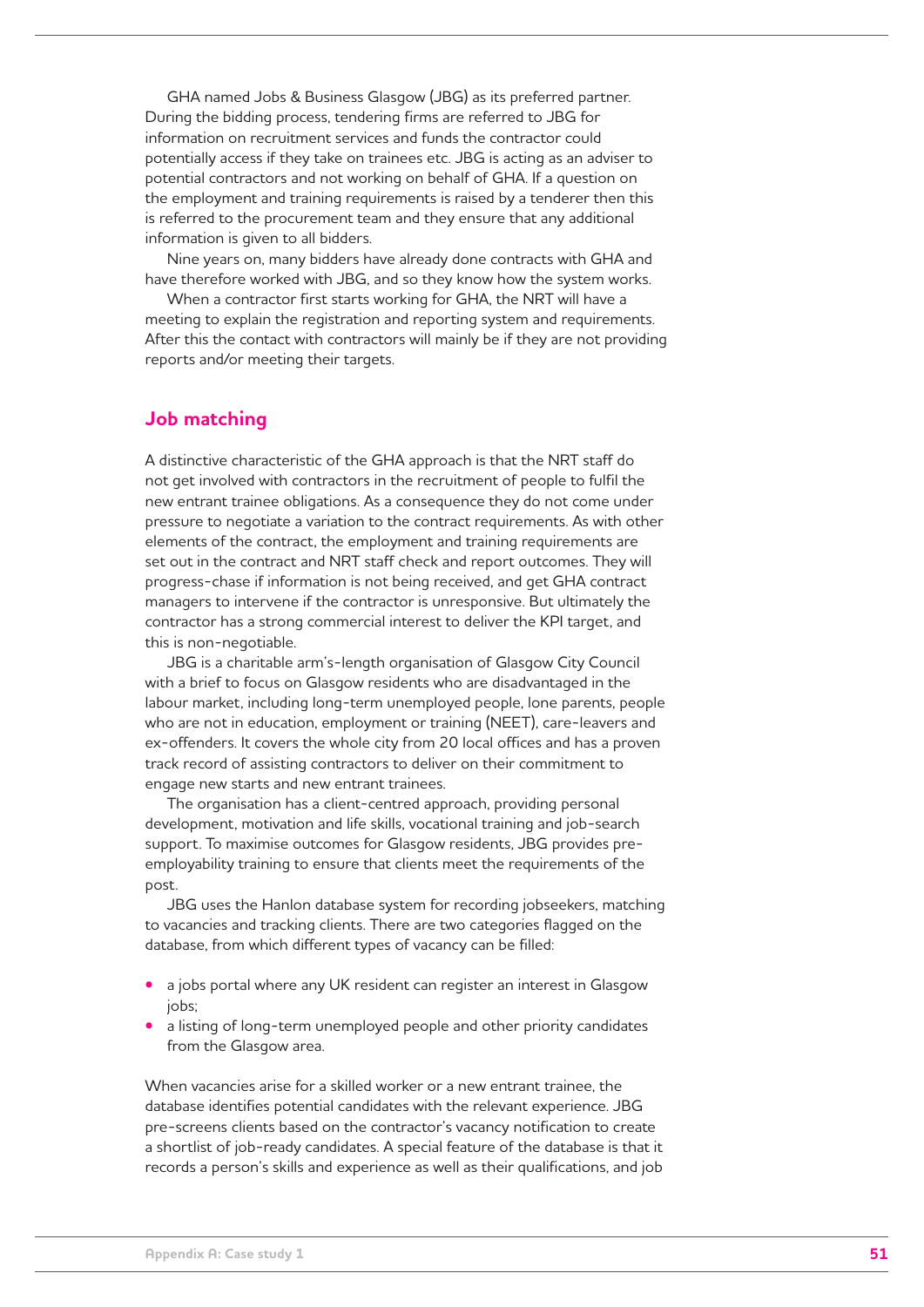GHA named Jobs & Business Glasgow (JBG) as its preferred partner. During the bidding process, tendering firms are referred to JBG for information on recruitment services and funds the contractor could potentially access if they take on trainees etc. JBG is acting as an adviser to potential contractors and not working on behalf of GHA. If a question on the employment and training requirements is raised by a tenderer then this is referred to the procurement team and they ensure that any additional information is given to all bidders.

Nine years on, many bidders have already done contracts with GHA and have therefore worked with JBG, and so they know how the system works.

When a contractor first starts working for GHA, the NRT will have a meeting to explain the registration and reporting system and requirements. After this the contact with contractors will mainly be if they are not providing reports and/or meeting their targets.

## Job matching

A distinctive characteristic of the GHA approach is that the NRT staff do not get involved with contractors in the recruitment of people to fulfil the new entrant trainee obligations. As a consequence they do not come under pressure to negotiate a variation to the contract requirements. As with other elements of the contract, the employment and training requirements are set out in the contract and NRT staff check and report outcomes. They will progress-chase if information is not being received, and get GHA contract managers to intervene if the contractor is unresponsive. But ultimately the contractor has a strong commercial interest to deliver the KPI target, and this is non-negotiable.

JBG is a charitable arm's-length organisation of Glasgow City Council with a brief to focus on Glasgow residents who are disadvantaged in the labour market, including long-term unemployed people, lone parents, people who are not in education, employment or training (NEET), care-leavers and ex-offenders. It covers the whole city from 20 local offices and has a proven track record of assisting contractors to deliver on their commitment to engage new starts and new entrant trainees.

The organisation has a client-centred approach, providing personal development, motivation and life skills, vocational training and job-search support. To maximise outcomes for Glasgow residents, JBG provides pre-employability training to ensure that clients meet the requirements of the post.

JBG uses the Hanlon database system for recording jobseekers, matching to vacancies and tracking clients. There are two categories flagged on the database, from which different types of vacancy can be filled:

- a jobs portal where any UK resident can register an interest in Glasgow jobs;
- a listing of long-term unemployed people and other priority candidates from the Glasgow area.

When vacancies arise for a skilled worker or a new entrant trainee, the database identifies potential candidates with the relevant experience. JBG pre-screens clients based on the contractor's vacancy notification to create a shortlist of job-ready candidates. A special feature of the database is that it records a person's skills and experience as well as their qualifications, and job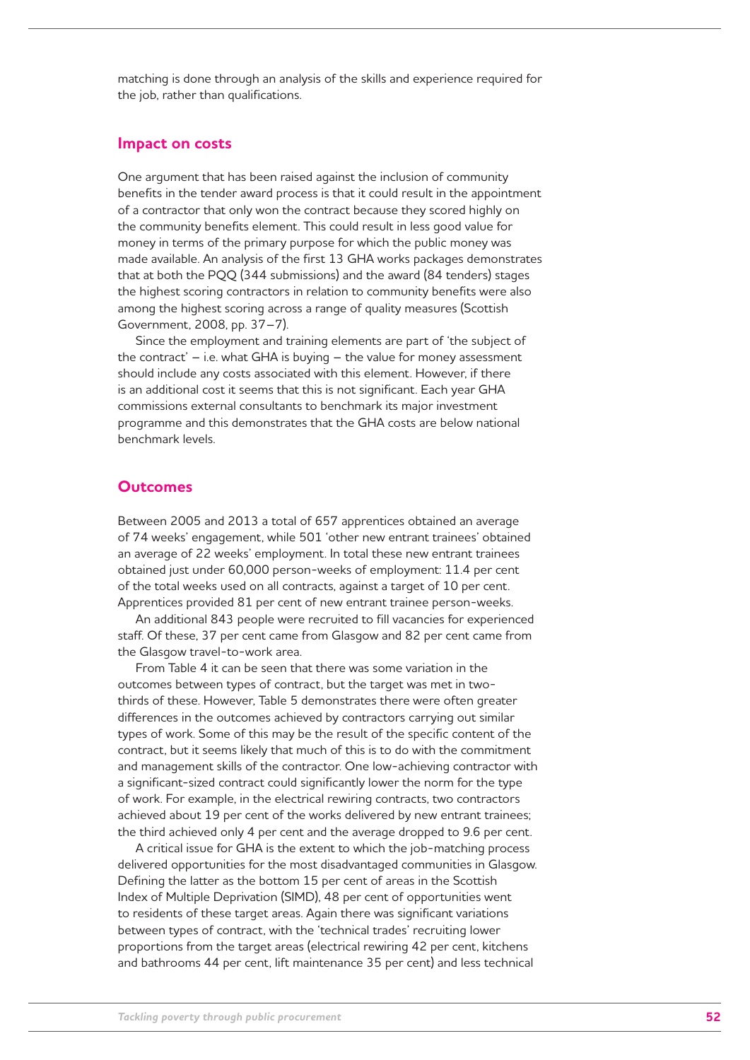matching is done through an analysis of the skills and experience required for the job, rather than qualifications.

## Impact on costs

One argument that has been raised against the inclusion of community benefits in the tender award process is that it could result in the appointment of a contractor that only won the contract because they scored highly on the community benefits element. This could result in less good value for money in terms of the primary purpose for which the public money was made available. An analysis of the first 13 GHA works packages demonstrates that at both the PQQ (344 submissions) and the award (84 tenders) stages the highest scoring contractors in relation to community benefits were also among the highest scoring across a range of quality measures (Scottish Government, 2008, pp. 37–7).

Since the employment and training elements are part of 'the subject of the contract' – i.e. what GHA is buying – the value for money assessment should include any costs associated with this element. However, if there is an additional cost it seems that this is not significant. Each year GHA commissions external consultants to benchmark its major investment programme and this demonstrates that the GHA costs are below national benchmark levels.

## Outcomes

Between 2005 and 2013 a total of 657 apprentices obtained an average of 74 weeks' engagement, while 501 'other new entrant trainees' obtained an average of 22 weeks' employment. In total these new entrant trainees obtained just under 60,000 person-weeks of employment: 11.4 per cent of the total weeks used on all contracts, against a target of 10 per cent. Apprentices provided 81 per cent of new entrant trainee person-weeks.

An additional 843 people were recruited to fill vacancies for experienced staff. Of these, 37 per cent came from Glasgow and 82 per cent came from the Glasgow travel-to-work area.

From Table 4 it can be seen that there was some variation in the outcomes between types of contract, but the target was met in two-thirds of these. However, Table 5 demonstrates there were often greater differences in the outcomes achieved by contractors carrying out similar types of work. Some of this may be the result of the specific content of the contract, but it seems likely that much of this is to do with the commitment and management skills of the contractor. One low-achieving contractor with a significant-sized contract could significantly lower the norm for the type of work. For example, in the electrical rewiring contracts, two contractors achieved about 19 per cent of the works delivered by new entrant trainees; the third achieved only 4 per cent and the average dropped to 9.6 per cent.

A critical issue for GHA is the extent to which the job-matching process delivered opportunities for the most disadvantaged communities in Glasgow. Defining the latter as the bottom 15 per cent of areas in the Scottish Index of Multiple Deprivation (SIMD), 48 per cent of opportunities went to residents of these target areas. Again there was significant variations between types of contract, with the 'technical trades' recruiting lower proportions from the target areas (electrical rewiring 42 per cent, kitchens and bathrooms 44 per cent, lift maintenance 35 per cent) and less technical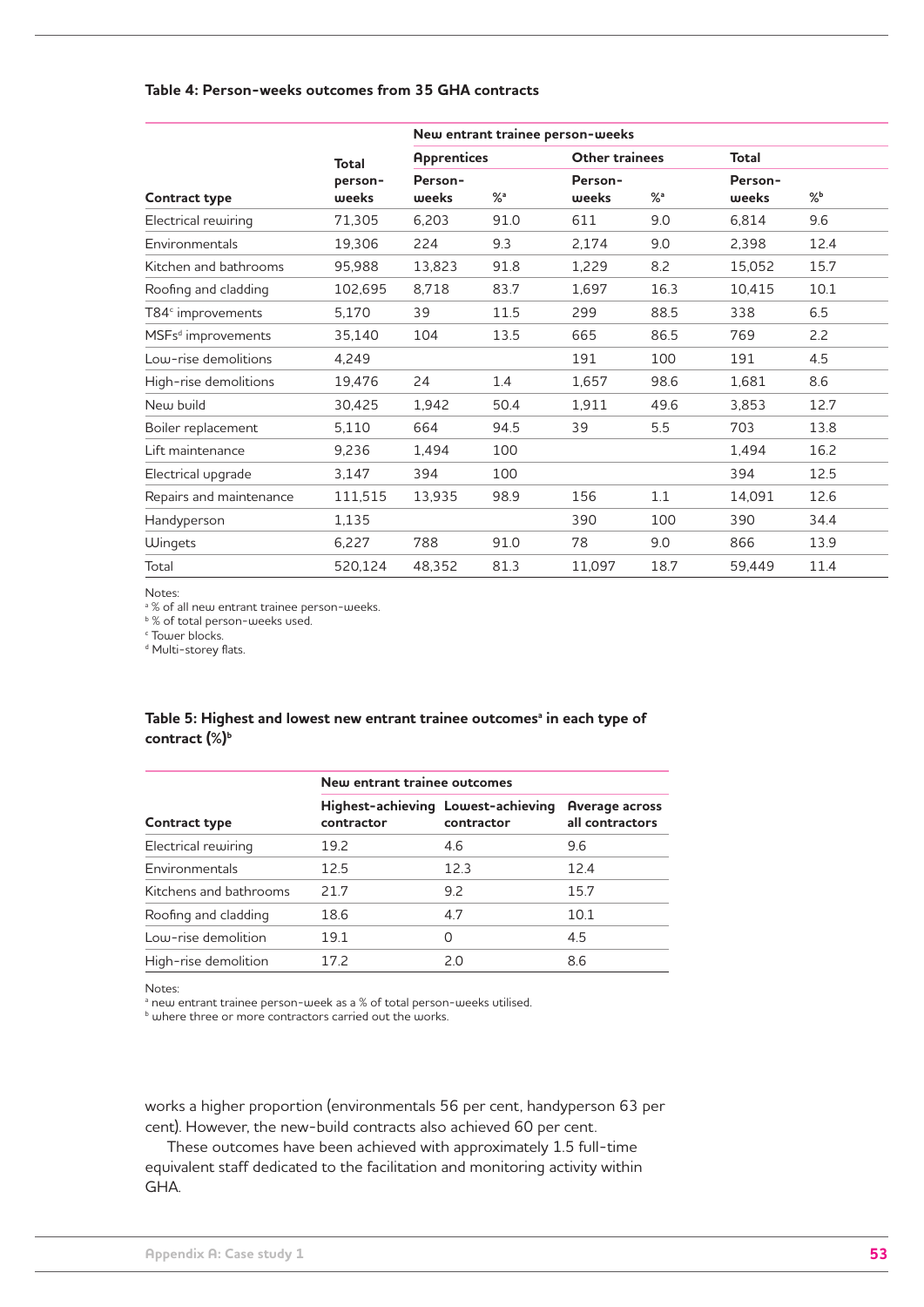**Table 4: Person-weeks outcomes from 35 GHA contracts**

| Contract type | Total person-weeks | New entrant trainee person-weeks | | | | | |
|---|---|---|---|---|---|---|---|
| | | Apprentices | | Other trainees | | Total | |
| | | Person-weeks | %[a] | Person-weeks | %[a] | Person-weeks | %[b] |
| Electrical rewiring | 71,305 | 6,203 | 91.0 | 611 | 9.0 | 6,814 | 9.6 |
| Environmentals | 19,306 | 224 | 9.3 | 2,174 | 9.0 | 2,398 | 12.4 |
| Kitchen and bathrooms | 95,988 | 13,823 | 91.8 | 1,229 | 8.2 | 15,052 | 15.7 |
| Roofing and cladding | 102,695 | 8,718 | 83.7 | 1,697 | 16.3 | 10,415 | 10.1 |
| T84[c] improvements | 5,170 | 39 | 11.5 | 299 | 88.5 | 338 | 6.5 |
| MSFs[d] improvements | 35,140 | 104 | 13.5 | 665 | 86.5 | 769 | 2.2 |
| Low-rise demolitions | 4,249 | | | 191 | 100 | 191 | 4.5 |
| High-rise demolitions | 19,476 | 24 | 1.4 | 1,657 | 98.6 | 1,681 | 8.6 |
| New build | 30,425 | 1,942 | 50.4 | 1,911 | 49.6 | 3,853 | 12.7 |
| Boiler replacement | 5,110 | 664 | 94.5 | 39 | 5.5 | 703 | 13.8 |
| Lift maintenance | 9,236 | 1,494 | 100 | | | 1,494 | 16.2 |
| Electrical upgrade | 3,147 | 394 | 100 | | | 394 | 12.5 |
| Repairs and maintenance | 111,515 | 13,935 | 98.9 | 156 | 1.1 | 14,091 | 12.6 |
| Handyperson | 1,135 | | | 390 | 100 | 390 | 34.4 |
| Wingets | 6,227 | 788 | 91.0 | 78 | 9.0 | 866 | 13.9 |
| Total | 520,124 | 48,352 | 81.3 | 11,097 | 18.7 | 59,449 | 11.4 |

Notes:
[a] % of all new entrant trainee person-weeks.
[b] % of total person-weeks used.
[c] Tower blocks.
[d] Multi-storey flats.

**Table 5: Highest and lowest new entrant trainee outcomes[a] in each type of contract (%)[b]**

| Contract type | New entrant trainee outcomes | | |
|---|---|---|---|
| | Highest-achieving contractor | Lowest-achieving contractor | Average across all contractors |
| Electrical rewiring | 19.2 | 4.6 | 9.6 |
| Environmentals | 12.5 | 12.3 | 12.4 |
| Kitchens and bathrooms | 21.7 | 9.2 | 15.7 |
| Roofing and cladding | 18.6 | 4.7 | 10.1 |
| Low-rise demolition | 19.1 | 0 | 4.5 |
| High-rise demolition | 17.2 | 2.0 | 8.6 |

Notes:
[a] new entrant trainee person-week as a % of total person-weeks utilised.
[b] where three or more contractors carried out the works.

works a higher proportion (environmentals 56 per cent, handyperson 63 per cent). However, the new-build contracts also achieved 60 per cent.

These outcomes have been achieved with approximately 1.5 full-time equivalent staff dedicated to the facilitation and monitoring activity within GHA.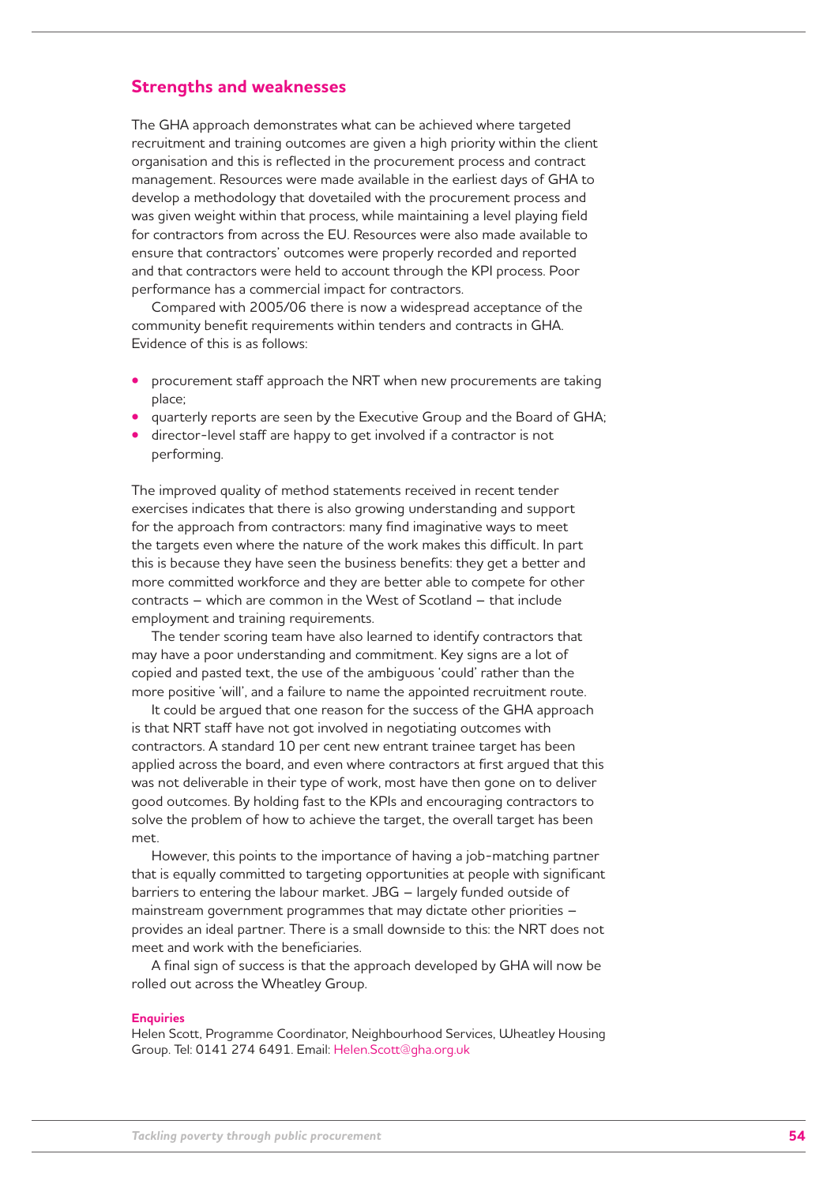## Strengths and weaknesses

The GHA approach demonstrates what can be achieved where targeted recruitment and training outcomes are given a high priority within the client organisation and this is reflected in the procurement process and contract management. Resources were made available in the earliest days of GHA to develop a methodology that dovetailed with the procurement process and was given weight within that process, while maintaining a level playing field for contractors from across the EU. Resources were also made available to ensure that contractors' outcomes were properly recorded and reported and that contractors were held to account through the KPI process. Poor performance has a commercial impact for contractors.

Compared with 2005/06 there is now a widespread acceptance of the community benefit requirements within tenders and contracts in GHA. Evidence of this is as follows:

- procurement staff approach the NRT when new procurements are taking place;
- quarterly reports are seen by the Executive Group and the Board of GHA;
- director-level staff are happy to get involved if a contractor is not performing.

The improved quality of method statements received in recent tender exercises indicates that there is also growing understanding and support for the approach from contractors: many find imaginative ways to meet the targets even where the nature of the work makes this difficult. In part this is because they have seen the business benefits: they get a better and more committed workforce and they are better able to compete for other contracts – which are common in the West of Scotland – that include employment and training requirements.

The tender scoring team have also learned to identify contractors that may have a poor understanding and commitment. Key signs are a lot of copied and pasted text, the use of the ambiguous 'could' rather than the more positive 'will', and a failure to name the appointed recruitment route.

It could be argued that one reason for the success of the GHA approach is that NRT staff have not got involved in negotiating outcomes with contractors. A standard 10 per cent new entrant trainee target has been applied across the board, and even where contractors at first argued that this was not deliverable in their type of work, most have then gone on to deliver good outcomes. By holding fast to the KPIs and encouraging contractors to solve the problem of how to achieve the target, the overall target has been met.

However, this points to the importance of having a job-matching partner that is equally committed to targeting opportunities at people with significant barriers to entering the labour market. JBG – largely funded outside of mainstream government programmes that may dictate other priorities – provides an ideal partner. There is a small downside to this: the NRT does not meet and work with the beneficiaries.

A final sign of success is that the approach developed by GHA will now be rolled out across the Wheatley Group.

**Enquiries**

Helen Scott, Programme Coordinator, Neighbourhood Services, Wheatley Housing Group. Tel: 0141 274 6491. Email: Helen.Scott@gha.org.uk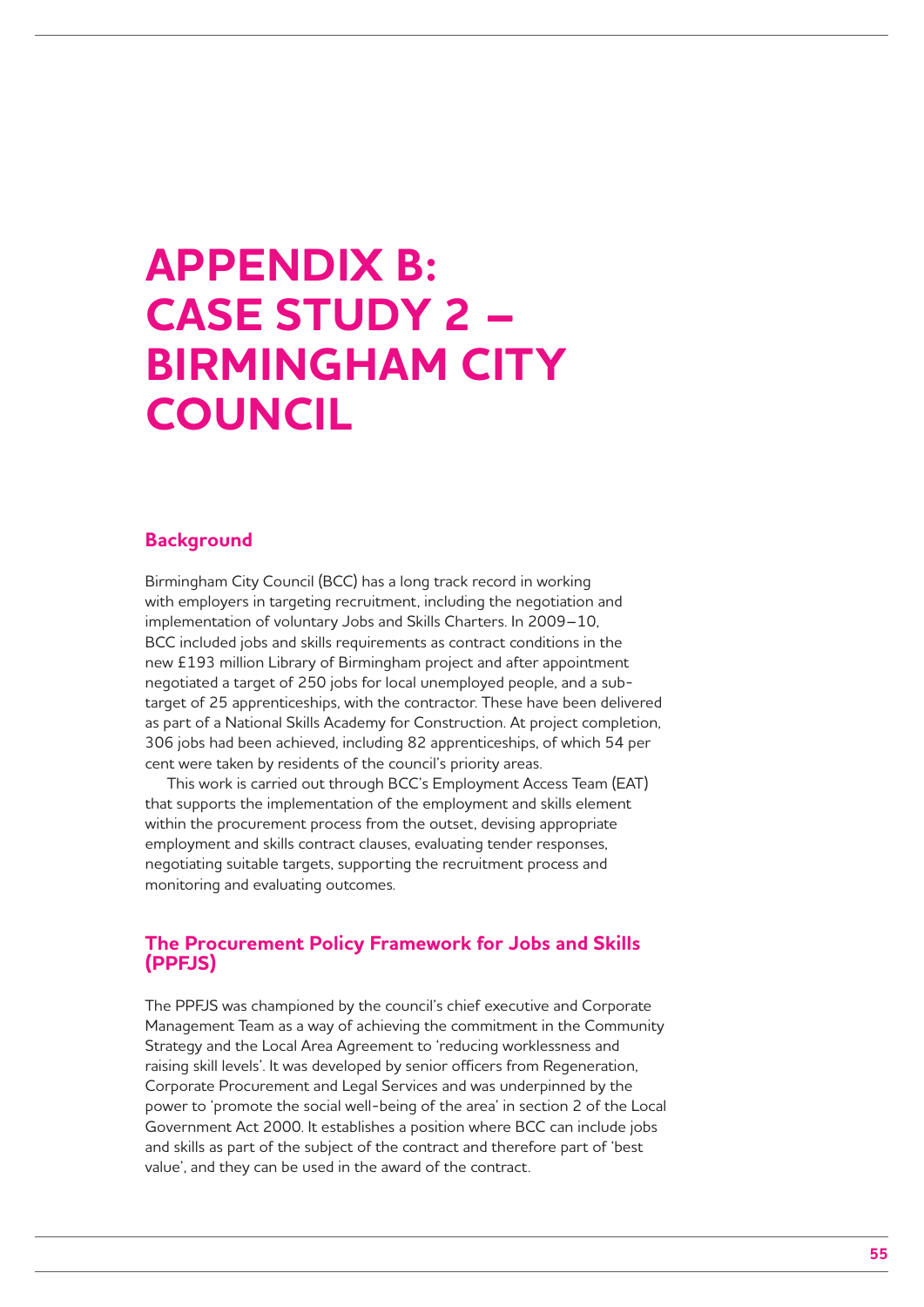# APPENDIX B: CASE STUDY 2 – BIRMINGHAM CITY COUNCIL

## Background

Birmingham City Council (BCC) has a long track record in working with employers in targeting recruitment, including the negotiation and implementation of voluntary Jobs and Skills Charters. In 2009–10, BCC included jobs and skills requirements as contract conditions in the new £193 million Library of Birmingham project and after appointment negotiated a target of 250 jobs for local unemployed people, and a sub-target of 25 apprenticeships, with the contractor. These have been delivered as part of a National Skills Academy for Construction. At project completion, 306 jobs had been achieved, including 82 apprenticeships, of which 54 per cent were taken by residents of the council's priority areas.

This work is carried out through BCC's Employment Access Team (EAT) that supports the implementation of the employment and skills element within the procurement process from the outset, devising appropriate employment and skills contract clauses, evaluating tender responses, negotiating suitable targets, supporting the recruitment process and monitoring and evaluating outcomes.

## The Procurement Policy Framework for Jobs and Skills (PPFJS)

The PPFJS was championed by the council's chief executive and Corporate Management Team as a way of achieving the commitment in the Community Strategy and the Local Area Agreement to 'reducing worklessness and raising skill levels'. It was developed by senior officers from Regeneration, Corporate Procurement and Legal Services and was underpinned by the power to 'promote the social well-being of the area' in section 2 of the Local Government Act 2000. It establishes a position where BCC can include jobs and skills as part of the subject of the contract and therefore part of 'best value', and they can be used in the award of the contract.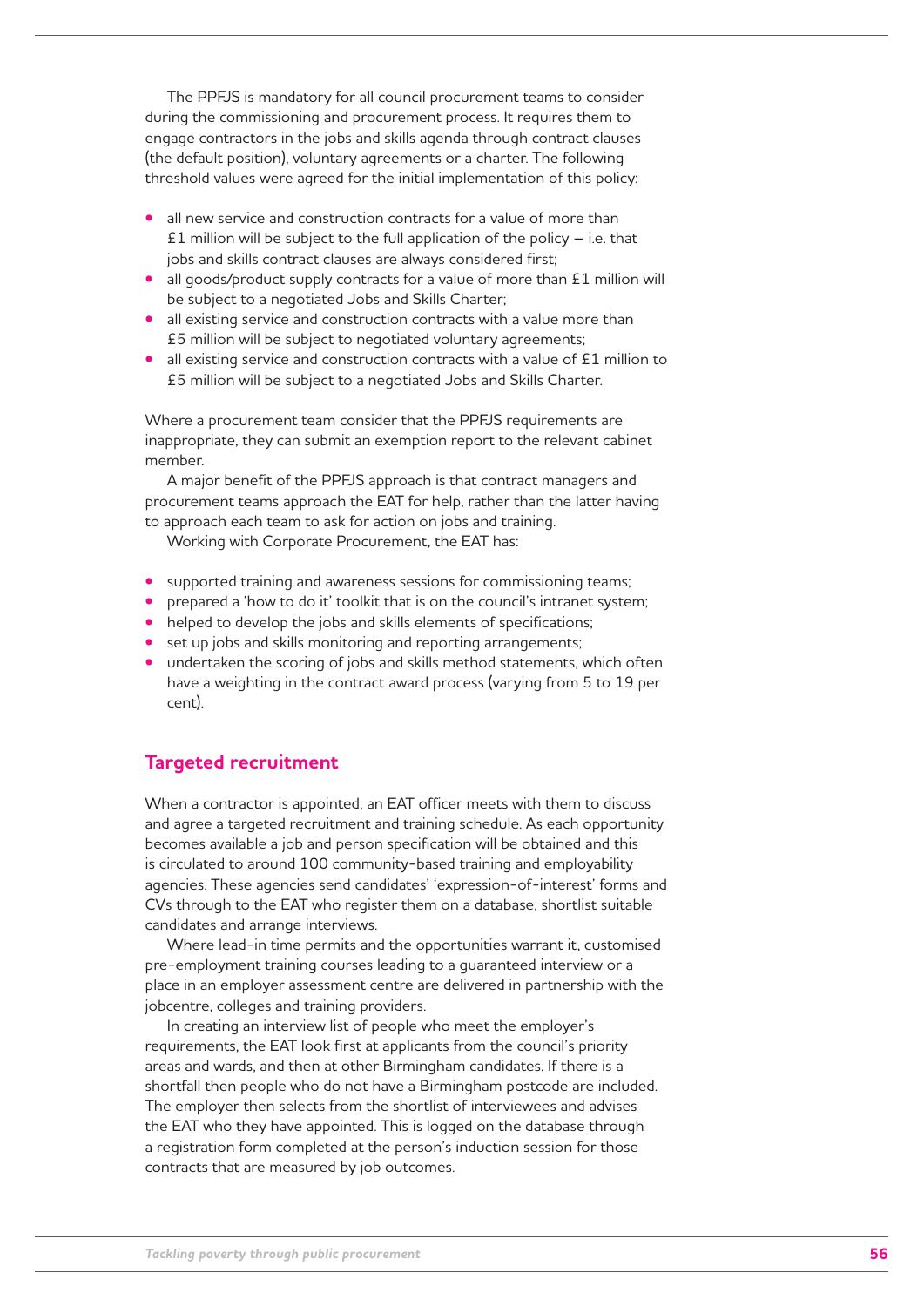The PPFJS is mandatory for all council procurement teams to consider during the commissioning and procurement process. It requires them to engage contractors in the jobs and skills agenda through contract clauses (the default position), voluntary agreements or a charter. The following threshold values were agreed for the initial implementation of this policy:

- all new service and construction contracts for a value of more than £1 million will be subject to the full application of the policy – i.e. that jobs and skills contract clauses are always considered first;
- all goods/product supply contracts for a value of more than £1 million will be subject to a negotiated Jobs and Skills Charter;
- all existing service and construction contracts with a value more than £5 million will be subject to negotiated voluntary agreements;
- all existing service and construction contracts with a value of £1 million to £5 million will be subject to a negotiated Jobs and Skills Charter.

Where a procurement team consider that the PPFJS requirements are inappropriate, they can submit an exemption report to the relevant cabinet member.

A major benefit of the PPFJS approach is that contract managers and procurement teams approach the EAT for help, rather than the latter having to approach each team to ask for action on jobs and training.

Working with Corporate Procurement, the EAT has:

- supported training and awareness sessions for commissioning teams;
- prepared a 'how to do it' toolkit that is on the council's intranet system;
- helped to develop the jobs and skills elements of specifications;
- set up jobs and skills monitoring and reporting arrangements;
- undertaken the scoring of jobs and skills method statements, which often have a weighting in the contract award process (varying from 5 to 19 per cent).

## Targeted recruitment

When a contractor is appointed, an EAT officer meets with them to discuss and agree a targeted recruitment and training schedule. As each opportunity becomes available a job and person specification will be obtained and this is circulated to around 100 community-based training and employability agencies. These agencies send candidates' 'expression-of-interest' forms and CVs through to the EAT who register them on a database, shortlist suitable candidates and arrange interviews.

Where lead-in time permits and the opportunities warrant it, customised pre-employment training courses leading to a guaranteed interview or a place in an employer assessment centre are delivered in partnership with the jobcentre, colleges and training providers.

In creating an interview list of people who meet the employer's requirements, the EAT look first at applicants from the council's priority areas and wards, and then at other Birmingham candidates. If there is a shortfall then people who do not have a Birmingham postcode are included. The employer then selects from the shortlist of interviewees and advises the EAT who they have appointed. This is logged on the database through a registration form completed at the person's induction session for those contracts that are measured by job outcomes.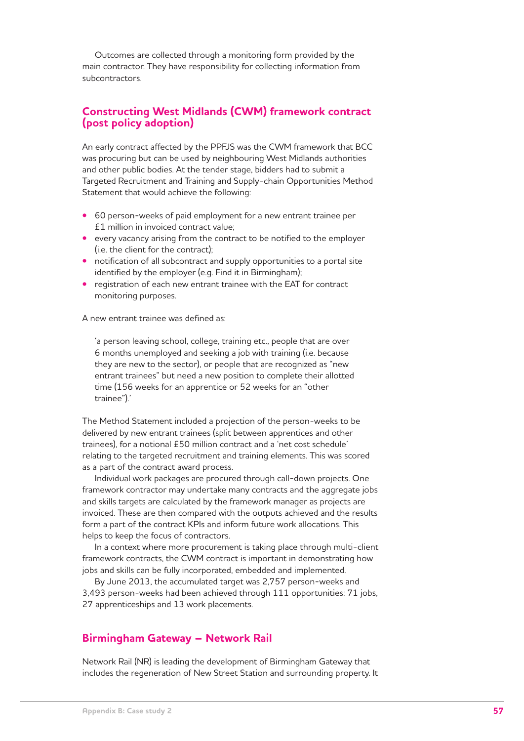Outcomes are collected through a monitoring form provided by the main contractor. They have responsibility for collecting information from subcontractors.

## Constructing West Midlands (CWM) framework contract (post policy adoption)

An early contract affected by the PPFJS was the CWM framework that BCC was procuring but can be used by neighbouring West Midlands authorities and other public bodies. At the tender stage, bidders had to submit a Targeted Recruitment and Training and Supply-chain Opportunities Method Statement that would achieve the following:

- 60 person-weeks of paid employment for a new entrant trainee per £1 million in invoiced contract value;
- every vacancy arising from the contract to be notified to the employer (i.e. the client for the contract);
- notification of all subcontract and supply opportunities to a portal site identified by the employer (e.g. Find it in Birmingham);
- registration of each new entrant trainee with the EAT for contract monitoring purposes.

A new entrant trainee was defined as:

> 'a person leaving school, college, training etc., people that are over 6 months unemployed and seeking a job with training (i.e. because they are new to the sector), or people that are recognized as "new entrant trainees" but need a new position to complete their allotted time (156 weeks for an apprentice or 52 weeks for an "other trainee").'

The Method Statement included a projection of the person-weeks to be delivered by new entrant trainees (split between apprentices and other trainees), for a notional £50 million contract and a 'net cost schedule' relating to the targeted recruitment and training elements. This was scored as a part of the contract award process.

Individual work packages are procured through call-down projects. One framework contractor may undertake many contracts and the aggregate jobs and skills targets are calculated by the framework manager as projects are invoiced. These are then compared with the outputs achieved and the results form a part of the contract KPIs and inform future work allocations. This helps to keep the focus of contractors.

In a context where more procurement is taking place through multi-client framework contracts, the CWM contract is important in demonstrating how jobs and skills can be fully incorporated, embedded and implemented.

By June 2013, the accumulated target was 2,757 person-weeks and 3,493 person-weeks had been achieved through 111 opportunities: 71 jobs, 27 apprenticeships and 13 work placements.

## Birmingham Gateway – Network Rail

Network Rail (NR) is leading the development of Birmingham Gateway that includes the regeneration of New Street Station and surrounding property. It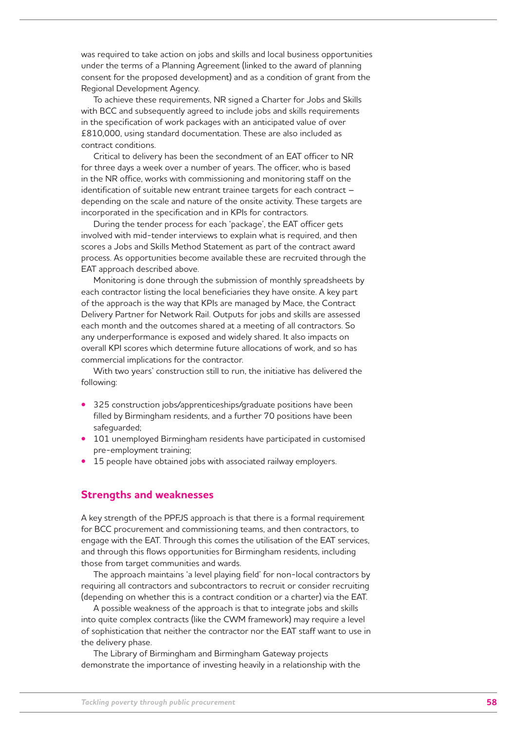was required to take action on jobs and skills and local business opportunities under the terms of a Planning Agreement (linked to the award of planning consent for the proposed development) and as a condition of grant from the Regional Development Agency.

To achieve these requirements, NR signed a Charter for Jobs and Skills with BCC and subsequently agreed to include jobs and skills requirements in the specification of work packages with an anticipated value of over £810,000, using standard documentation. These are also included as contract conditions.

Critical to delivery has been the secondment of an EAT officer to NR for three days a week over a number of years. The officer, who is based in the NR office, works with commissioning and monitoring staff on the identification of suitable new entrant trainee targets for each contract – depending on the scale and nature of the onsite activity. These targets are incorporated in the specification and in KPIs for contractors.

During the tender process for each 'package', the EAT officer gets involved with mid-tender interviews to explain what is required, and then scores a Jobs and Skills Method Statement as part of the contract award process. As opportunities become available these are recruited through the EAT approach described above.

Monitoring is done through the submission of monthly spreadsheets by each contractor listing the local beneficiaries they have onsite. A key part of the approach is the way that KPIs are managed by Mace, the Contract Delivery Partner for Network Rail. Outputs for jobs and skills are assessed each month and the outcomes shared at a meeting of all contractors. So any underperformance is exposed and widely shared. It also impacts on overall KPI scores which determine future allocations of work, and so has commercial implications for the contractor.

With two years' construction still to run, the initiative has delivered the following:

- 325 construction jobs/apprenticeships/graduate positions have been filled by Birmingham residents, and a further 70 positions have been safeguarded;
- 101 unemployed Birmingham residents have participated in customised pre-employment training;
- 15 people have obtained jobs with associated railway employers.

## Strengths and weaknesses

A key strength of the PPFJS approach is that there is a formal requirement for BCC procurement and commissioning teams, and then contractors, to engage with the EAT. Through this comes the utilisation of the EAT services, and through this flows opportunities for Birmingham residents, including those from target communities and wards.

The approach maintains 'a level playing field' for non-local contractors by requiring all contractors and subcontractors to recruit or consider recruiting (depending on whether this is a contract condition or a charter) via the EAT.

A possible weakness of the approach is that to integrate jobs and skills into quite complex contracts (like the CWM framework) may require a level of sophistication that neither the contractor nor the EAT staff want to use in the delivery phase.

The Library of Birmingham and Birmingham Gateway projects demonstrate the importance of investing heavily in a relationship with the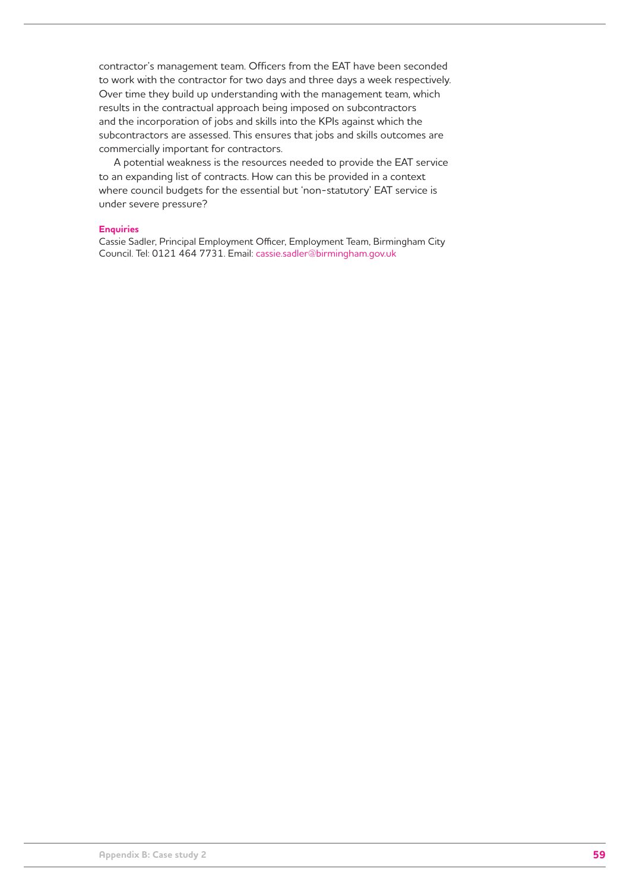contractor's management team. Officers from the EAT have been seconded to work with the contractor for two days and three days a week respectively. Over time they build up understanding with the management team, which results in the contractual approach being imposed on subcontractors and the incorporation of jobs and skills into the KPIs against which the subcontractors are assessed. This ensures that jobs and skills outcomes are commercially important for contractors.

A potential weakness is the resources needed to provide the EAT service to an expanding list of contracts. How can this be provided in a context where council budgets for the essential but 'non-statutory' EAT service is under severe pressure?

**Enquiries**

Cassie Sadler, Principal Employment Officer, Employment Team, Birmingham City Council. Tel: 0121 464 7731. Email: cassie.sadler@birmingham.gov.uk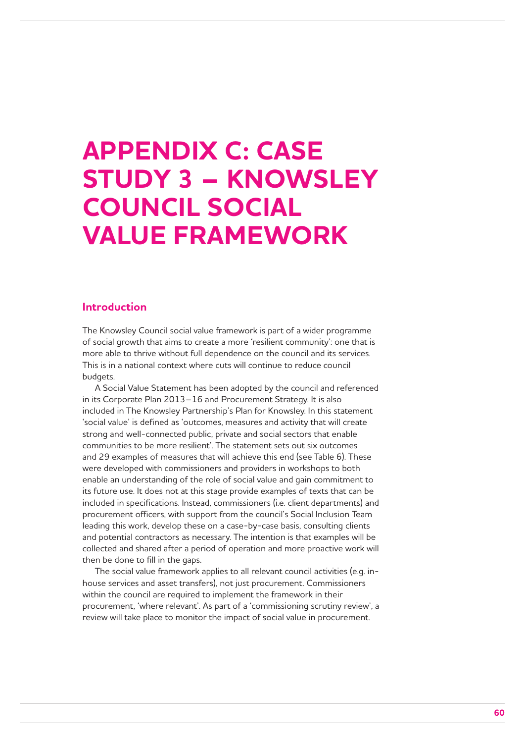# APPENDIX C: CASE STUDY 3 – KNOWSLEY COUNCIL SOCIAL VALUE FRAMEWORK

## Introduction

The Knowsley Council social value framework is part of a wider programme of social growth that aims to create a more 'resilient community': one that is more able to thrive without full dependence on the council and its services. This is in a national context where cuts will continue to reduce council budgets.

A Social Value Statement has been adopted by the council and referenced in its Corporate Plan 2013–16 and Procurement Strategy. It is also included in The Knowsley Partnership's Plan for Knowsley. In this statement 'social value' is defined as 'outcomes, measures and activity that will create strong and well-connected public, private and social sectors that enable communities to be more resilient'. The statement sets out six outcomes and 29 examples of measures that will achieve this end (see Table 6). These were developed with commissioners and providers in workshops to both enable an understanding of the role of social value and gain commitment to its future use. It does not at this stage provide examples of texts that can be included in specifications. Instead, commissioners (i.e. client departments) and procurement officers, with support from the council's Social Inclusion Team leading this work, develop these on a case-by-case basis, consulting clients and potential contractors as necessary. The intention is that examples will be collected and shared after a period of operation and more proactive work will then be done to fill in the gaps.

The social value framework applies to all relevant council activities (e.g. in-house services and asset transfers), not just procurement. Commissioners within the council are required to implement the framework in their procurement, 'where relevant'. As part of a 'commissioning scrutiny review', a review will take place to monitor the impact of social value in procurement.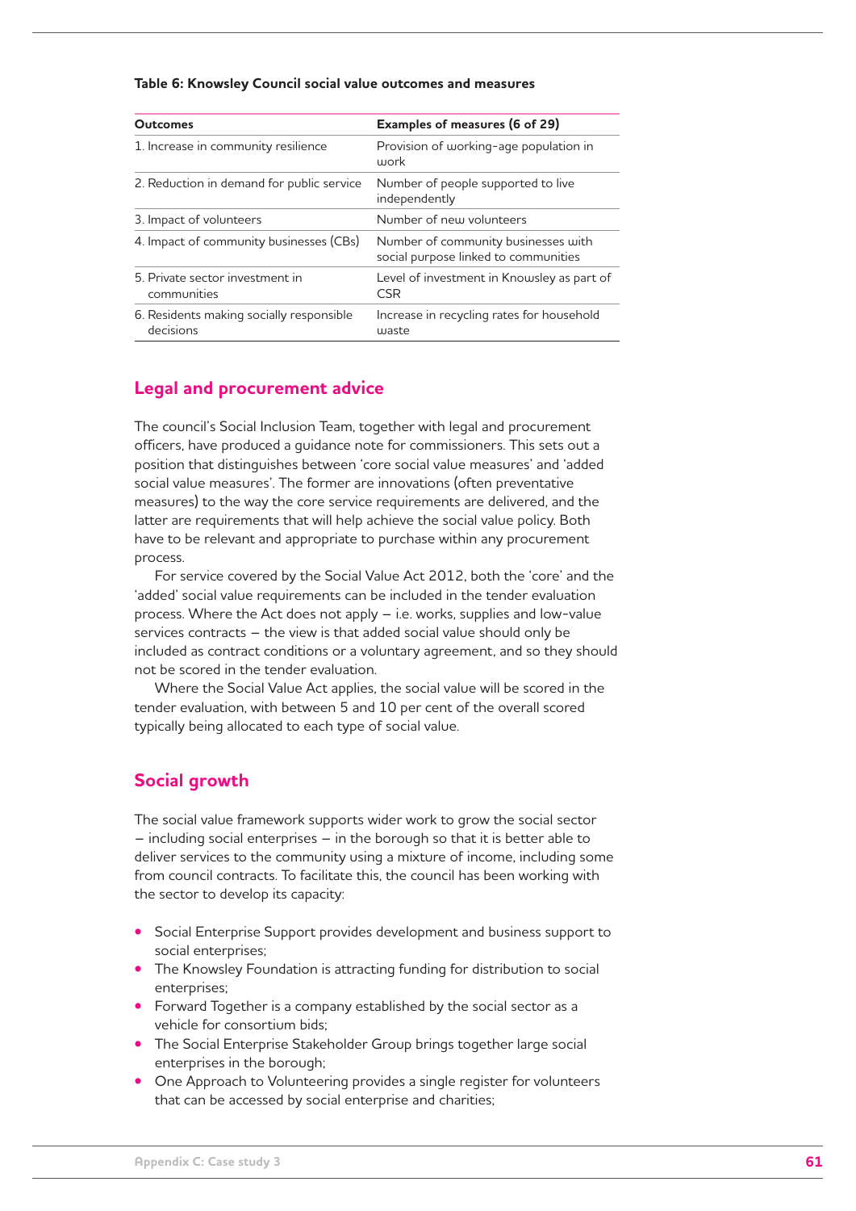**Table 6: Knowsley Council social value outcomes and measures**

| Outcomes | Examples of measures (6 of 29) |
|---|---|
| 1. Increase in community resilience | Provision of working-age population in work |
| 2. Reduction in demand for public service | Number of people supported to live independently |
| 3. Impact of volunteers | Number of new volunteers |
| 4. Impact of community businesses (CBs) | Number of community businesses with social purpose linked to communities |
| 5. Private sector investment in communities | Level of investment in Knowsley as part of CSR |
| 6. Residents making socially responsible decisions | Increase in recycling rates for household waste |

## Legal and procurement advice

The council's Social Inclusion Team, together with legal and procurement officers, have produced a guidance note for commissioners. This sets out a position that distinguishes between 'core social value measures' and 'added social value measures'. The former are innovations (often preventative measures) to the way the core service requirements are delivered, and the latter are requirements that will help achieve the social value policy. Both have to be relevant and appropriate to purchase within any procurement process.

For service covered by the Social Value Act 2012, both the 'core' and the 'added' social value requirements can be included in the tender evaluation process. Where the Act does not apply – i.e. works, supplies and low-value services contracts – the view is that added social value should only be included as contract conditions or a voluntary agreement, and so they should not be scored in the tender evaluation.

Where the Social Value Act applies, the social value will be scored in the tender evaluation, with between 5 and 10 per cent of the overall scored typically being allocated to each type of social value.

## Social growth

The social value framework supports wider work to grow the social sector – including social enterprises – in the borough so that it is better able to deliver services to the community using a mixture of income, including some from council contracts. To facilitate this, the council has been working with the sector to develop its capacity:

- Social Enterprise Support provides development and business support to social enterprises;
- The Knowsley Foundation is attracting funding for distribution to social enterprises;
- Forward Together is a company established by the social sector as a vehicle for consortium bids;
- The Social Enterprise Stakeholder Group brings together large social enterprises in the borough;
- One Approach to Volunteering provides a single register for volunteers that can be accessed by social enterprise and charities;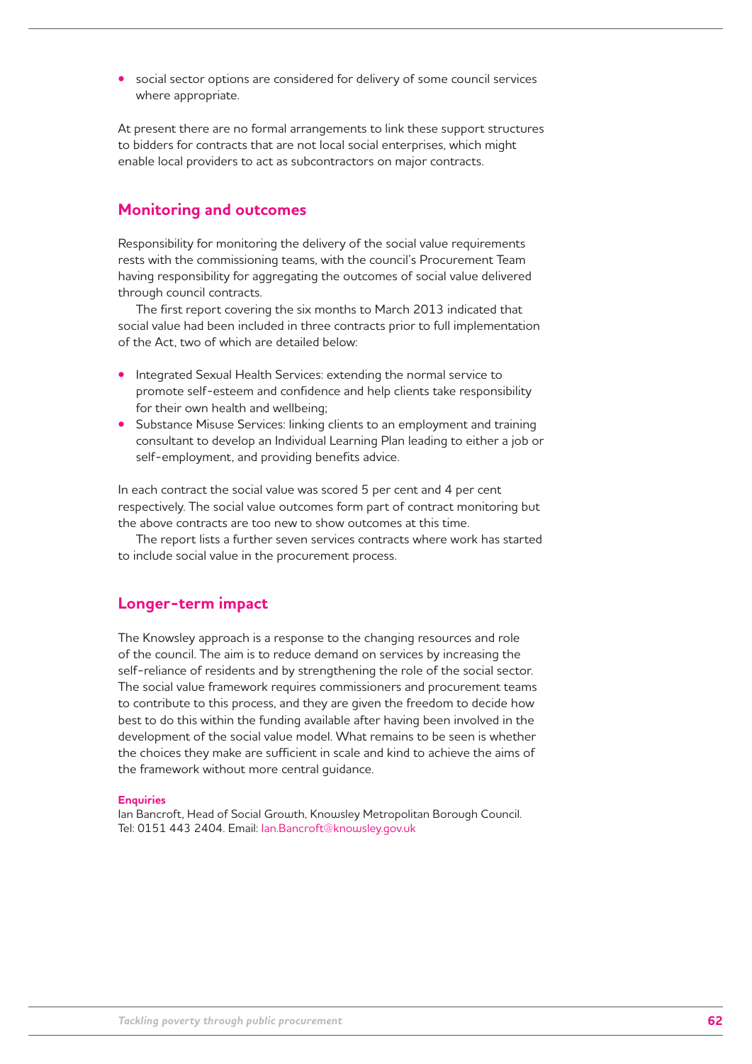- social sector options are considered for delivery of some council services where appropriate.

At present there are no formal arrangements to link these support structures to bidders for contracts that are not local social enterprises, which might enable local providers to act as subcontractors on major contracts.

## Monitoring and outcomes

Responsibility for monitoring the delivery of the social value requirements rests with the commissioning teams, with the council's Procurement Team having responsibility for aggregating the outcomes of social value delivered through council contracts.

The first report covering the six months to March 2013 indicated that social value had been included in three contracts prior to full implementation of the Act, two of which are detailed below:

- Integrated Sexual Health Services: extending the normal service to promote self-esteem and confidence and help clients take responsibility for their own health and wellbeing;
- Substance Misuse Services: linking clients to an employment and training consultant to develop an Individual Learning Plan leading to either a job or self-employment, and providing benefits advice.

In each contract the social value was scored 5 per cent and 4 per cent respectively. The social value outcomes form part of contract monitoring but the above contracts are too new to show outcomes at this time.

The report lists a further seven services contracts where work has started to include social value in the procurement process.

## Longer-term impact

The Knowsley approach is a response to the changing resources and role of the council. The aim is to reduce demand on services by increasing the self-reliance of residents and by strengthening the role of the social sector. The social value framework requires commissioners and procurement teams to contribute to this process, and they are given the freedom to decide how best to do this within the funding available after having been involved in the development of the social value model. What remains to be seen is whether the choices they make are sufficient in scale and kind to achieve the aims of the framework without more central guidance.

**Enquiries**
Ian Bancroft, Head of Social Growth, Knowsley Metropolitan Borough Council.
Tel: 0151 443 2404. Email: Ian.Bancroft@knowsley.gov.uk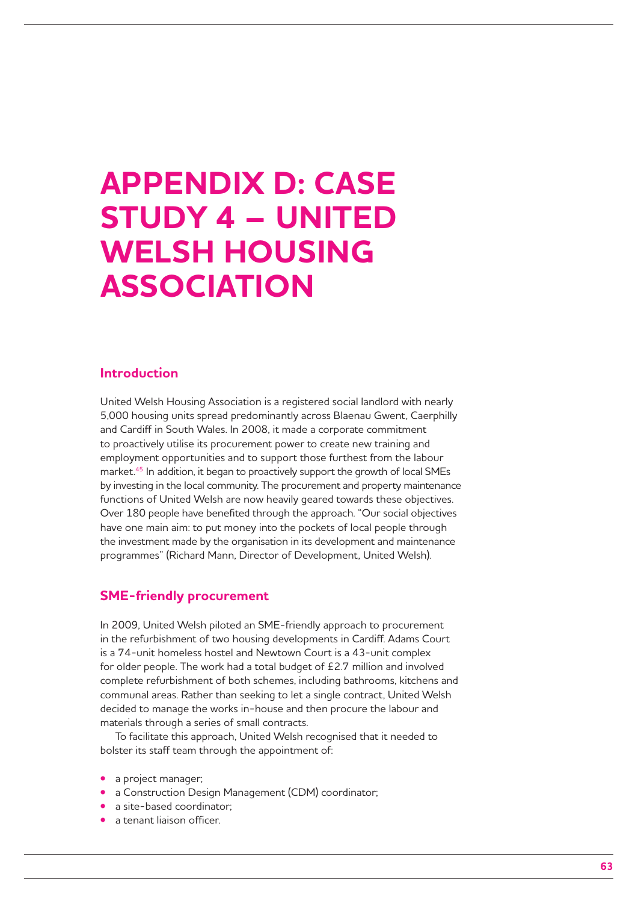# APPENDIX D: CASE STUDY 4 – UNITED WELSH HOUSING ASSOCIATION

## Introduction

United Welsh Housing Association is a registered social landlord with nearly 5,000 housing units spread predominantly across Blaenau Gwent, Caerphilly and Cardiff in South Wales. In 2008, it made a corporate commitment to proactively utilise its procurement power to create new training and employment opportunities and to support those furthest from the labour market.[45] In addition, it began to proactively support the growth of local SMEs by investing in the local community. The procurement and property maintenance functions of United Welsh are now heavily geared towards these objectives. Over 180 people have benefited through the approach. "Our social objectives have one main aim: to put money into the pockets of local people through the investment made by the organisation in its development and maintenance programmes" (Richard Mann, Director of Development, United Welsh).

## SME-friendly procurement

In 2009, United Welsh piloted an SME-friendly approach to procurement in the refurbishment of two housing developments in Cardiff. Adams Court is a 74-unit homeless hostel and Newtown Court is a 43-unit complex for older people. The work had a total budget of £2.7 million and involved complete refurbishment of both schemes, including bathrooms, kitchens and communal areas. Rather than seeking to let a single contract, United Welsh decided to manage the works in-house and then procure the labour and materials through a series of small contracts.

To facilitate this approach, United Welsh recognised that it needed to bolster its staff team through the appointment of:

- a project manager;
- a Construction Design Management (CDM) coordinator;
- a site-based coordinator;
- a tenant liaison officer.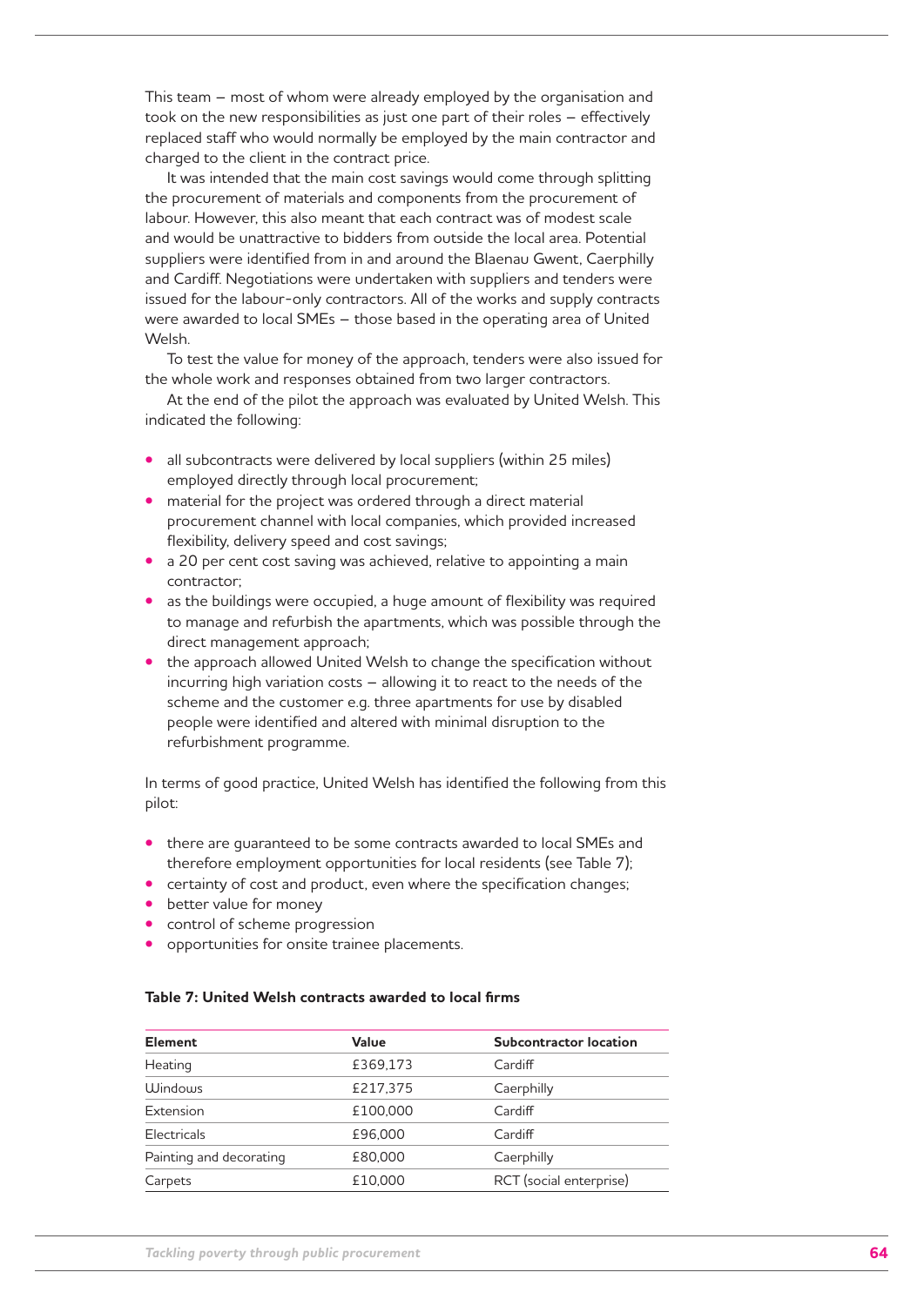This team – most of whom were already employed by the organisation and took on the new responsibilities as just one part of their roles – effectively replaced staff who would normally be employed by the main contractor and charged to the client in the contract price.

It was intended that the main cost savings would come through splitting the procurement of materials and components from the procurement of labour. However, this also meant that each contract was of modest scale and would be unattractive to bidders from outside the local area. Potential suppliers were identified from in and around the Blaenau Gwent, Caerphilly and Cardiff. Negotiations were undertaken with suppliers and tenders were issued for the labour-only contractors. All of the works and supply contracts were awarded to local SMEs – those based in the operating area of United Welsh.

To test the value for money of the approach, tenders were also issued for the whole work and responses obtained from two larger contractors.

At the end of the pilot the approach was evaluated by United Welsh. This indicated the following:

- all subcontracts were delivered by local suppliers (within 25 miles) employed directly through local procurement;
- material for the project was ordered through a direct material procurement channel with local companies, which provided increased flexibility, delivery speed and cost savings;
- a 20 per cent cost saving was achieved, relative to appointing a main contractor;
- as the buildings were occupied, a huge amount of flexibility was required to manage and refurbish the apartments, which was possible through the direct management approach;
- the approach allowed United Welsh to change the specification without incurring high variation costs – allowing it to react to the needs of the scheme and the customer e.g. three apartments for use by disabled people were identified and altered with minimal disruption to the refurbishment programme.

In terms of good practice, United Welsh has identified the following from this pilot:

- there are guaranteed to be some contracts awarded to local SMEs and therefore employment opportunities for local residents (see Table 7);
- certainty of cost and product, even where the specification changes;
- better value for money
- control of scheme progression
- opportunities for onsite trainee placements.

**Table 7: United Welsh contracts awarded to local firms**

| Element | Value | Subcontractor location |
|---|---|---|
| Heating | £369,173 | Cardiff |
| Windows | £217,375 | Caerphilly |
| Extension | £100,000 | Cardiff |
| Electricals | £96,000 | Cardiff |
| Painting and decorating | £80,000 | Caerphilly |
| Carpets | £10,000 | RCT (social enterprise) |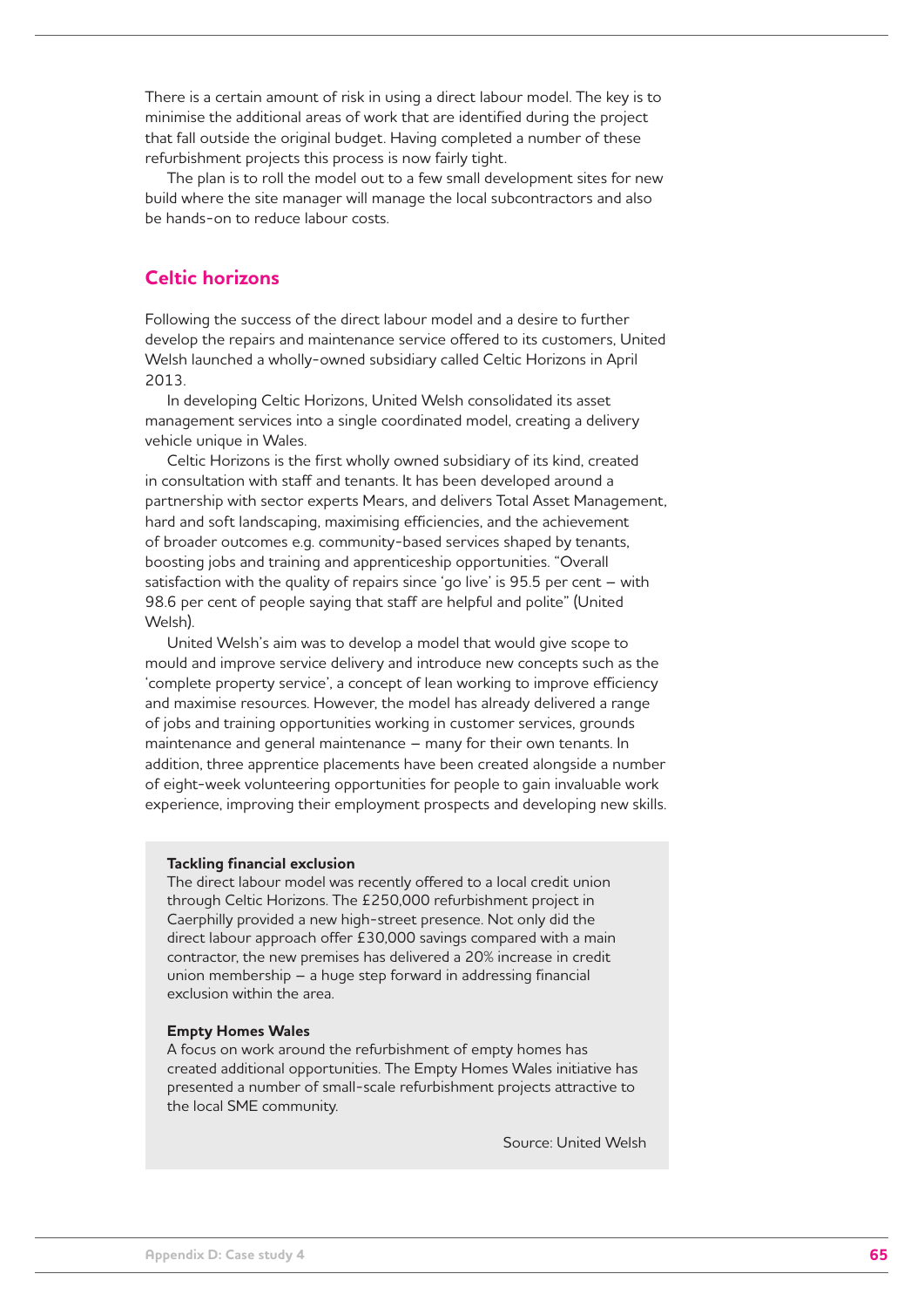There is a certain amount of risk in using a direct labour model. The key is to minimise the additional areas of work that are identified during the project that fall outside the original budget. Having completed a number of these refurbishment projects this process is now fairly tight.

The plan is to roll the model out to a few small development sites for new build where the site manager will manage the local subcontractors and also be hands-on to reduce labour costs.

## Celtic horizons

Following the success of the direct labour model and a desire to further develop the repairs and maintenance service offered to its customers, United Welsh launched a wholly-owned subsidiary called Celtic Horizons in April 2013.

In developing Celtic Horizons, United Welsh consolidated its asset management services into a single coordinated model, creating a delivery vehicle unique in Wales.

Celtic Horizons is the first wholly owned subsidiary of its kind, created in consultation with staff and tenants. It has been developed around a partnership with sector experts Mears, and delivers Total Asset Management, hard and soft landscaping, maximising efficiencies, and the achievement of broader outcomes e.g. community-based services shaped by tenants, boosting jobs and training and apprenticeship opportunities. "Overall satisfaction with the quality of repairs since 'go live' is 95.5 per cent – with 98.6 per cent of people saying that staff are helpful and polite" (United Welsh).

United Welsh's aim was to develop a model that would give scope to mould and improve service delivery and introduce new concepts such as the 'complete property service', a concept of lean working to improve efficiency and maximise resources. However, the model has already delivered a range of jobs and training opportunities working in customer services, grounds maintenance and general maintenance – many for their own tenants. In addition, three apprentice placements have been created alongside a number of eight-week volunteering opportunities for people to gain invaluable work experience, improving their employment prospects and developing new skills.

**Tackling financial exclusion**

The direct labour model was recently offered to a local credit union through Celtic Horizons. The £250,000 refurbishment project in Caerphilly provided a new high-street presence. Not only did the direct labour approach offer £30,000 savings compared with a main contractor, the new premises has delivered a 20% increase in credit union membership – a huge step forward in addressing financial exclusion within the area.

**Empty Homes Wales**

A focus on work around the refurbishment of empty homes has created additional opportunities. The Empty Homes Wales initiative has presented a number of small-scale refurbishment projects attractive to the local SME community.

Source: United Welsh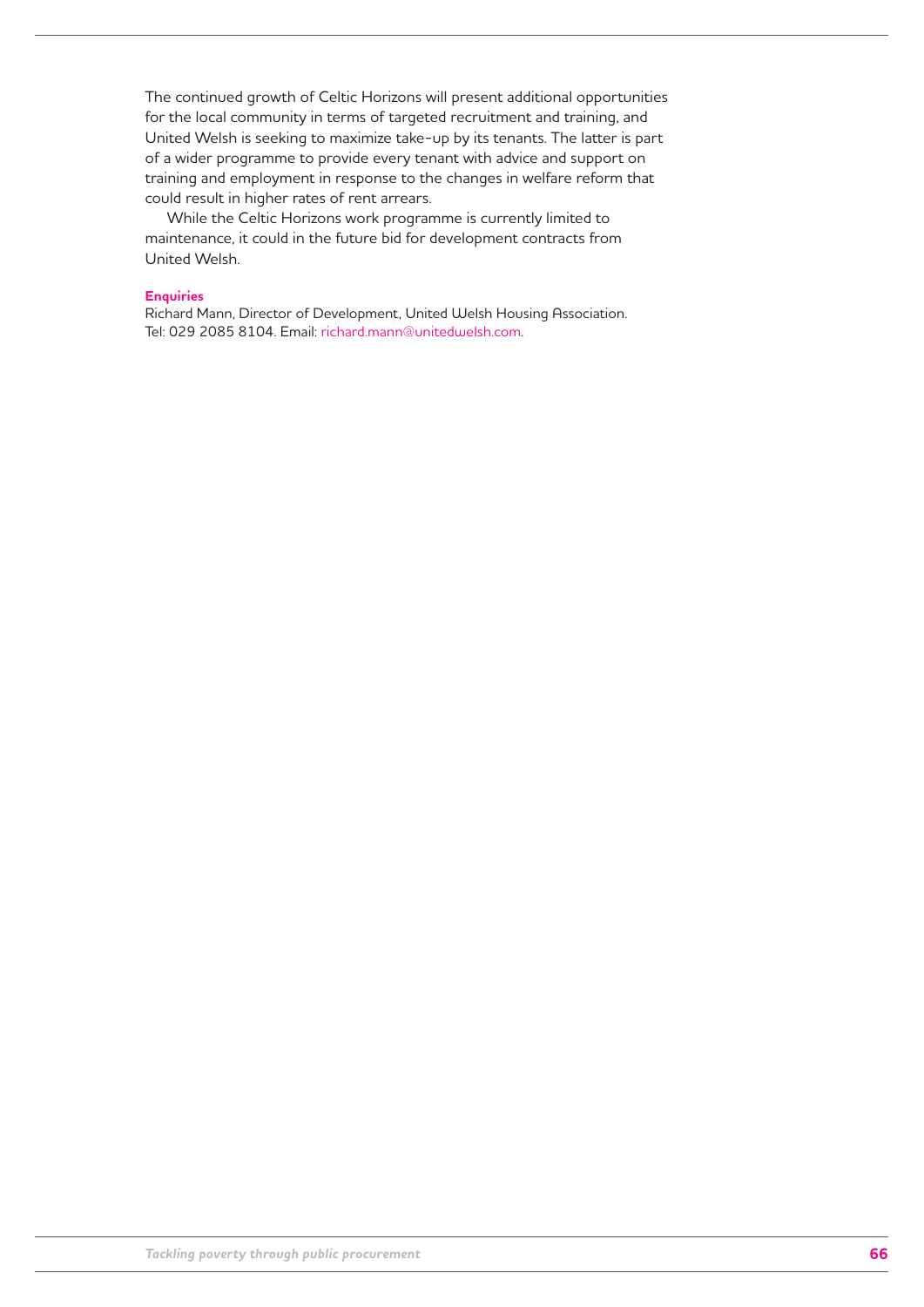The continued growth of Celtic Horizons will present additional opportunities for the local community in terms of targeted recruitment and training, and United Welsh is seeking to maximize take-up by its tenants. The latter is part of a wider programme to provide every tenant with advice and support on training and employment in response to the changes in welfare reform that could result in higher rates of rent arrears.

While the Celtic Horizons work programme is currently limited to maintenance, it could in the future bid for development contracts from United Welsh.

**Enquiries**

Richard Mann, Director of Development, United Welsh Housing Association.
Tel: 029 2085 8104. Email: richard.mann@unitedwelsh.com.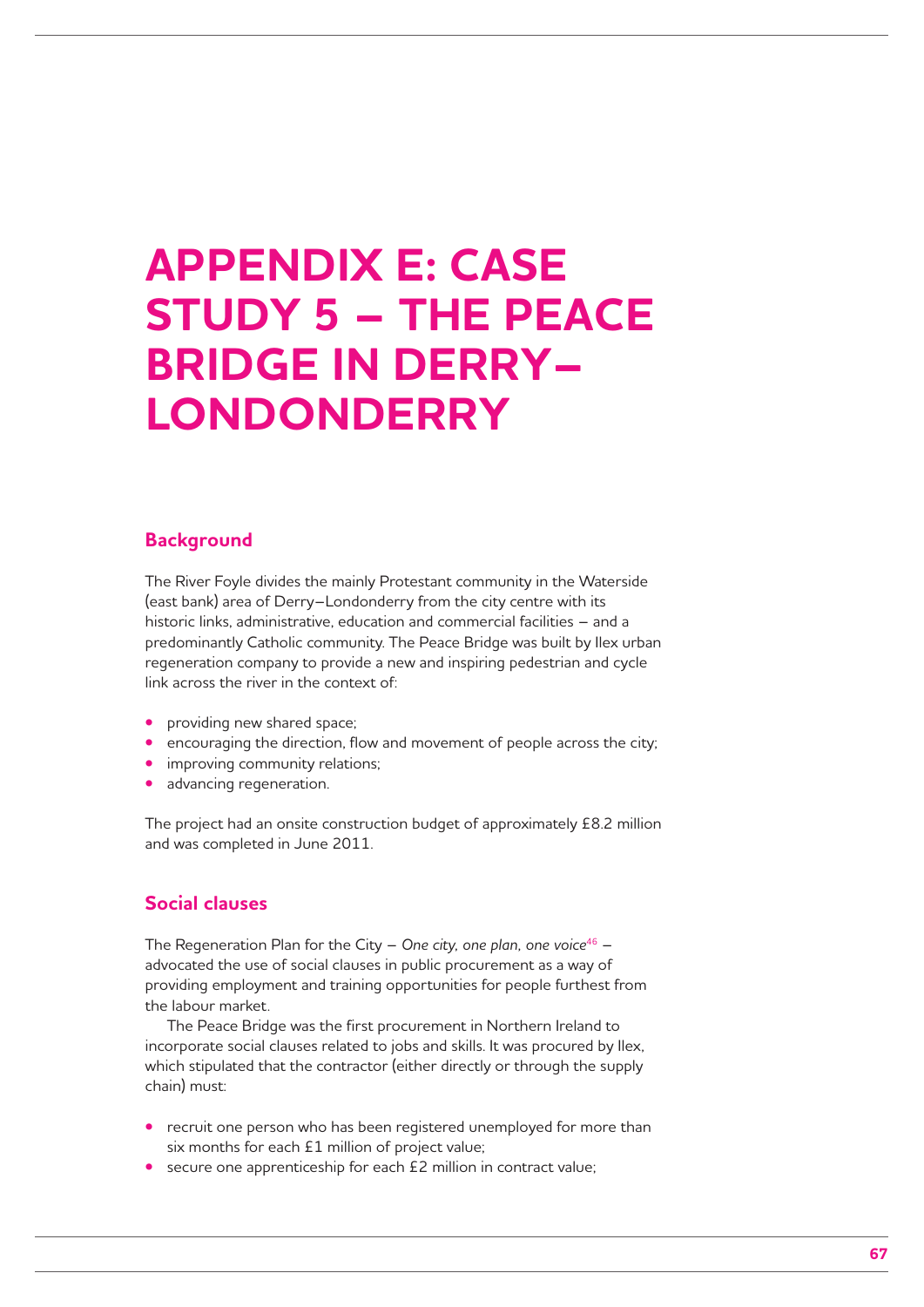# APPENDIX E: CASE STUDY 5 – THE PEACE BRIDGE IN DERRY–LONDONDERRY

## Background

The River Foyle divides the mainly Protestant community in the Waterside (east bank) area of Derry–Londonderry from the city centre with its historic links, administrative, education and commercial facilities – and a predominantly Catholic community. The Peace Bridge was built by Ilex urban regeneration company to provide a new and inspiring pedestrian and cycle link across the river in the context of:

- providing new shared space;
- encouraging the direction, flow and movement of people across the city;
- improving community relations;
- advancing regeneration.

The project had an onsite construction budget of approximately £8.2 million and was completed in June 2011.

## Social clauses

The Regeneration Plan for the City – *One city, one plan, one voice*[46] – advocated the use of social clauses in public procurement as a way of providing employment and training opportunities for people furthest from the labour market.

The Peace Bridge was the first procurement in Northern Ireland to incorporate social clauses related to jobs and skills. It was procured by Ilex, which stipulated that the contractor (either directly or through the supply chain) must:

- recruit one person who has been registered unemployed for more than six months for each £1 million of project value;
- secure one apprenticeship for each £2 million in contract value;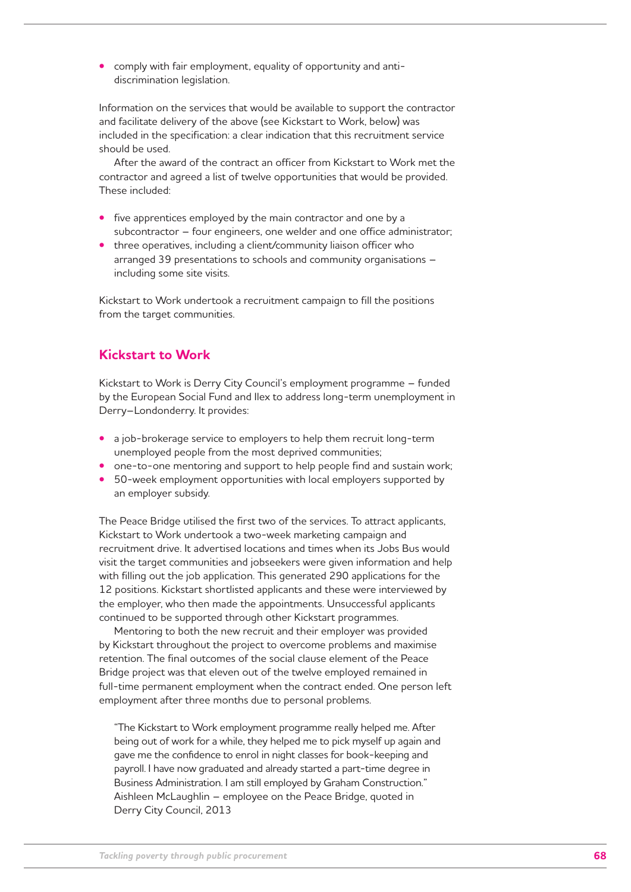- comply with fair employment, equality of opportunity and anti-discrimination legislation.

Information on the services that would be available to support the contractor and facilitate delivery of the above (see Kickstart to Work, below) was included in the specification: a clear indication that this recruitment service should be used.

After the award of the contract an officer from Kickstart to Work met the contractor and agreed a list of twelve opportunities that would be provided. These included:

- five apprentices employed by the main contractor and one by a subcontractor – four engineers, one welder and one office administrator;
- three operatives, including a client/community liaison officer who arranged 39 presentations to schools and community organisations – including some site visits.

Kickstart to Work undertook a recruitment campaign to fill the positions from the target communities.

## Kickstart to Work

Kickstart to Work is Derry City Council's employment programme – funded by the European Social Fund and Ilex to address long-term unemployment in Derry–Londonderry. It provides:

- a job-brokerage service to employers to help them recruit long-term unemployed people from the most deprived communities;
- one-to-one mentoring and support to help people find and sustain work;
- 50-week employment opportunities with local employers supported by an employer subsidy.

The Peace Bridge utilised the first two of the services. To attract applicants, Kickstart to Work undertook a two-week marketing campaign and recruitment drive. It advertised locations and times when its Jobs Bus would visit the target communities and jobseekers were given information and help with filling out the job application. This generated 290 applications for the 12 positions. Kickstart shortlisted applicants and these were interviewed by the employer, who then made the appointments. Unsuccessful applicants continued to be supported through other Kickstart programmes.

Mentoring to both the new recruit and their employer was provided by Kickstart throughout the project to overcome problems and maximise retention. The final outcomes of the social clause element of the Peace Bridge project was that eleven out of the twelve employed remained in full-time permanent employment when the contract ended. One person left employment after three months due to personal problems.

> "The Kickstart to Work employment programme really helped me. After being out of work for a while, they helped me to pick myself up again and gave me the confidence to enrol in night classes for book-keeping and payroll. I have now graduated and already started a part-time degree in Business Administration. I am still employed by Graham Construction."
> Aishleen McLaughlin – employee on the Peace Bridge, quoted in Derry City Council, 2013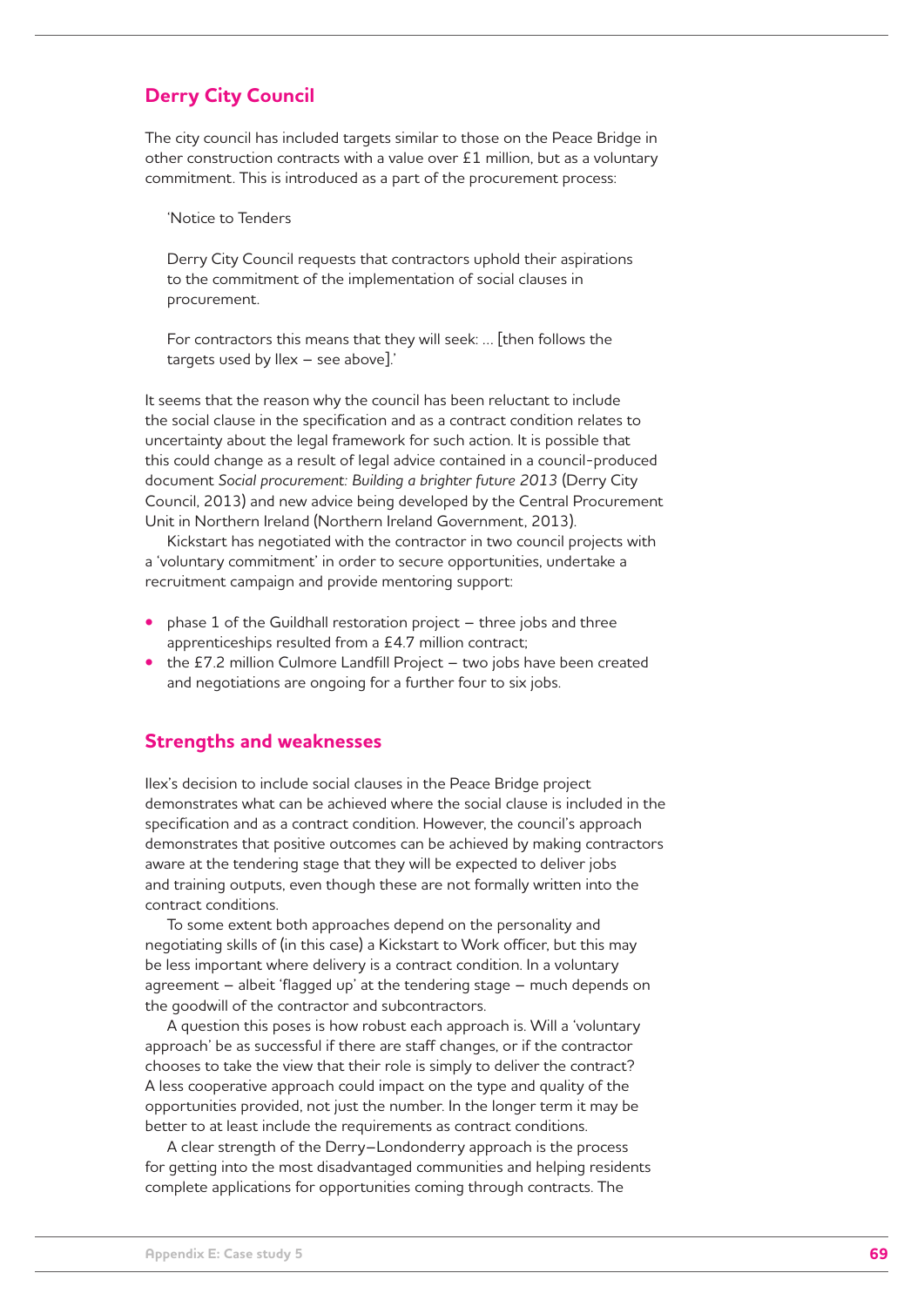## Derry City Council

The city council has included targets similar to those on the Peace Bridge in other construction contracts with a value over £1 million, but as a voluntary commitment. This is introduced as a part of the procurement process:

> 'Notice to Tenders
>
> Derry City Council requests that contractors uphold their aspirations to the commitment of the implementation of social clauses in procurement.
>
> For contractors this means that they will seek: … [then follows the targets used by Ilex – see above].'

It seems that the reason why the council has been reluctant to include the social clause in the specification and as a contract condition relates to uncertainty about the legal framework for such action. It is possible that this could change as a result of legal advice contained in a council-produced document *Social procurement: Building a brighter future 2013* (Derry City Council, 2013) and new advice being developed by the Central Procurement Unit in Northern Ireland (Northern Ireland Government, 2013).

Kickstart has negotiated with the contractor in two council projects with a 'voluntary commitment' in order to secure opportunities, undertake a recruitment campaign and provide mentoring support:

- phase 1 of the Guildhall restoration project – three jobs and three apprenticeships resulted from a £4.7 million contract;
- the £7.2 million Culmore Landfill Project – two jobs have been created and negotiations are ongoing for a further four to six jobs.

## Strengths and weaknesses

Ilex's decision to include social clauses in the Peace Bridge project demonstrates what can be achieved where the social clause is included in the specification and as a contract condition. However, the council's approach demonstrates that positive outcomes can be achieved by making contractors aware at the tendering stage that they will be expected to deliver jobs and training outputs, even though these are not formally written into the contract conditions.

To some extent both approaches depend on the personality and negotiating skills of (in this case) a Kickstart to Work officer, but this may be less important where delivery is a contract condition. In a voluntary agreement – albeit 'flagged up' at the tendering stage – much depends on the goodwill of the contractor and subcontractors.

A question this poses is how robust each approach is. Will a 'voluntary approach' be as successful if there are staff changes, or if the contractor chooses to take the view that their role is simply to deliver the contract? A less cooperative approach could impact on the type and quality of the opportunities provided, not just the number. In the longer term it may be better to at least include the requirements as contract conditions.

A clear strength of the Derry–Londonderry approach is the process for getting into the most disadvantaged communities and helping residents complete applications for opportunities coming through contracts. The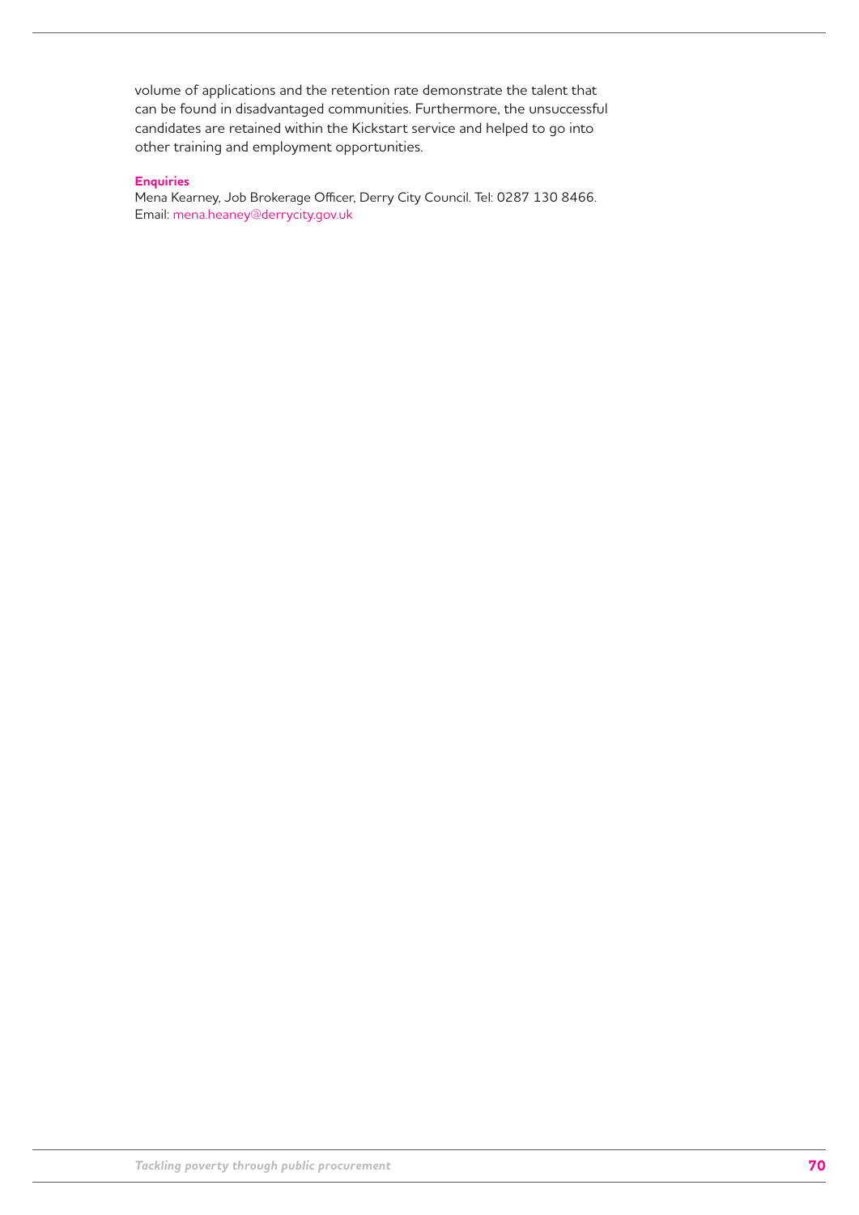volume of applications and the retention rate demonstrate the talent that can be found in disadvantaged communities. Furthermore, the unsuccessful candidates are retained within the Kickstart service and helped to go into other training and employment opportunities.

**Enquiries**

Mena Kearney, Job Brokerage Officer, Derry City Council. Tel: 0287 130 8466. Email: mena.heaney@derrycity.gov.uk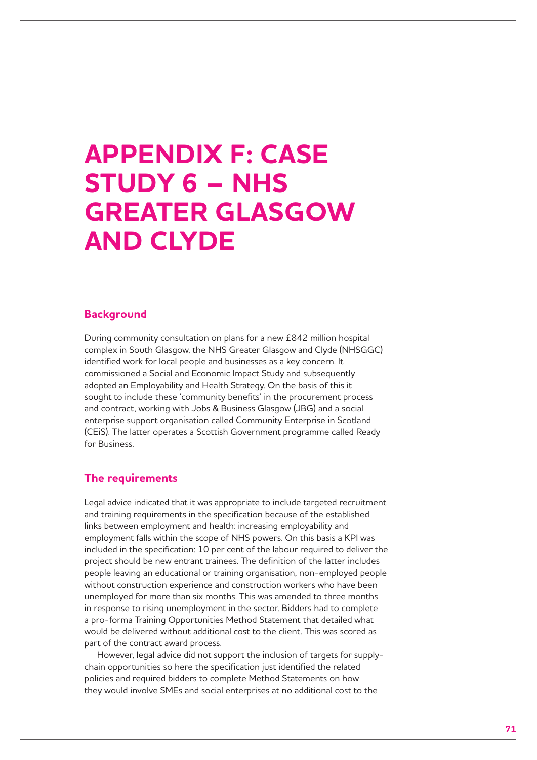# APPENDIX F: CASE STUDY 6 – NHS GREATER GLASGOW AND CLYDE

## Background

During community consultation on plans for a new £842 million hospital complex in South Glasgow, the NHS Greater Glasgow and Clyde (NHSGGC) identified work for local people and businesses as a key concern. It commissioned a Social and Economic Impact Study and subsequently adopted an Employability and Health Strategy. On the basis of this it sought to include these 'community benefits' in the procurement process and contract, working with Jobs & Business Glasgow (JBG) and a social enterprise support organisation called Community Enterprise in Scotland (CEiS). The latter operates a Scottish Government programme called Ready for Business.

## The requirements

Legal advice indicated that it was appropriate to include targeted recruitment and training requirements in the specification because of the established links between employment and health: increasing employability and employment falls within the scope of NHS powers. On this basis a KPI was included in the specification: 10 per cent of the labour required to deliver the project should be new entrant trainees. The definition of the latter includes people leaving an educational or training organisation, non-employed people without construction experience and construction workers who have been unemployed for more than six months. This was amended to three months in response to rising unemployment in the sector. Bidders had to complete a pro-forma Training Opportunities Method Statement that detailed what would be delivered without additional cost to the client. This was scored as part of the contract award process.

However, legal advice did not support the inclusion of targets for supply-chain opportunities so here the specification just identified the related policies and required bidders to complete Method Statements on how they would involve SMEs and social enterprises at no additional cost to the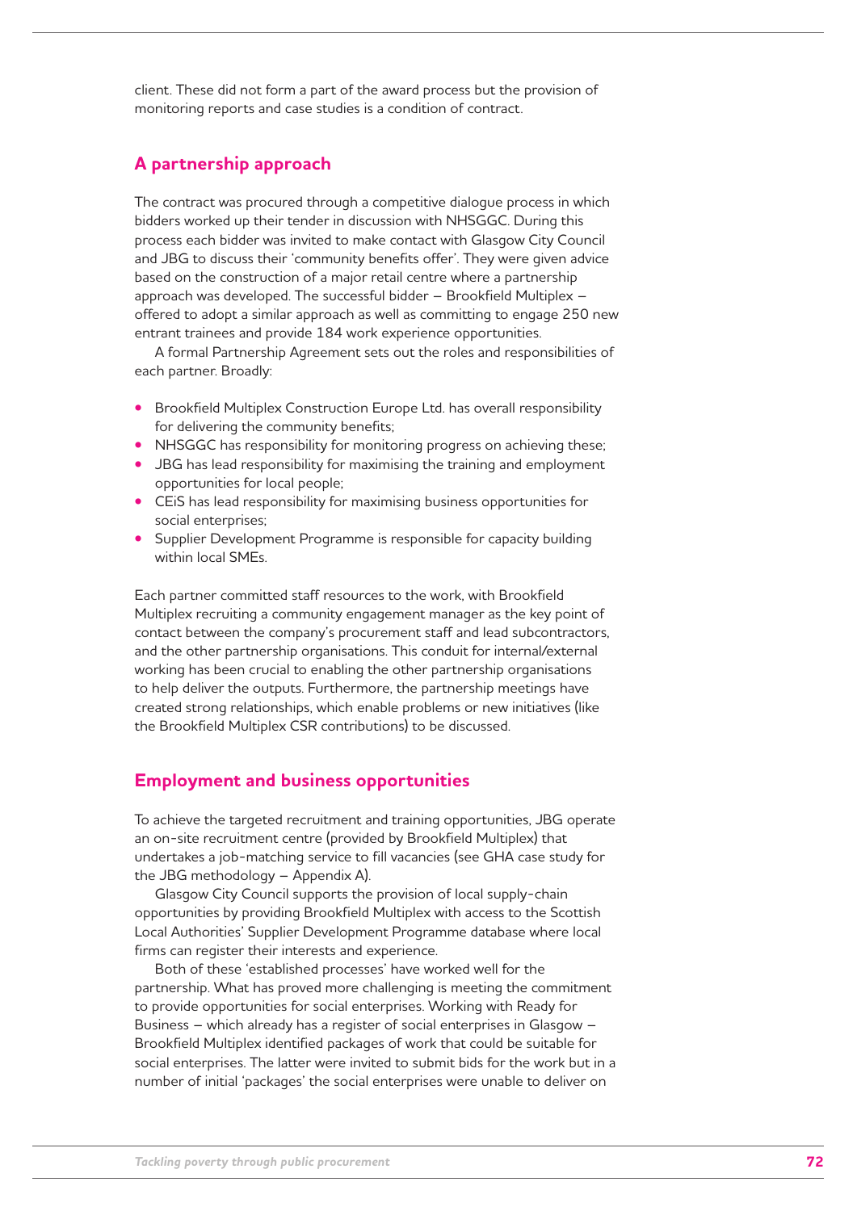client. These did not form a part of the award process but the provision of monitoring reports and case studies is a condition of contract.

## A partnership approach

The contract was procured through a competitive dialogue process in which bidders worked up their tender in discussion with NHSGGC. During this process each bidder was invited to make contact with Glasgow City Council and JBG to discuss their 'community benefits offer'. They were given advice based on the construction of a major retail centre where a partnership approach was developed. The successful bidder – Brookfield Multiplex – offered to adopt a similar approach as well as committing to engage 250 new entrant trainees and provide 184 work experience opportunities.

A formal Partnership Agreement sets out the roles and responsibilities of each partner. Broadly:

- Brookfield Multiplex Construction Europe Ltd. has overall responsibility for delivering the community benefits;
- NHSGGC has responsibility for monitoring progress on achieving these;
- JBG has lead responsibility for maximising the training and employment opportunities for local people;
- CEiS has lead responsibility for maximising business opportunities for social enterprises;
- Supplier Development Programme is responsible for capacity building within local SMEs.

Each partner committed staff resources to the work, with Brookfield Multiplex recruiting a community engagement manager as the key point of contact between the company's procurement staff and lead subcontractors, and the other partnership organisations. This conduit for internal/external working has been crucial to enabling the other partnership organisations to help deliver the outputs. Furthermore, the partnership meetings have created strong relationships, which enable problems or new initiatives (like the Brookfield Multiplex CSR contributions) to be discussed.

## Employment and business opportunities

To achieve the targeted recruitment and training opportunities, JBG operate an on-site recruitment centre (provided by Brookfield Multiplex) that undertakes a job-matching service to fill vacancies (see GHA case study for the JBG methodology – Appendix A).

Glasgow City Council supports the provision of local supply-chain opportunities by providing Brookfield Multiplex with access to the Scottish Local Authorities' Supplier Development Programme database where local firms can register their interests and experience.

Both of these 'established processes' have worked well for the partnership. What has proved more challenging is meeting the commitment to provide opportunities for social enterprises. Working with Ready for Business – which already has a register of social enterprises in Glasgow – Brookfield Multiplex identified packages of work that could be suitable for social enterprises. The latter were invited to submit bids for the work but in a number of initial 'packages' the social enterprises were unable to deliver on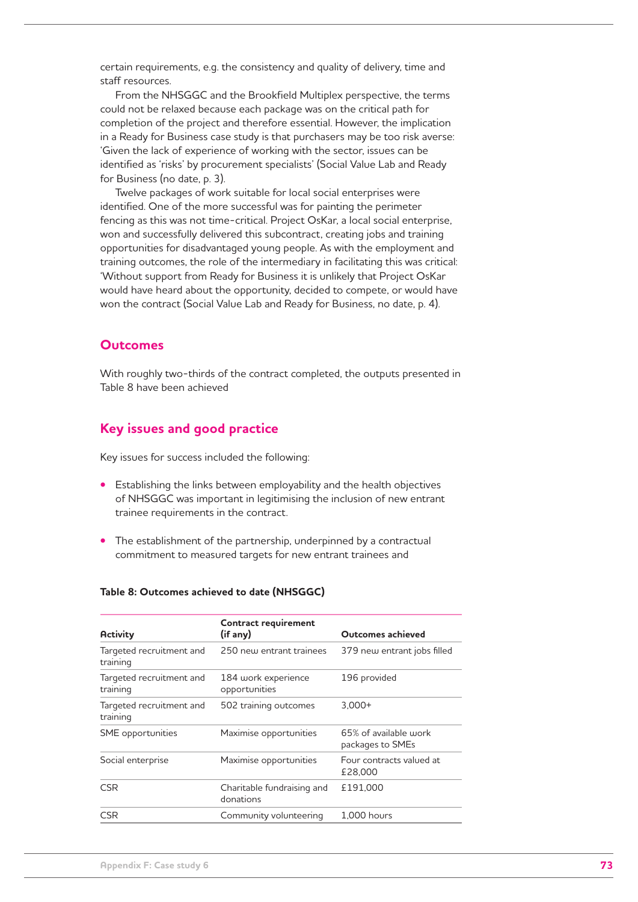certain requirements, e.g. the consistency and quality of delivery, time and staff resources.

From the NHSGGC and the Brookfield Multiplex perspective, the terms could not be relaxed because each package was on the critical path for completion of the project and therefore essential. However, the implication in a Ready for Business case study is that purchasers may be too risk averse: 'Given the lack of experience of working with the sector, issues can be identified as 'risks' by procurement specialists' (Social Value Lab and Ready for Business (no date, p. 3).

Twelve packages of work suitable for local social enterprises were identified. One of the more successful was for painting the perimeter fencing as this was not time-critical. Project OsKar, a local social enterprise, won and successfully delivered this subcontract, creating jobs and training opportunities for disadvantaged young people. As with the employment and training outcomes, the role of the intermediary in facilitating this was critical: 'Without support from Ready for Business it is unlikely that Project OsKar would have heard about the opportunity, decided to compete, or would have won the contract (Social Value Lab and Ready for Business, no date, p. 4).

## Outcomes

With roughly two-thirds of the contract completed, the outputs presented in Table 8 have been achieved

## Key issues and good practice

Key issues for success included the following:

- Establishing the links between employability and the health objectives of NHSGGC was important in legitimising the inclusion of new entrant trainee requirements in the contract.
- The establishment of the partnership, underpinned by a contractual commitment to measured targets for new entrant trainees and

**Table 8: Outcomes achieved to date (NHSGGC)**

| Activity | Contract requirement (if any) | Outcomes achieved |
|---|---|---|
| Targeted recruitment and training | 250 new entrant trainees | 379 new entrant jobs filled |
| Targeted recruitment and training | 184 work experience opportunities | 196 provided |
| Targeted recruitment and training | 502 training outcomes | 3,000+ |
| SME opportunities | Maximise opportunities | 65% of available work packages to SMEs |
| Social enterprise | Maximise opportunities | Four contracts valued at £28,000 |
| CSR | Charitable fundraising and donations | £191,000 |
| CSR | Community volunteering | 1,000 hours |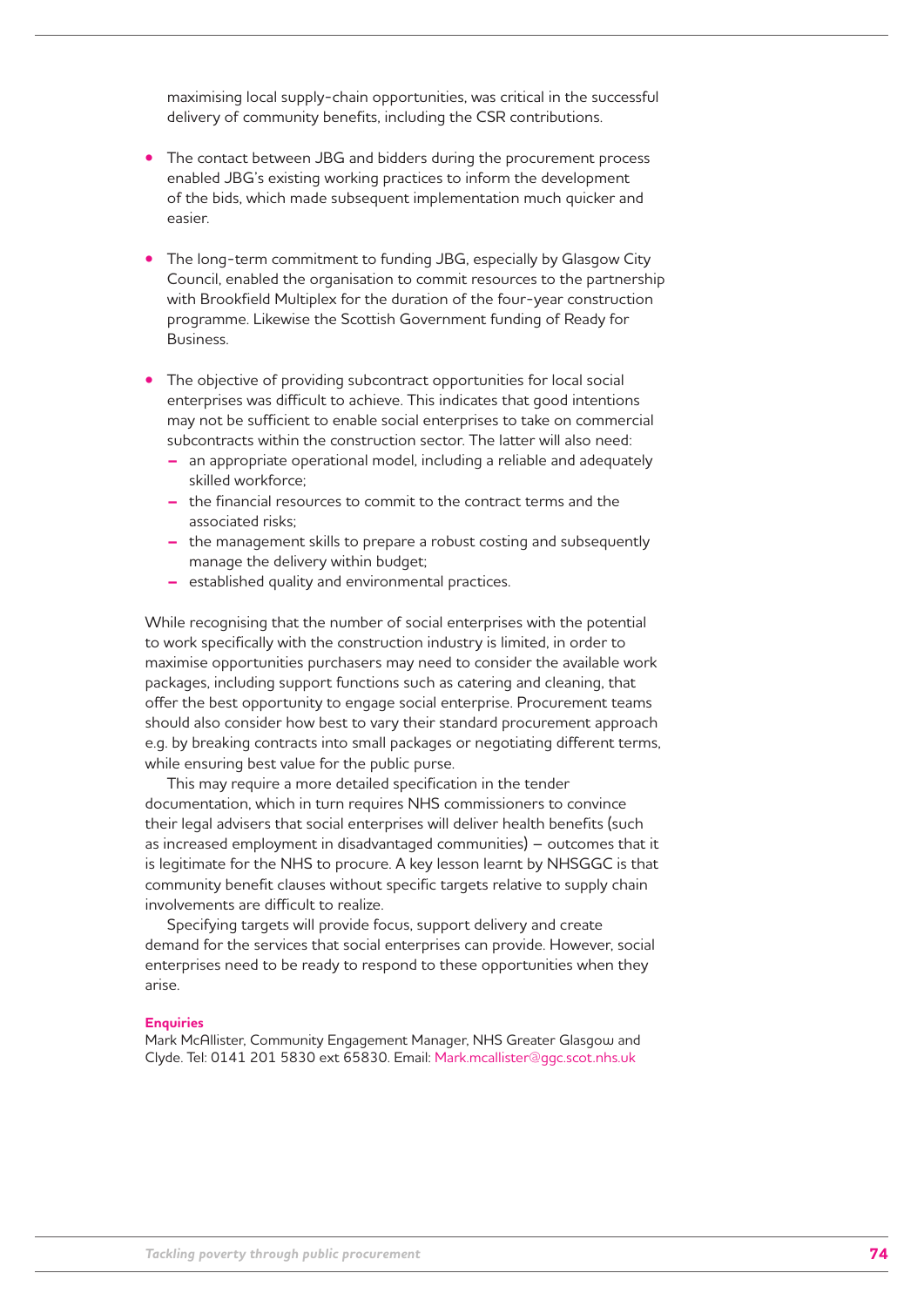maximising local supply-chain opportunities, was critical in the successful delivery of community benefits, including the CSR contributions.

- The contact between JBG and bidders during the procurement process enabled JBG's existing working practices to inform the development of the bids, which made subsequent implementation much quicker and easier.

- The long-term commitment to funding JBG, especially by Glasgow City Council, enabled the organisation to commit resources to the partnership with Brookfield Multiplex for the duration of the four-year construction programme. Likewise the Scottish Government funding of Ready for Business.

- The objective of providing subcontract opportunities for local social enterprises was difficult to achieve. This indicates that good intentions may not be sufficient to enable social enterprises to take on commercial subcontracts within the construction sector. The latter will also need:
  - an appropriate operational model, including a reliable and adequately skilled workforce;
  - the financial resources to commit to the contract terms and the associated risks;
  - the management skills to prepare a robust costing and subsequently manage the delivery within budget;
  - established quality and environmental practices.

While recognising that the number of social enterprises with the potential to work specifically with the construction industry is limited, in order to maximise opportunities purchasers may need to consider the available work packages, including support functions such as catering and cleaning, that offer the best opportunity to engage social enterprise. Procurement teams should also consider how best to vary their standard procurement approach e.g. by breaking contracts into small packages or negotiating different terms, while ensuring best value for the public purse.

This may require a more detailed specification in the tender documentation, which in turn requires NHS commissioners to convince their legal advisers that social enterprises will deliver health benefits (such as increased employment in disadvantaged communities) – outcomes that it is legitimate for the NHS to procure. A key lesson learnt by NHSGGC is that community benefit clauses without specific targets relative to supply chain involvements are difficult to realize.

Specifying targets will provide focus, support delivery and create demand for the services that social enterprises can provide. However, social enterprises need to be ready to respond to these opportunities when they arise.

**Enquiries**
Mark McAllister, Community Engagement Manager, NHS Greater Glasgow and Clyde. Tel: 0141 201 5830 ext 65830. Email: Mark.mcallister@ggc.scot.nhs.uk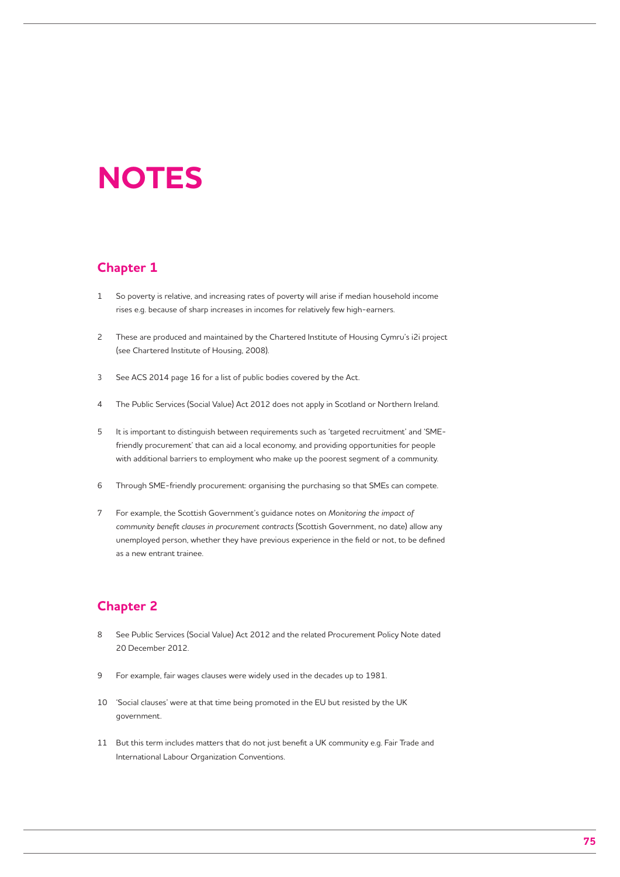# NOTES

## Chapter 1

1. So poverty is relative, and increasing rates of poverty will arise if median household income rises e.g. because of sharp increases in incomes for relatively few high-earners.
2. These are produced and maintained by the Chartered Institute of Housing Cymru's i2i project (see Chartered Institute of Housing, 2008).
3. See ACS 2014 page 16 for a list of public bodies covered by the Act.
4. The Public Services (Social Value) Act 2012 does not apply in Scotland or Northern Ireland.
5. It is important to distinguish between requirements such as 'targeted recruitment' and 'SME-friendly procurement' that can aid a local economy, and providing opportunities for people with additional barriers to employment who make up the poorest segment of a community.
6. Through SME-friendly procurement: organising the purchasing so that SMEs can compete.
7. For example, the Scottish Government's guidance notes on *Monitoring the impact of community benefit clauses in procurement contracts* (Scottish Government, no date) allow any unemployed person, whether they have previous experience in the field or not, to be defined as a new entrant trainee.

## Chapter 2

8. See Public Services (Social Value) Act 2012 and the related Procurement Policy Note dated 20 December 2012.
9. For example, fair wages clauses were widely used in the decades up to 1981.
10. 'Social clauses' were at that time being promoted in the EU but resisted by the UK government.
11. But this term includes matters that do not just benefit a UK community e.g. Fair Trade and International Labour Organization Conventions.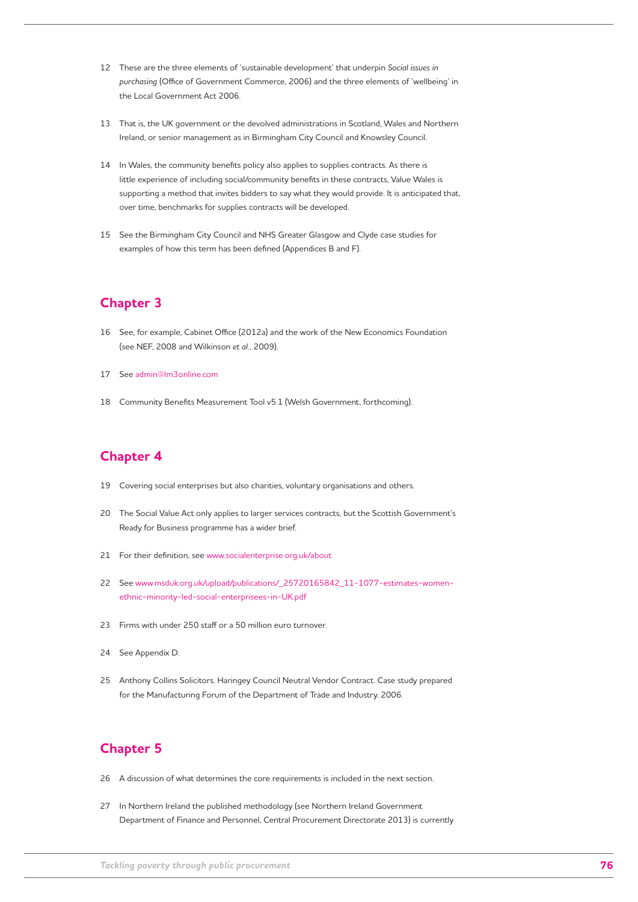12 These are the three elements of 'sustainable development' that underpin *Social issues in purchasing* (Office of Government Commerce, 2006) and the three elements of 'wellbeing' in the Local Government Act 2006.

13 That is, the UK government or the devolved administrations in Scotland, Wales and Northern Ireland, or senior management as in Birmingham City Council and Knowsley Council.

14 In Wales, the community benefits policy also applies to supplies contracts. As there is little experience of including social/community benefits in these contracts, Value Wales is supporting a method that invites bidders to say what they would provide. It is anticipated that, over time, benchmarks for supplies contracts will be developed.

15 See the Birmingham City Council and NHS Greater Glasgow and Clyde case studies for examples of how this term has been defined (Appendices B and F).

## Chapter 3

16 See, for example, Cabinet Office (2012a) and the work of the New Economics Foundation (see NEF, 2008 and Wilkinson *et al.*, 2009).

17 See admin@lm3online.com

18 Community Benefits Measurement Tool v5.1 (Welsh Government, forthcoming).

## Chapter 4

19 Covering social enterprises but also charities, voluntary organisations and others.

20 The Social Value Act only applies to larger services contracts, but the Scottish Government's Ready for Business programme has a wider brief.

21 For their definition, see www.socialenterprise.org.uk/about

22 See www.msduk.org.uk/upload/publications/_25720165842_11-1077-estimates-women-ethnic-minority-led-social-enterprisees-in-UK.pdf

23 Firms with under 250 staff or a 50 million euro turnover.

24 See Appendix D.

25 Anthony Collins Solicitors. Haringey Council Neutral Vendor Contract. Case study prepared for the Manufacturing Forum of the Department of Trade and Industry. 2006.

## Chapter 5

26 A discussion of what determines the core requirements is included in the next section.

27 In Northern Ireland the published methodology (see Northern Ireland Government Department of Finance and Personnel, Central Procurement Directorate 2013) is currently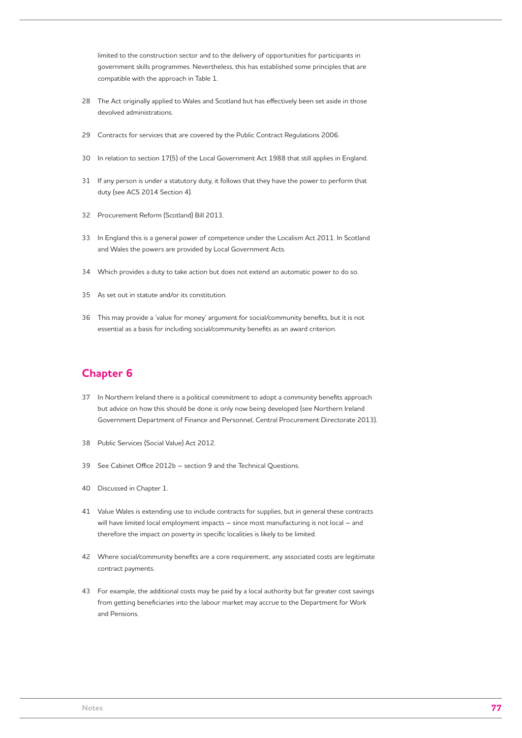limited to the construction sector and to the delivery of opportunities for participants in government skills programmes. Nevertheless, this has established some principles that are compatible with the approach in Table 1.

28 The Act originally applied to Wales and Scotland but has effectively been set aside in those devolved administrations.

29 Contracts for services that are covered by the Public Contract Regulations 2006.

30 In relation to section 17(5) of the Local Government Act 1988 that still applies in England.

31 If any person is under a statutory duty, it follows that they have the power to perform that duty (see ACS 2014 Section 4).

32 Procurement Reform (Scotland) Bill 2013.

33 In England this is a general power of competence under the Localism Act 2011. In Scotland and Wales the powers are provided by Local Government Acts.

34 Which provides a duty to take action but does not extend an automatic power to do so.

35 As set out in statute and/or its constitution.

36 This may provide a 'value for money' argument for social/community benefits, but it is not essential as a basis for including social/community benefits as an award criterion.

## Chapter 6

37 In Northern Ireland there is a political commitment to adopt a community benefits approach but advice on how this should be done is only now being developed (see Northern Ireland Government Department of Finance and Personnel, Central Procurement Directorate 2013).

38 Public Services (Social Value) Act 2012.

39 See Cabinet Office 2012b – section 9 and the Technical Questions.

40 Discussed in Chapter 1.

41 Value Wales is extending use to include contracts for supplies, but in general these contracts will have limited local employment impacts – since most manufacturing is not local – and therefore the impact on poverty in specific localities is likely to be limited.

42 Where social/community benefits are a core requirement, any associated costs are legitimate contract payments.

43 For example, the additional costs may be paid by a local authority but far greater cost savings from getting beneficiaries into the labour market may accrue to the Department for Work and Pensions.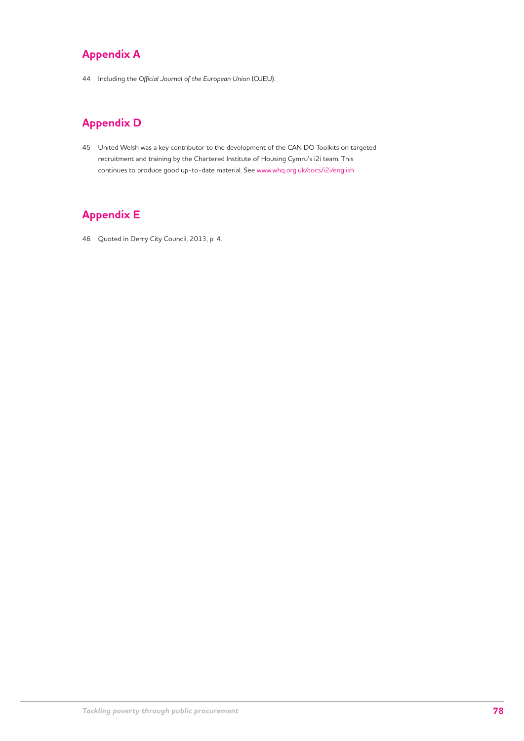## Appendix A

44 Including the *Official Journal of the European Union* (OJEU).

## Appendix D

45 United Welsh was a key contributor to the development of the CAN DO Toolkits on targeted recruitment and training by the Chartered Institute of Housing Cymru's i2i team. This continues to produce good up-to-date material. See www.whq.org.uk/docs/i2i/english

## Appendix E

46 Quoted in Derry City Council, 2013, p. 4.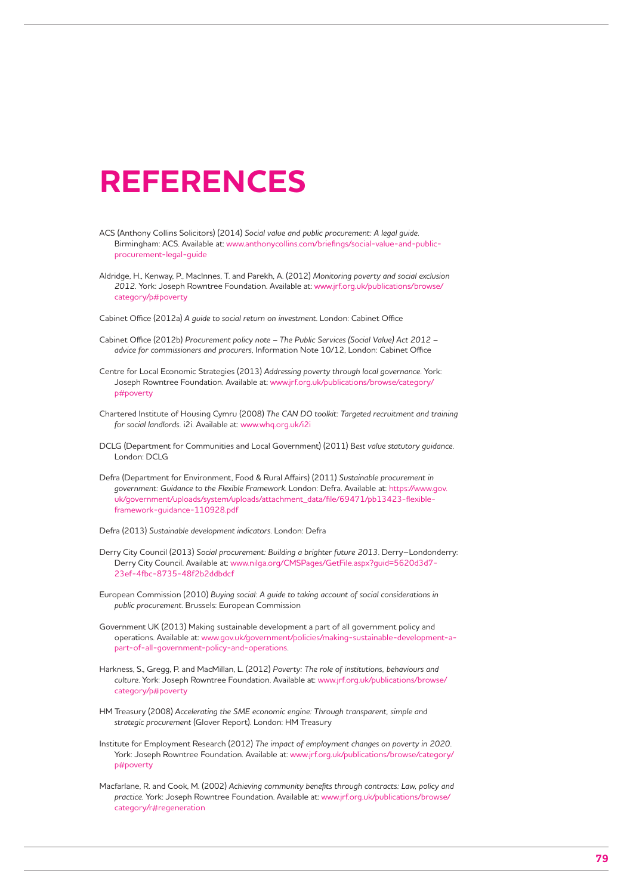# REFERENCES

ACS (Anthony Collins Solicitors) (2014) *Social value and public procurement: A legal guide*. Birmingham: ACS. Available at: www.anthonycollins.com/briefings/social-value-and-public-procurement-legal-guide

Aldridge, H., Kenway, P., MacInnes, T. and Parekh, A. (2012) *Monitoring poverty and social exclusion 2012*. York: Joseph Rowntree Foundation. Available at: www.jrf.org.uk/publications/browse/category/p#poverty

Cabinet Office (2012a) *A guide to social return on investment*. London: Cabinet Office

Cabinet Office (2012b) *Procurement policy note – The Public Services (Social Value) Act 2012 – advice for commissioners and procurers*, Information Note 10/12, London: Cabinet Office

Centre for Local Economic Strategies (2013) *Addressing poverty through local governance*. York: Joseph Rowntree Foundation. Available at: www.jrf.org.uk/publications/browse/category/p#poverty

Chartered Institute of Housing Cymru (2008) *The CAN DO toolkit: Targeted recruitment and training for social landlords*. i2i. Available at: www.whq.org.uk/i2i

DCLG (Department for Communities and Local Government) (2011) *Best value statutory guidance*. London: DCLG

Defra (Department for Environment, Food & Rural Affairs) (2011) *Sustainable procurement in government: Guidance to the Flexible Framework*. London: Defra. Available at: https://www.gov.uk/government/uploads/system/uploads/attachment_data/file/69471/pb13423-flexible-framework-guidance-110928.pdf

Defra (2013) *Sustainable development indicators*. London: Defra

Derry City Council (2013) *Social procurement: Building a brighter future 2013*. Derry–Londonderry: Derry City Council. Available at: www.nilga.org/CMSPages/GetFile.aspx?guid=5620d3d7-23ef-4fbc-8735-48f2b2ddbdcf

European Commission (2010) *Buying social: A guide to taking account of social considerations in public procurement*. Brussels: European Commission

Government UK (2013) Making sustainable development a part of all government policy and operations. Available at: www.gov.uk/government/policies/making-sustainable-development-a-part-of-all-government-policy-and-operations.

Harkness, S., Gregg, P. and MacMillan, L. (2012) *Poverty: The role of institutions, behaviours and culture*. York: Joseph Rowntree Foundation. Available at: www.jrf.org.uk/publications/browse/category/p#poverty

HM Treasury (2008) *Accelerating the SME economic engine: Through transparent, simple and strategic procurement* (Glover Report). London: HM Treasury

Institute for Employment Research (2012) *The impact of employment changes on poverty in 2020*. York: Joseph Rowntree Foundation. Available at: www.jrf.org.uk/publications/browse/category/p#poverty

Macfarlane, R. and Cook, M. (2002) *Achieving community benefits through contracts: Law, policy and practice*. York: Joseph Rowntree Foundation. Available at: www.jrf.org.uk/publications/browse/category/r#regeneration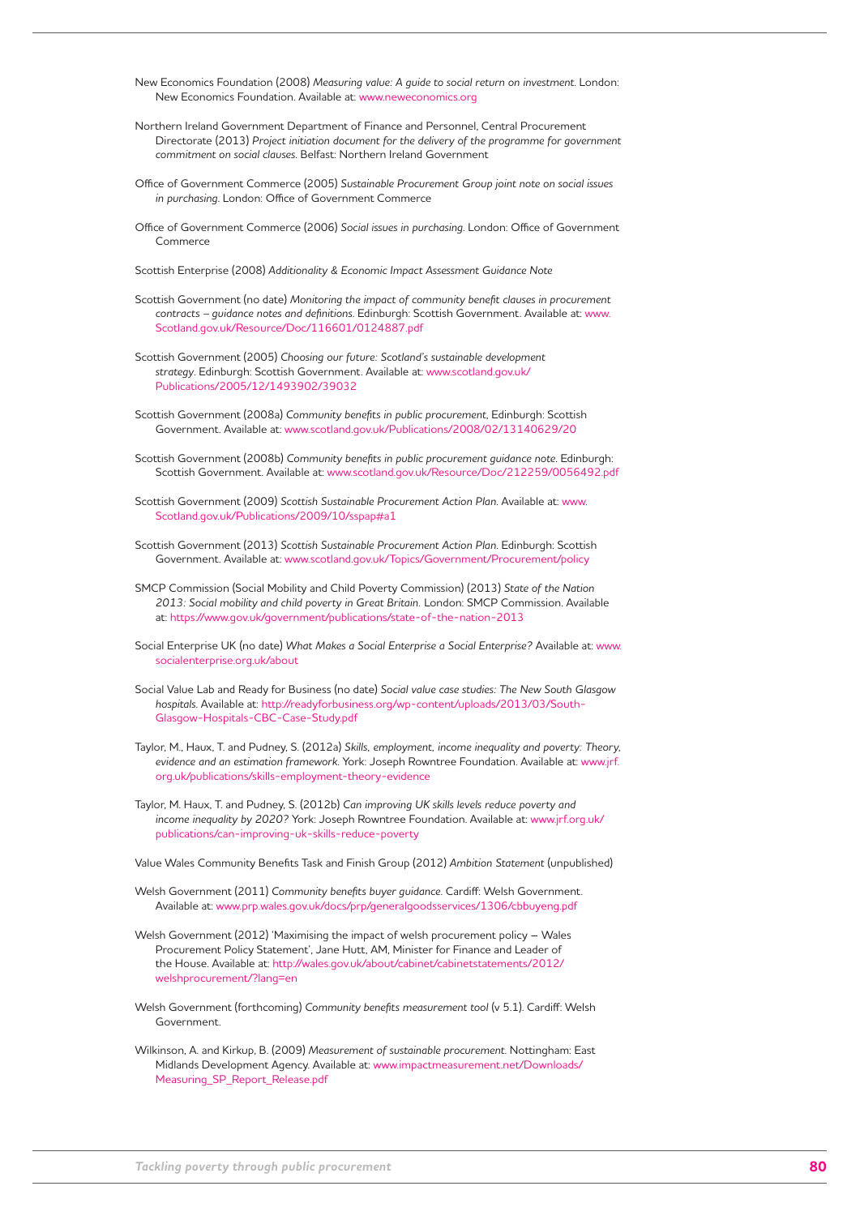New Economics Foundation (2008) *Measuring value: A guide to social return on investment*. London: New Economics Foundation. Available at: www.neweconomics.org

Northern Ireland Government Department of Finance and Personnel, Central Procurement Directorate (2013) *Project initiation document for the delivery of the programme for government commitment on social clauses*. Belfast: Northern Ireland Government

Office of Government Commerce (2005) *Sustainable Procurement Group joint note on social issues in purchasing*. London: Office of Government Commerce

Office of Government Commerce (2006) *Social issues in purchasing*. London: Office of Government Commerce

Scottish Enterprise (2008) *Additionality & Economic Impact Assessment Guidance Note*

Scottish Government (no date) *Monitoring the impact of community benefit clauses in procurement contracts – guidance notes and definitions*. Edinburgh: Scottish Government. Available at: www.Scotland.gov.uk/Resource/Doc/116601/0124887.pdf

Scottish Government (2005) *Choosing our future: Scotland's sustainable development strategy*. Edinburgh: Scottish Government. Available at: www.scotland.gov.uk/Publications/2005/12/1493902/39032

Scottish Government (2008a) *Community benefits in public procurement*, Edinburgh: Scottish Government. Available at: www.scotland.gov.uk/Publications/2008/02/13140629/20

Scottish Government (2008b) *Community benefits in public procurement guidance note*. Edinburgh: Scottish Government. Available at: www.scotland.gov.uk/Resource/Doc/212259/0056492.pdf

Scottish Government (2009) *Scottish Sustainable Procurement Action Plan*. Available at: www.Scotland.gov.uk/Publications/2009/10/sspap#a1

Scottish Government (2013) *Scottish Sustainable Procurement Action Plan*. Edinburgh: Scottish Government. Available at: www.scotland.gov.uk/Topics/Government/Procurement/policy

SMCP Commission (Social Mobility and Child Poverty Commission) (2013) *State of the Nation 2013: Social mobility and child poverty in Great Britain*. London: SMCP Commission. Available at: https://www.gov.uk/government/publications/state-of-the-nation-2013

Social Enterprise UK (no date) *What Makes a Social Enterprise a Social Enterprise?* Available at: www.socialenterprise.org.uk/about

Social Value Lab and Ready for Business (no date) *Social value case studies: The New South Glasgow hospitals*. Available at: http://readyforbusiness.org/wp-content/uploads/2013/03/South-Glasgow-Hospitals-CBC-Case-Study.pdf

Taylor, M., Haux, T. and Pudney, S. (2012a) *Skills, employment, income inequality and poverty: Theory, evidence and an estimation framework*. York: Joseph Rowntree Foundation. Available at: www.jrf.org.uk/publications/skills-employment-theory-evidence

Taylor, M. Haux, T. and Pudney, S. (2012b) *Can improving UK skills levels reduce poverty and income inequality by 2020?* York: Joseph Rowntree Foundation. Available at: www.jrf.org.uk/publications/can-improving-uk-skills-reduce-poverty

Value Wales Community Benefits Task and Finish Group (2012) *Ambition Statement* (unpublished)

Welsh Government (2011) *Community benefits buyer guidance*. Cardiff: Welsh Government. Available at: www.prp.wales.gov.uk/docs/prp/generalgoodsservices/1306/cbbuyeng.pdf

Welsh Government (2012) 'Maximising the impact of welsh procurement policy – Wales Procurement Policy Statement', Jane Hutt, AM, Minister for Finance and Leader of the House. Available at: http://wales.gov.uk/about/cabinet/cabinetstatements/2012/welshprocurement/?lang=en

Welsh Government (forthcoming) *Community benefits measurement tool* (v 5.1). Cardiff: Welsh Government.

Wilkinson, A. and Kirkup, B. (2009) *Measurement of sustainable procurement*. Nottingham: East Midlands Development Agency. Available at: www.impactmeasurement.net/Downloads/Measuring_SP_Report_Release.pdf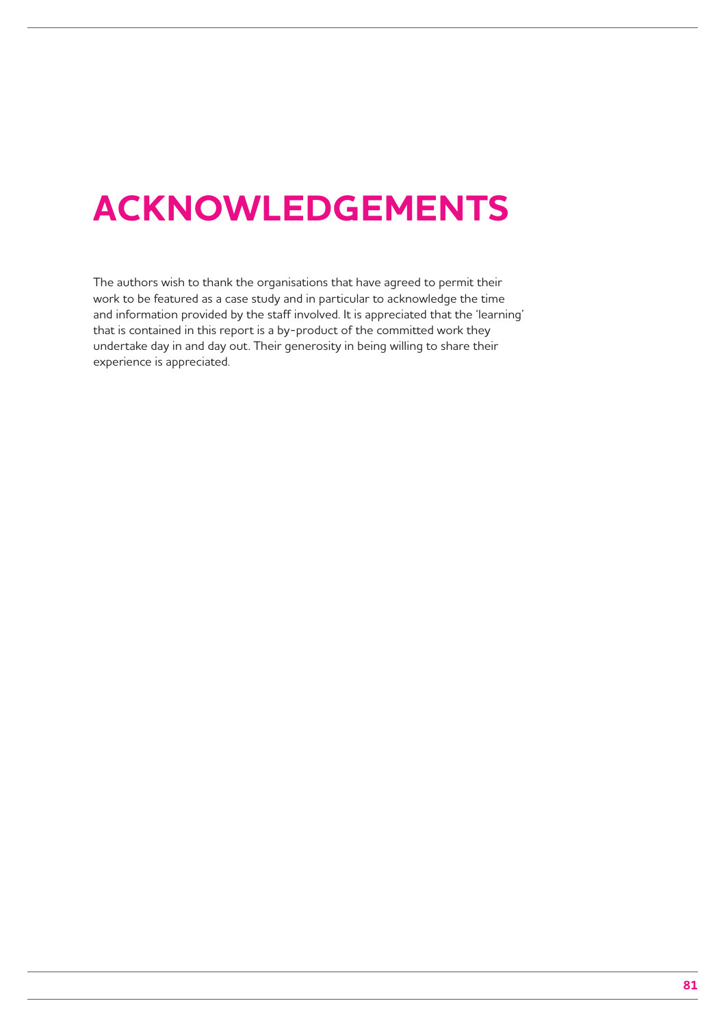# ACKNOWLEDGEMENTS

The authors wish to thank the organisations that have agreed to permit their work to be featured as a case study and in particular to acknowledge the time and information provided by the staff involved. It is appreciated that the 'learning' that is contained in this report is a by-product of the committed work they undertake day in and day out. Their generosity in being willing to share their experience is appreciated.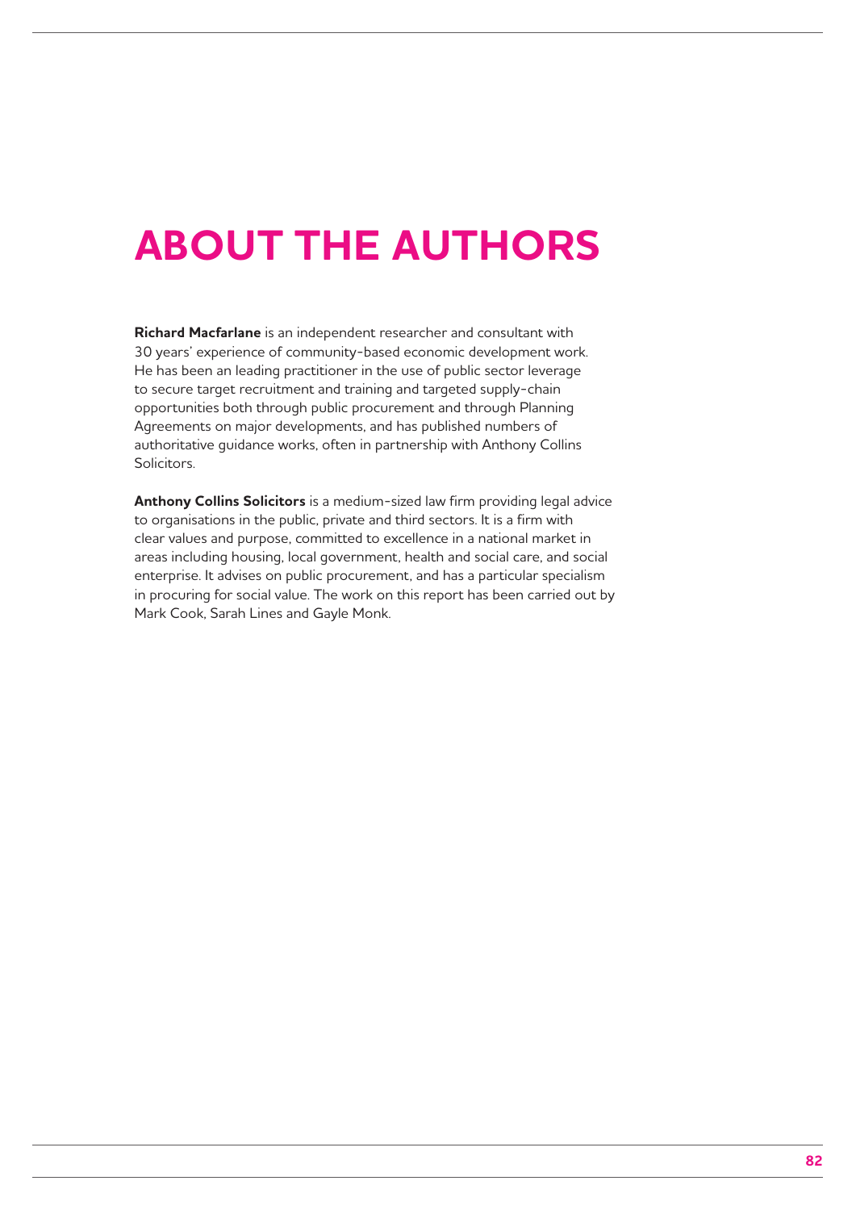# ABOUT THE AUTHORS

**Richard Macfarlane** is an independent researcher and consultant with 30 years' experience of community-based economic development work. He has been an leading practitioner in the use of public sector leverage to secure target recruitment and training and targeted supply-chain opportunities both through public procurement and through Planning Agreements on major developments, and has published numbers of authoritative guidance works, often in partnership with Anthony Collins Solicitors.

**Anthony Collins Solicitors** is a medium-sized law firm providing legal advice to organisations in the public, private and third sectors. It is a firm with clear values and purpose, committed to excellence in a national market in areas including housing, local government, health and social care, and social enterprise. It advises on public procurement, and has a particular specialism in procuring for social value. The work on this report has been carried out by Mark Cook, Sarah Lines and Gayle Monk.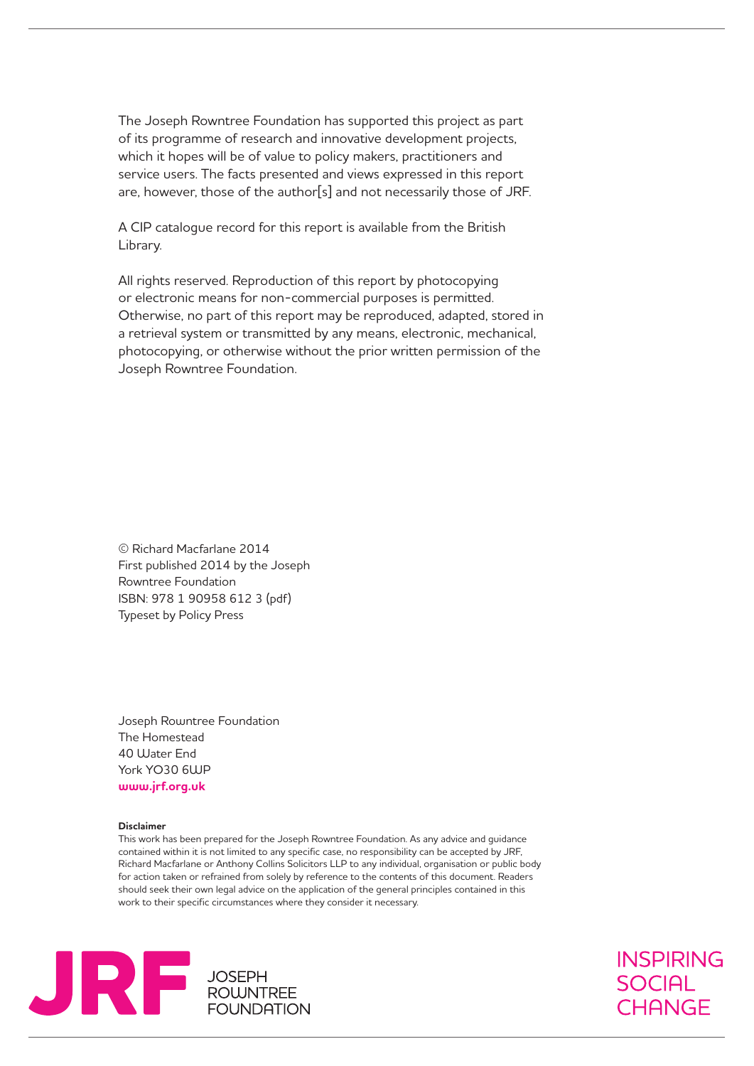The Joseph Rowntree Foundation has supported this project as part of its programme of research and innovative development projects, which it hopes will be of value to policy makers, practitioners and service users. The facts presented and views expressed in this report are, however, those of the author[s] and not necessarily those of JRF.

A CIP catalogue record for this report is available from the British Library.

All rights reserved. Reproduction of this report by photocopying or electronic means for non-commercial purposes is permitted. Otherwise, no part of this report may be reproduced, adapted, stored in a retrieval system or transmitted by any means, electronic, mechanical, photocopying, or otherwise without the prior written permission of the Joseph Rowntree Foundation.

© Richard Macfarlane 2014
First published 2014 by the Joseph Rowntree Foundation
ISBN: 978 1 90958 612 3 (pdf)
Typeset by Policy Press

Joseph Rowntree Foundation
The Homestead
40 Water End
York YO30 6WP
**www.jrf.org.uk**

**Disclaimer**
This work has been prepared for the Joseph Rowntree Foundation. As any advice and guidance contained within it is not limited to any specific case, no responsibility can be accepted by JRF, Richard Macfarlane or Anthony Collins Solicitors LLP to any individual, organisation or public body for action taken or refrained from solely by reference to the contents of this document. Readers should seek their own legal advice on the application of the general principles contained in this work to their specific circumstances where they consider it necessary.

JRF JOSEPH ROWNTREE FOUNDATION

INSPIRING SOCIAL CHANGE